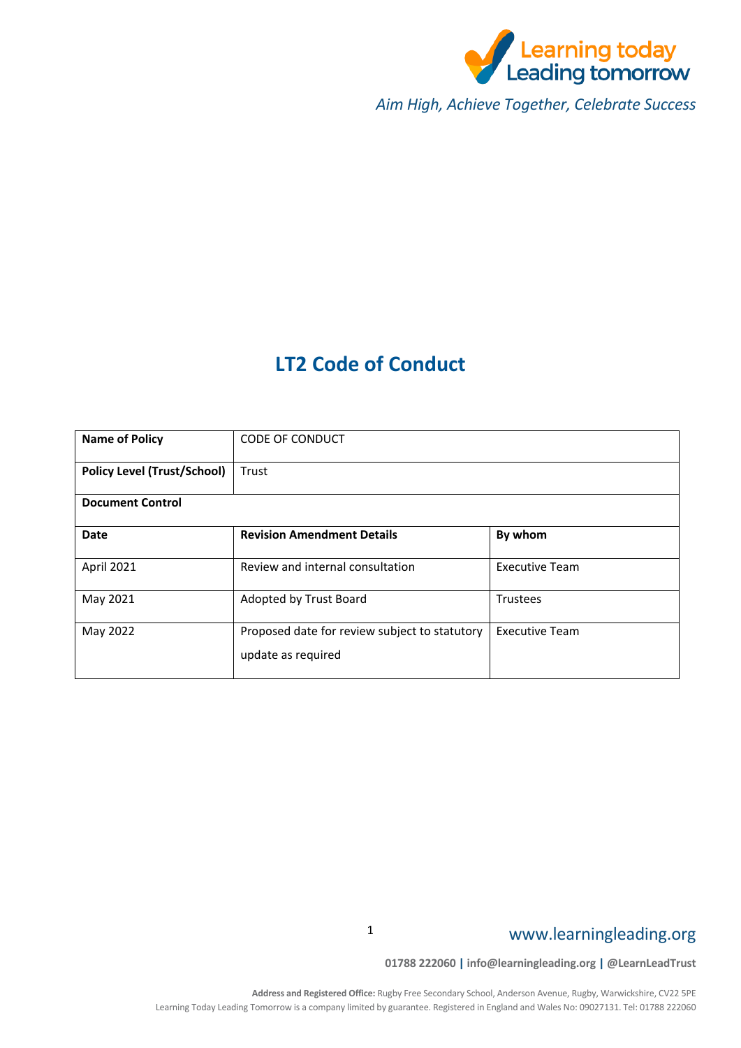Learning today Leading tomorrow

*Aim High, Achieve Together, Celebrate Success*

# LT2 Code of Conduct

| **Name of Policy** | CODE OF CONDUCT | |
|---|---|---|
| **Policy Level (Trust/School)** | Trust | |
| **Document Control** | | |
| **Date** | **Revision Amendment Details** | **By whom** |
| April 2021 | Review and internal consultation | Executive Team |
| May 2021 | Adopted by Trust Board | Trustees |
| May 2022 | Proposed date for review subject to statutory update as required | Executive Team |

www.learningleading.org

**01788 222060 | info@learningleading.org | @LearnLeadTrust**

**Address and Registered Office:** Rugby Free Secondary School, Anderson Avenue, Rugby, Warwickshire, CV22 5PE
Learning Today Leading Tomorrow is a company limited by guarantee. Registered in England and Wales No: 09027131. Tel: 01788 222060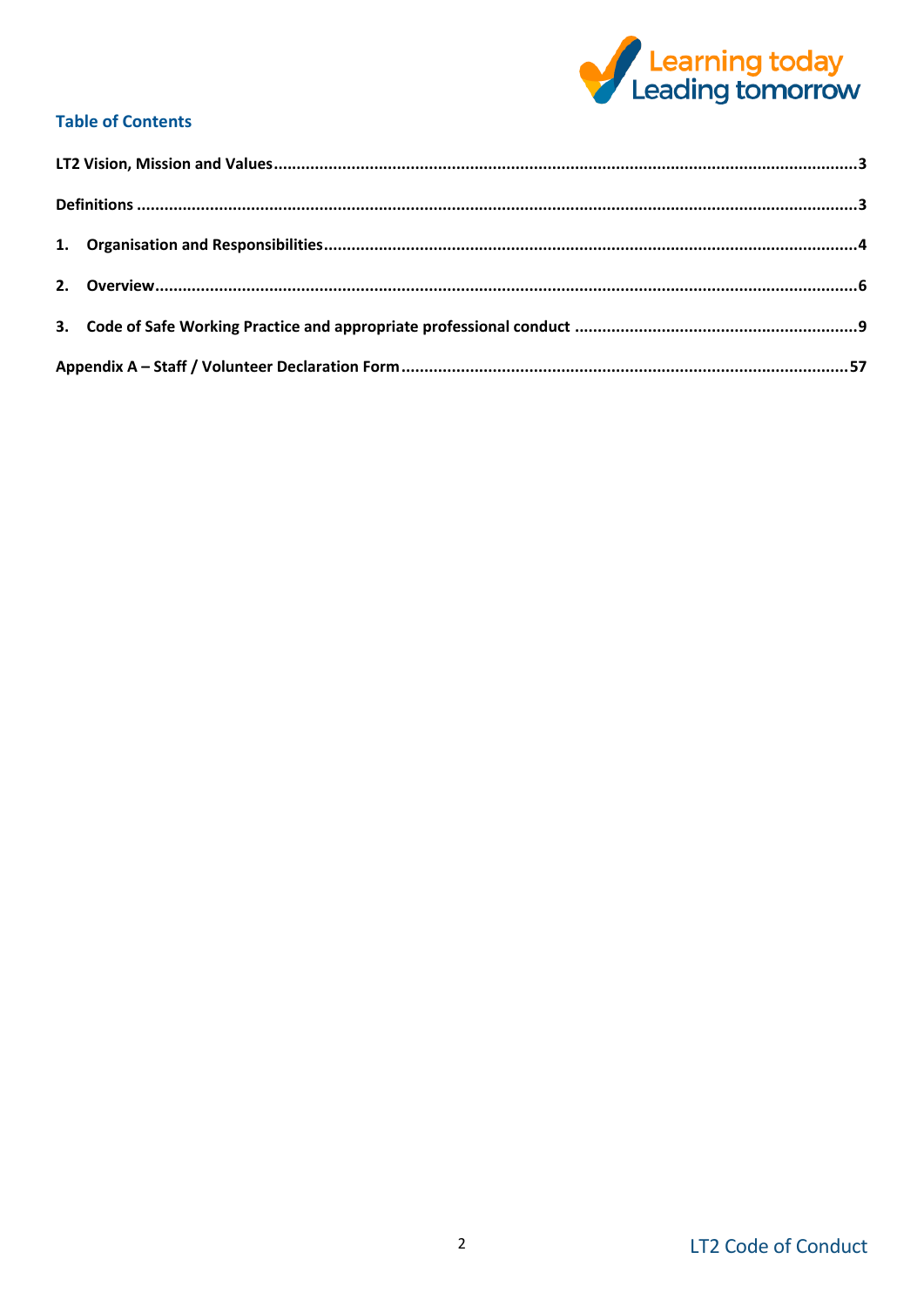## Table of Contents

LT2 Vision, Mission and Values ....................................................................... 3

Definitions ....................................................................... 3

1. Organisation and Responsibilities ....................................................................... 4

2. Overview ....................................................................... 6

3. Code of Safe Working Practice and appropriate professional conduct ....................................................................... 9

Appendix A – Staff / Volunteer Declaration Form ....................................................................... 57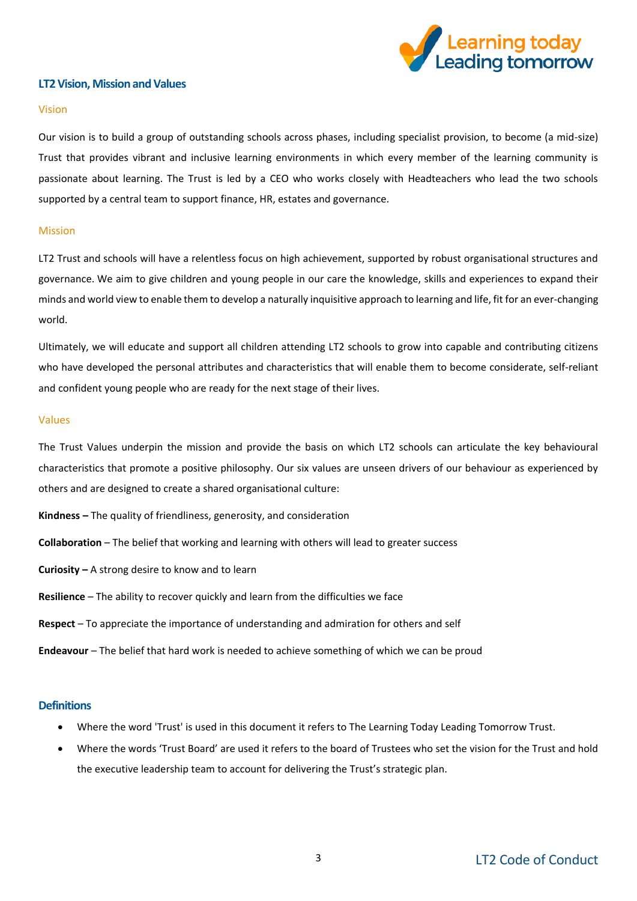## LT2 Vision, Mission and Values

### Vision

Our vision is to build a group of outstanding schools across phases, including specialist provision, to become (a mid-size) Trust that provides vibrant and inclusive learning environments in which every member of the learning community is passionate about learning. The Trust is led by a CEO who works closely with Headteachers who lead the two schools supported by a central team to support finance, HR, estates and governance.

### Mission

LT2 Trust and schools will have a relentless focus on high achievement, supported by robust organisational structures and governance. We aim to give children and young people in our care the knowledge, skills and experiences to expand their minds and world view to enable them to develop a naturally inquisitive approach to learning and life, fit for an ever-changing world.

Ultimately, we will educate and support all children attending LT2 schools to grow into capable and contributing citizens who have developed the personal attributes and characteristics that will enable them to become considerate, self-reliant and confident young people who are ready for the next stage of their lives.

### Values

The Trust Values underpin the mission and provide the basis on which LT2 schools can articulate the key behavioural characteristics that promote a positive philosophy. Our six values are unseen drivers of our behaviour as experienced by others and are designed to create a shared organisational culture:

**Kindness –** The quality of friendliness, generosity, and consideration

**Collaboration** – The belief that working and learning with others will lead to greater success

**Curiosity –** A strong desire to know and to learn

**Resilience** – The ability to recover quickly and learn from the difficulties we face

**Respect** – To appreciate the importance of understanding and admiration for others and self

**Endeavour** – The belief that hard work is needed to achieve something of which we can be proud

## Definitions

- Where the word 'Trust' is used in this document it refers to The Learning Today Leading Tomorrow Trust.
- Where the words 'Trust Board' are used it refers to the board of Trustees who set the vision for the Trust and hold the executive leadership team to account for delivering the Trust's strategic plan.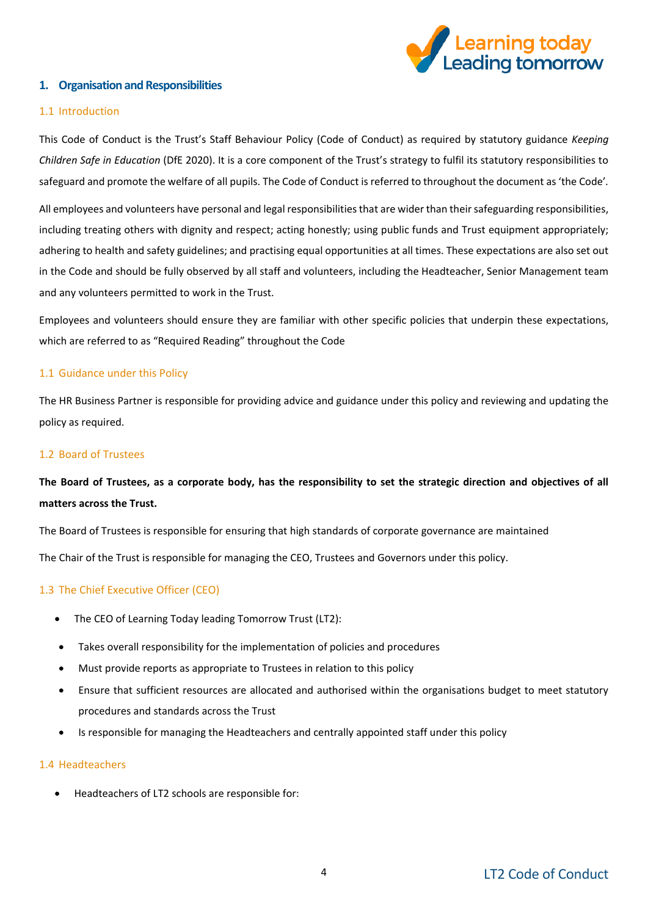## 1. Organisation and Responsibilities

### 1.1 Introduction

This Code of Conduct is the Trust's Staff Behaviour Policy (Code of Conduct) as required by statutory guidance *Keeping Children Safe in Education* (DfE 2020). It is a core component of the Trust's strategy to fulfil its statutory responsibilities to safeguard and promote the welfare of all pupils. The Code of Conduct is referred to throughout the document as 'the Code'.

All employees and volunteers have personal and legal responsibilities that are wider than their safeguarding responsibilities, including treating others with dignity and respect; acting honestly; using public funds and Trust equipment appropriately; adhering to health and safety guidelines; and practising equal opportunities at all times. These expectations are also set out in the Code and should be fully observed by all staff and volunteers, including the Headteacher, Senior Management team and any volunteers permitted to work in the Trust.

Employees and volunteers should ensure they are familiar with other specific policies that underpin these expectations, which are referred to as "Required Reading" throughout the Code

### 1.1 Guidance under this Policy

The HR Business Partner is responsible for providing advice and guidance under this policy and reviewing and updating the policy as required.

### 1.2 Board of Trustees

**The Board of Trustees, as a corporate body, has the responsibility to set the strategic direction and objectives of all matters across the Trust.**

The Board of Trustees is responsible for ensuring that high standards of corporate governance are maintained

The Chair of the Trust is responsible for managing the CEO, Trustees and Governors under this policy.

### 1.3 The Chief Executive Officer (CEO)

- The CEO of Learning Today leading Tomorrow Trust (LT2):
- Takes overall responsibility for the implementation of policies and procedures
- Must provide reports as appropriate to Trustees in relation to this policy
- Ensure that sufficient resources are allocated and authorised within the organisations budget to meet statutory procedures and standards across the Trust
- Is responsible for managing the Headteachers and centrally appointed staff under this policy

### 1.4 Headteachers

- Headteachers of LT2 schools are responsible for: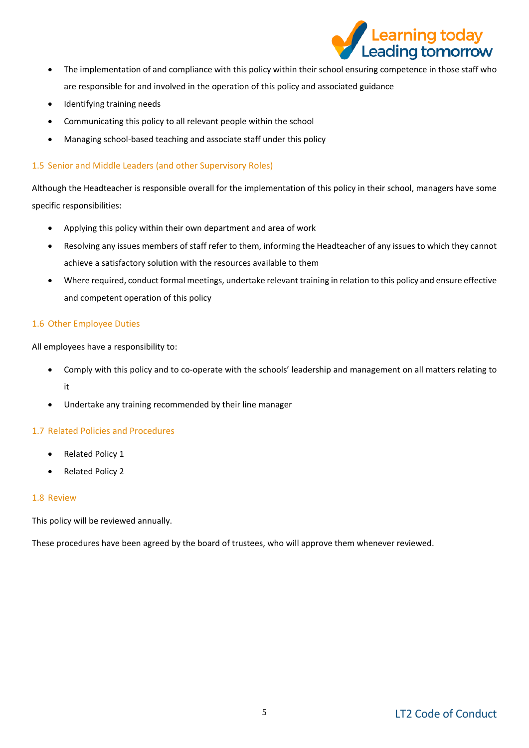- The implementation of and compliance with this policy within their school ensuring competence in those staff who are responsible for and involved in the operation of this policy and associated guidance
- Identifying training needs
- Communicating this policy to all relevant people within the school
- Managing school-based teaching and associate staff under this policy

### 1.5 Senior and Middle Leaders (and other Supervisory Roles)

Although the Headteacher is responsible overall for the implementation of this policy in their school, managers have some specific responsibilities:

- Applying this policy within their own department and area of work
- Resolving any issues members of staff refer to them, informing the Headteacher of any issues to which they cannot achieve a satisfactory solution with the resources available to them
- Where required, conduct formal meetings, undertake relevant training in relation to this policy and ensure effective and competent operation of this policy

### 1.6 Other Employee Duties

All employees have a responsibility to:

- Comply with this policy and to co-operate with the schools' leadership and management on all matters relating to it
- Undertake any training recommended by their line manager

### 1.7 Related Policies and Procedures

- Related Policy 1
- Related Policy 2

### 1.8 Review

This policy will be reviewed annually.

These procedures have been agreed by the board of trustees, who will approve them whenever reviewed.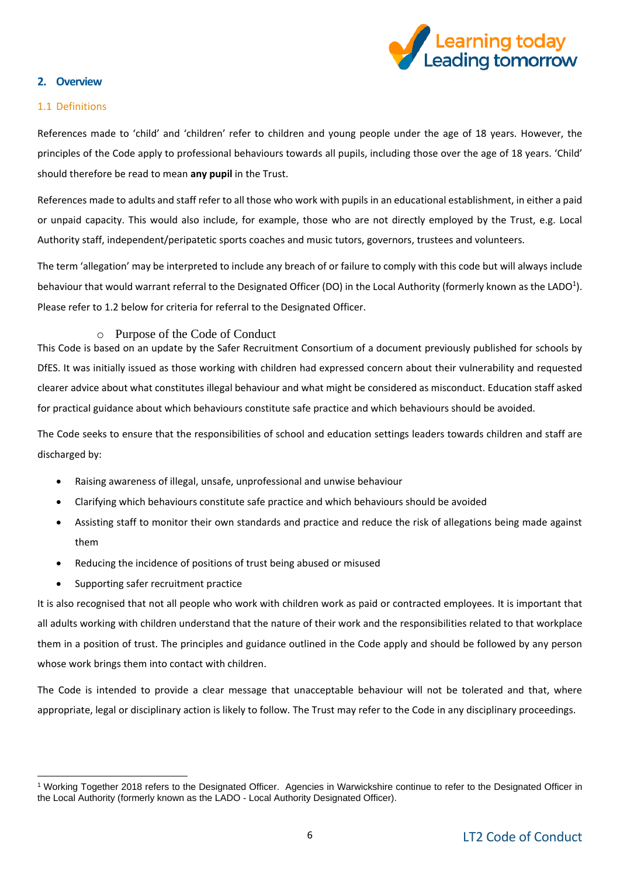## 2. Overview

### 1.1 Definitions

References made to 'child' and 'children' refer to children and young people under the age of 18 years. However, the principles of the Code apply to professional behaviours towards all pupils, including those over the age of 18 years. 'Child' should therefore be read to mean **any pupil** in the Trust.

References made to adults and staff refer to all those who work with pupils in an educational establishment, in either a paid or unpaid capacity. This would also include, for example, those who are not directly employed by the Trust, e.g. Local Authority staff, independent/peripatetic sports coaches and music tutors, governors, trustees and volunteers.

The term 'allegation' may be interpreted to include any breach of or failure to comply with this code but will always include behaviour that would warrant referral to the Designated Officer (DO) in the Local Authority (formerly known as the LADO[1]). Please refer to 1.2 below for criteria for referral to the Designated Officer.

### Purpose of the Code of Conduct

This Code is based on an update by the Safer Recruitment Consortium of a document previously published for schools by DfES. It was initially issued as those working with children had expressed concern about their vulnerability and requested clearer advice about what constitutes illegal behaviour and what might be considered as misconduct. Education staff asked for practical guidance about which behaviours constitute safe practice and which behaviours should be avoided.

The Code seeks to ensure that the responsibilities of school and education settings leaders towards children and staff are discharged by:

- Raising awareness of illegal, unsafe, unprofessional and unwise behaviour
- Clarifying which behaviours constitute safe practice and which behaviours should be avoided
- Assisting staff to monitor their own standards and practice and reduce the risk of allegations being made against them
- Reducing the incidence of positions of trust being abused or misused
- Supporting safer recruitment practice

It is also recognised that not all people who work with children work as paid or contracted employees. It is important that all adults working with children understand that the nature of their work and the responsibilities related to that workplace them in a position of trust. The principles and guidance outlined in the Code apply and should be followed by any person whose work brings them into contact with children.

The Code is intended to provide a clear message that unacceptable behaviour will not be tolerated and that, where appropriate, legal or disciplinary action is likely to follow. The Trust may refer to the Code in any disciplinary proceedings.

---

[1] Working Together 2018 refers to the Designated Officer. Agencies in Warwickshire continue to refer to the Designated Officer in the Local Authority (formerly known as the LADO - Local Authority Designated Officer).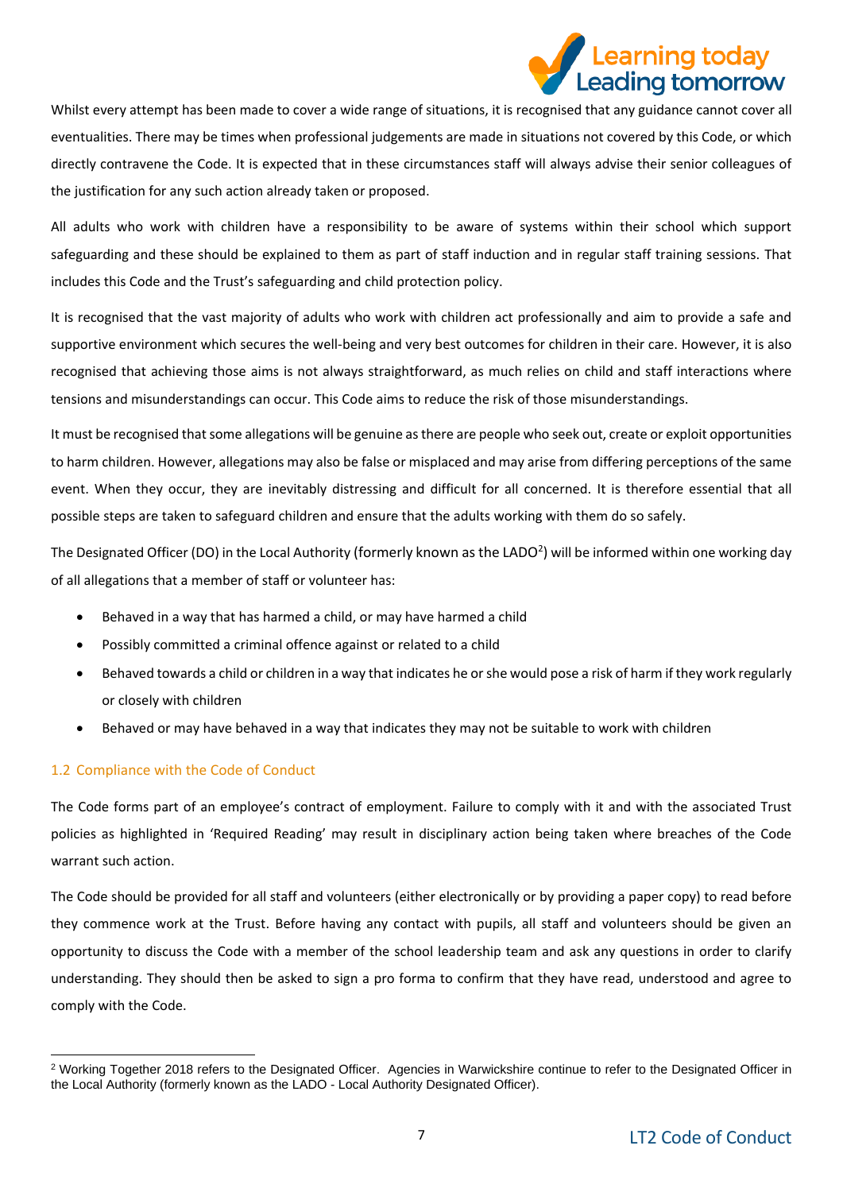Whilst every attempt has been made to cover a wide range of situations, it is recognised that any guidance cannot cover all eventualities. There may be times when professional judgements are made in situations not covered by this Code, or which directly contravene the Code. It is expected that in these circumstances staff will always advise their senior colleagues of the justification for any such action already taken or proposed.

All adults who work with children have a responsibility to be aware of systems within their school which support safeguarding and these should be explained to them as part of staff induction and in regular staff training sessions. That includes this Code and the Trust's safeguarding and child protection policy.

It is recognised that the vast majority of adults who work with children act professionally and aim to provide a safe and supportive environment which secures the well-being and very best outcomes for children in their care. However, it is also recognised that achieving those aims is not always straightforward, as much relies on child and staff interactions where tensions and misunderstandings can occur. This Code aims to reduce the risk of those misunderstandings.

It must be recognised that some allegations will be genuine as there are people who seek out, create or exploit opportunities to harm children. However, allegations may also be false or misplaced and may arise from differing perceptions of the same event. When they occur, they are inevitably distressing and difficult for all concerned. It is therefore essential that all possible steps are taken to safeguard children and ensure that the adults working with them do so safely.

The Designated Officer (DO) in the Local Authority (formerly known as the LADO[2]) will be informed within one working day of all allegations that a member of staff or volunteer has:

- Behaved in a way that has harmed a child, or may have harmed a child
- Possibly committed a criminal offence against or related to a child
- Behaved towards a child or children in a way that indicates he or she would pose a risk of harm if they work regularly or closely with children
- Behaved or may have behaved in a way that indicates they may not be suitable to work with children

### 1.2 Compliance with the Code of Conduct

The Code forms part of an employee's contract of employment. Failure to comply with it and with the associated Trust policies as highlighted in 'Required Reading' may result in disciplinary action being taken where breaches of the Code warrant such action.

The Code should be provided for all staff and volunteers (either electronically or by providing a paper copy) to read before they commence work at the Trust. Before having any contact with pupils, all staff and volunteers should be given an opportunity to discuss the Code with a member of the school leadership team and ask any questions in order to clarify understanding. They should then be asked to sign a pro forma to confirm that they have read, understood and agree to comply with the Code.

---

[2] Working Together 2018 refers to the Designated Officer. Agencies in Warwickshire continue to refer to the Designated Officer in the Local Authority (formerly known as the LADO - Local Authority Designated Officer).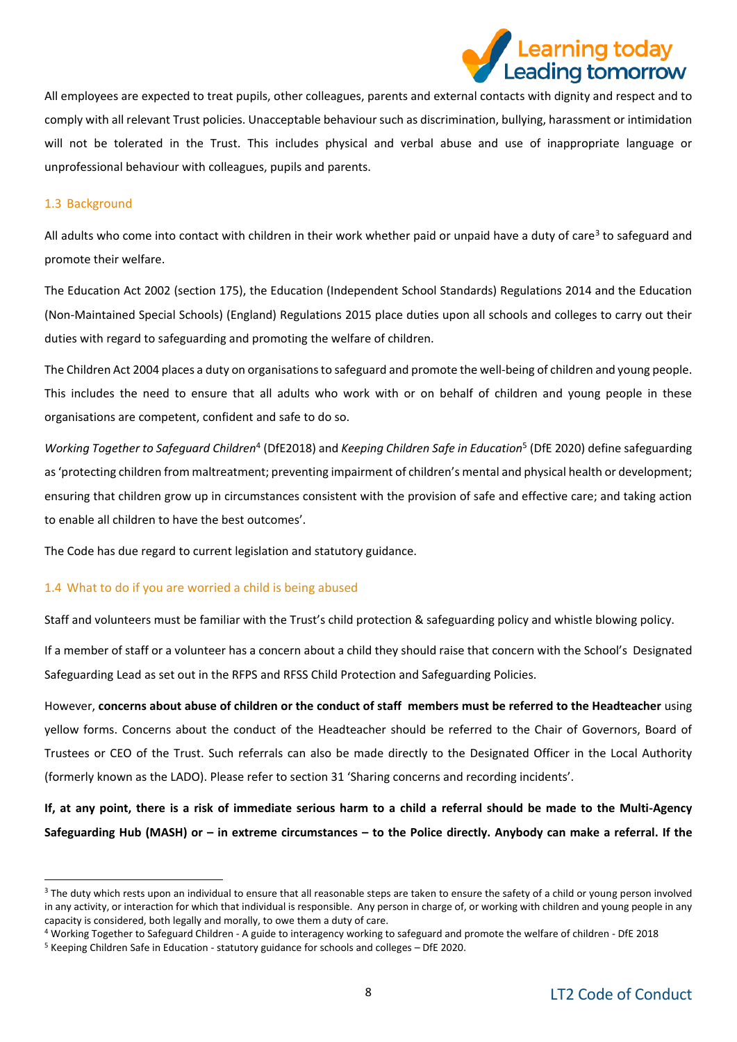All employees are expected to treat pupils, other colleagues, parents and external contacts with dignity and respect and to comply with all relevant Trust policies. Unacceptable behaviour such as discrimination, bullying, harassment or intimidation will not be tolerated in the Trust. This includes physical and verbal abuse and use of inappropriate language or unprofessional behaviour with colleagues, pupils and parents.

### 1.3 Background

All adults who come into contact with children in their work whether paid or unpaid have a duty of care[3] to safeguard and promote their welfare.

The Education Act 2002 (section 175), the Education (Independent School Standards) Regulations 2014 and the Education (Non-Maintained Special Schools) (England) Regulations 2015 place duties upon all schools and colleges to carry out their duties with regard to safeguarding and promoting the welfare of children.

The Children Act 2004 places a duty on organisations to safeguard and promote the well-being of children and young people. This includes the need to ensure that all adults who work with or on behalf of children and young people in these organisations are competent, confident and safe to do so.

*Working Together to Safeguard Children*[4] (DfE2018) and *Keeping Children Safe in Education*[5] (DfE 2020) define safeguarding as 'protecting children from maltreatment; preventing impairment of children's mental and physical health or development; ensuring that children grow up in circumstances consistent with the provision of safe and effective care; and taking action to enable all children to have the best outcomes'.

The Code has due regard to current legislation and statutory guidance.

### 1.4 What to do if you are worried a child is being abused

Staff and volunteers must be familiar with the Trust's child protection & safeguarding policy and whistle blowing policy.

If a member of staff or a volunteer has a concern about a child they should raise that concern with the School's Designated Safeguarding Lead as set out in the RFPS and RFSS Child Protection and Safeguarding Policies.

However, **concerns about abuse of children or the conduct of staff members must be referred to the Headteacher** using yellow forms. Concerns about the conduct of the Headteacher should be referred to the Chair of Governors, Board of Trustees or CEO of the Trust. Such referrals can also be made directly to the Designated Officer in the Local Authority (formerly known as the LADO). Please refer to section 31 'Sharing concerns and recording incidents'.

**If, at any point, there is a risk of immediate serious harm to a child a referral should be made to the Multi-Agency Safeguarding Hub (MASH) or – in extreme circumstances – to the Police directly. Anybody can make a referral. If the**

---

[3] The duty which rests upon an individual to ensure that all reasonable steps are taken to ensure the safety of a child or young person involved in any activity, or interaction for which that individual is responsible. Any person in charge of, or working with children and young people in any capacity is considered, both legally and morally, to owe them a duty of care.

[4] Working Together to Safeguard Children - A guide to interagency working to safeguard and promote the welfare of children - DfE 2018

[5] Keeping Children Safe in Education - statutory guidance for schools and colleges – DfE 2020.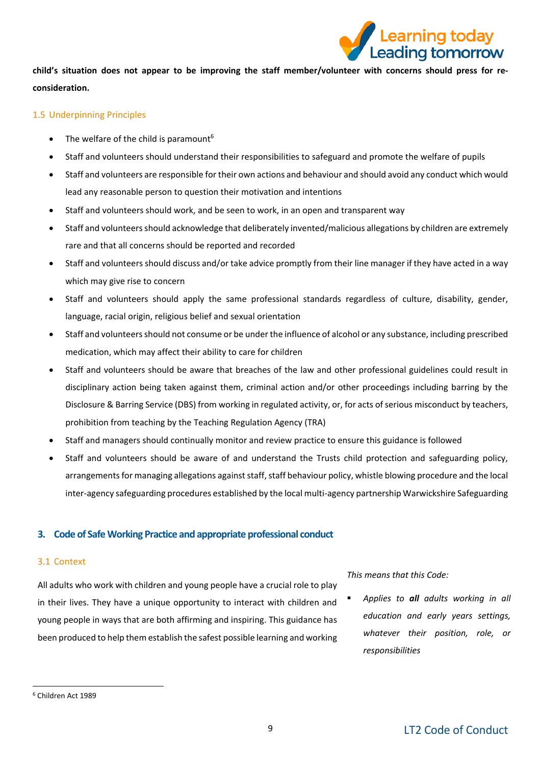**child's situation does not appear to be improving the staff member/volunteer with concerns should press for re-consideration.**

### 1.5 Underpinning Principles

- The welfare of the child is paramount[6]
- Staff and volunteers should understand their responsibilities to safeguard and promote the welfare of pupils
- Staff and volunteers are responsible for their own actions and behaviour and should avoid any conduct which would lead any reasonable person to question their motivation and intentions
- Staff and volunteers should work, and be seen to work, in an open and transparent way
- Staff and volunteers should acknowledge that deliberately invented/malicious allegations by children are extremely rare and that all concerns should be reported and recorded
- Staff and volunteers should discuss and/or take advice promptly from their line manager if they have acted in a way which may give rise to concern
- Staff and volunteers should apply the same professional standards regardless of culture, disability, gender, language, racial origin, religious belief and sexual orientation
- Staff and volunteers should not consume or be under the influence of alcohol or any substance, including prescribed medication, which may affect their ability to care for children
- Staff and volunteers should be aware that breaches of the law and other professional guidelines could result in disciplinary action being taken against them, criminal action and/or other proceedings including barring by the Disclosure & Barring Service (DBS) from working in regulated activity, or, for acts of serious misconduct by teachers, prohibition from teaching by the Teaching Regulation Agency (TRA)
- Staff and managers should continually monitor and review practice to ensure this guidance is followed
- Staff and volunteers should be aware of and understand the Trusts child protection and safeguarding policy, arrangements for managing allegations against staff, staff behaviour policy, whistle blowing procedure and the local inter-agency safeguarding procedures established by the local multi-agency partnership Warwickshire Safeguarding

## 3. Code of Safe Working Practice and appropriate professional conduct

### 3.1 Context

All adults who work with children and young people have a crucial role to play in their lives. They have a unique opportunity to interact with children and young people in ways that are both affirming and inspiring. This guidance has been produced to help them establish the safest possible learning and working

*This means that this Code:*

- *Applies to **all** adults working in all education and early years settings, whatever their position, role, or responsibilities*

[6] Children Act 1989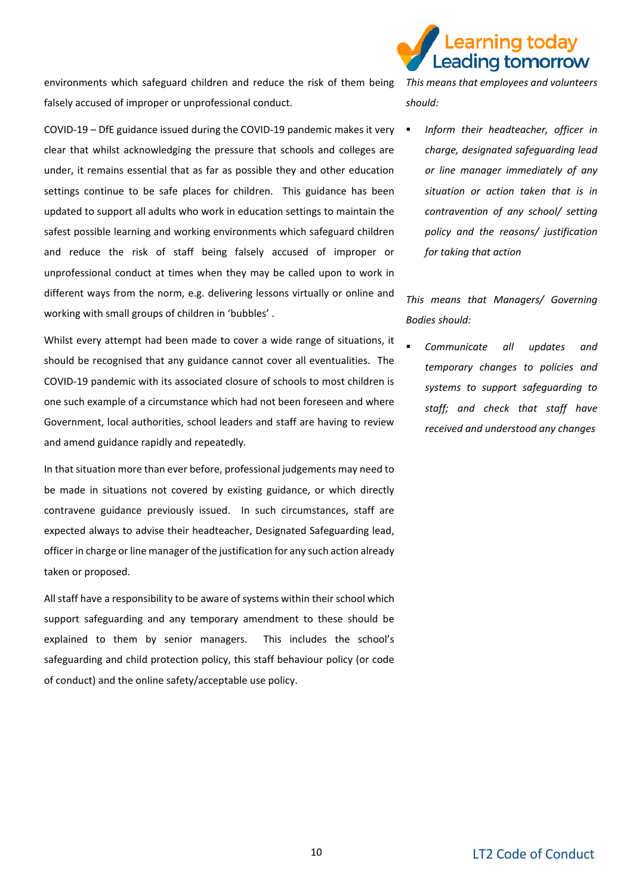environments which safeguard children and reduce the risk of them being falsely accused of improper or unprofessional conduct.

COVID-19 – DfE guidance issued during the COVID-19 pandemic makes it very clear that whilst acknowledging the pressure that schools and colleges are under, it remains essential that as far as possible they and other education settings continue to be safe places for children. This guidance has been updated to support all adults who work in education settings to maintain the safest possible learning and working environments which safeguard children and reduce the risk of staff being falsely accused of improper or unprofessional conduct at times when they may be called upon to work in different ways from the norm, e.g. delivering lessons virtually or online and working with small groups of children in 'bubbles' .

Whilst every attempt had been made to cover a wide range of situations, it should be recognised that any guidance cannot cover all eventualities. The COVID-19 pandemic with its associated closure of schools to most children is one such example of a circumstance which had not been foreseen and where Government, local authorities, school leaders and staff are having to review and amend guidance rapidly and repeatedly.

In that situation more than ever before, professional judgements may need to be made in situations not covered by existing guidance, or which directly contravene guidance previously issued. In such circumstances, staff are expected always to advise their headteacher, Designated Safeguarding lead, officer in charge or line manager of the justification for any such action already taken or proposed.

All staff have a responsibility to be aware of systems within their school which support safeguarding and any temporary amendment to these should be explained to them by senior managers. This includes the school's safeguarding and child protection policy, this staff behaviour policy (or code of conduct) and the online safety/acceptable use policy.

*This means that employees and volunteers should:*

- *Inform their headteacher, officer in charge, designated safeguarding lead or line manager immediately of any situation or action taken that is in contravention of any school/ setting policy and the reasons/ justification for taking that action*

*This means that Managers/ Governing Bodies should:*

- *Communicate all updates and temporary changes to policies and systems to support safeguarding to staff; and check that staff have received and understood any changes*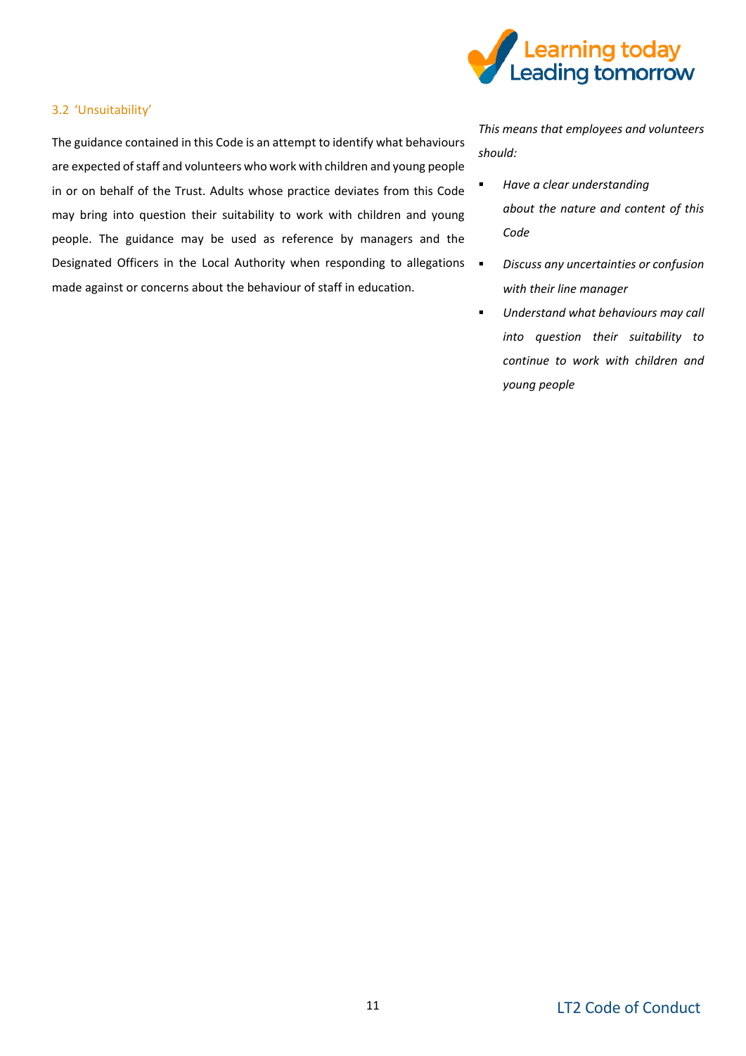### 3.2 'Unsuitability'

The guidance contained in this Code is an attempt to identify what behaviours are expected of staff and volunteers who work with children and young people in or on behalf of the Trust. Adults whose practice deviates from this Code may bring into question their suitability to work with children and young people. The guidance may be used as reference by managers and the Designated Officers in the Local Authority when responding to allegations made against or concerns about the behaviour of staff in education.

*This means that employees and volunteers should:*

- *Have a clear understanding about the nature and content of this Code*
- *Discuss any uncertainties or confusion with their line manager*
- *Understand what behaviours may call into question their suitability to continue to work with children and young people*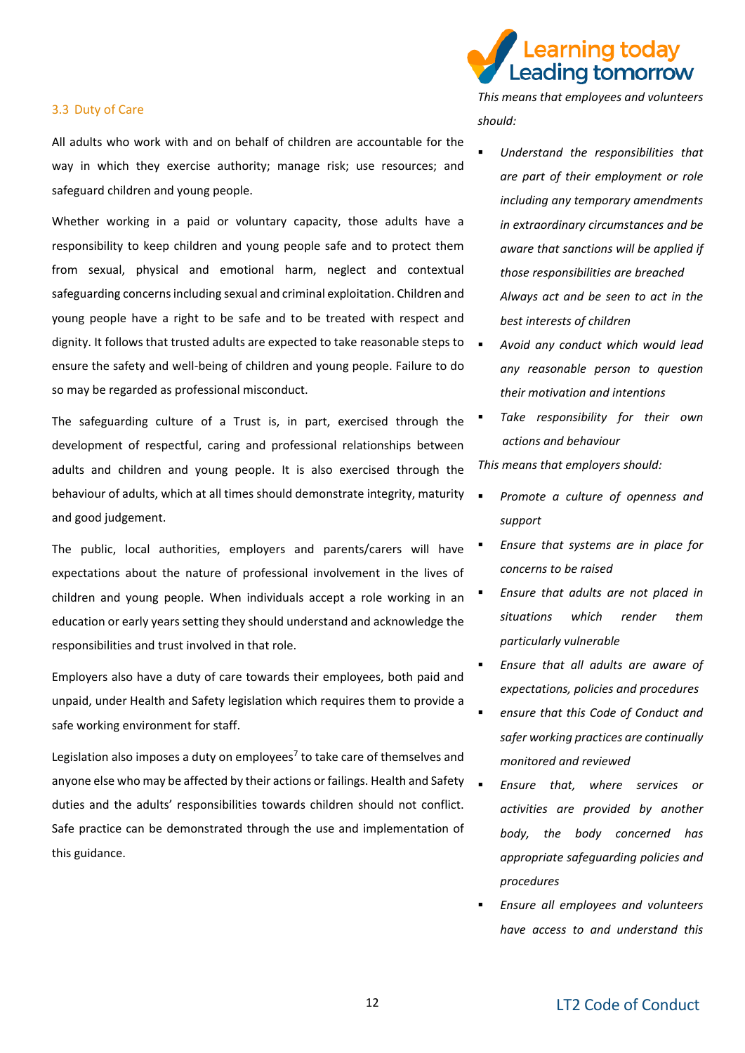### 3.3 Duty of Care

All adults who work with and on behalf of children are accountable for the way in which they exercise authority; manage risk; use resources; and safeguard children and young people.

Whether working in a paid or voluntary capacity, those adults have a responsibility to keep children and young people safe and to protect them from sexual, physical and emotional harm, neglect and contextual safeguarding concerns including sexual and criminal exploitation. Children and young people have a right to be safe and to be treated with respect and dignity. It follows that trusted adults are expected to take reasonable steps to ensure the safety and well-being of children and young people. Failure to do so may be regarded as professional misconduct.

The safeguarding culture of a Trust is, in part, exercised through the development of respectful, caring and professional relationships between adults and children and young people. It is also exercised through the behaviour of adults, which at all times should demonstrate integrity, maturity and good judgement.

The public, local authorities, employers and parents/carers will have expectations about the nature of professional involvement in the lives of children and young people. When individuals accept a role working in an education or early years setting they should understand and acknowledge the responsibilities and trust involved in that role.

Employers also have a duty of care towards their employees, both paid and unpaid, under Health and Safety legislation which requires them to provide a safe working environment for staff.

Legislation also imposes a duty on employees[7] to take care of themselves and anyone else who may be affected by their actions or failings. Health and Safety duties and the adults' responsibilities towards children should not conflict. Safe practice can be demonstrated through the use and implementation of this guidance.

*This means that employees and volunteers should:*

- *Understand the responsibilities that are part of their employment or role including any temporary amendments in extraordinary circumstances and be aware that sanctions will be applied if those responsibilities are breached Always act and be seen to act in the best interests of children*
- *Avoid any conduct which would lead any reasonable person to question their motivation and intentions*
- *Take responsibility for their own actions and behaviour*

*This means that employers should:*

- *Promote a culture of openness and support*
- *Ensure that systems are in place for concerns to be raised*
- *Ensure that adults are not placed in situations which render them particularly vulnerable*
- *Ensure that all adults are aware of expectations, policies and procedures*
- *ensure that this Code of Conduct and safer working practices are continually monitored and reviewed*
- *Ensure that, where services or activities are provided by another body, the body concerned has appropriate safeguarding policies and procedures*
- *Ensure all employees and volunteers have access to and understand this*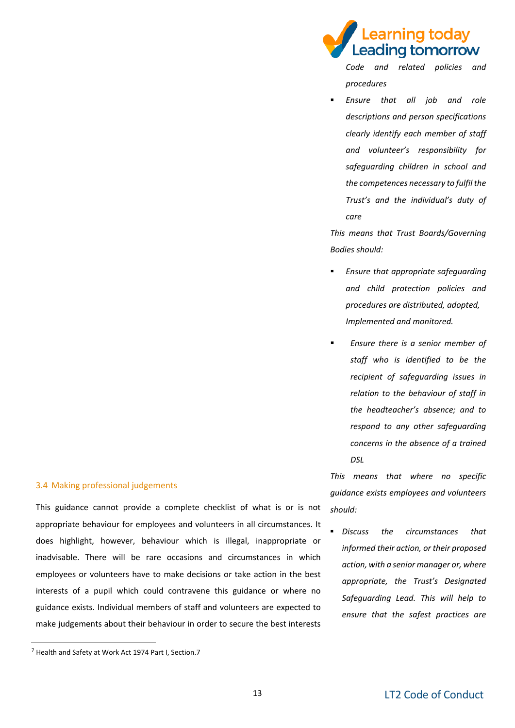*Code and related policies and procedures*

- *Ensure that all job and role descriptions and person specifications clearly identify each member of staff and volunteer's responsibility for safeguarding children in school and the competences necessary to fulfil the Trust's and the individual's duty of care*

*This means that Trust Boards/Governing Bodies should:*

- *Ensure that appropriate safeguarding and child protection policies and procedures are distributed, adopted, Implemented and monitored.*
- *Ensure there is a senior member of staff who is identified to be the recipient of safeguarding issues in relation to the behaviour of staff in the headteacher's absence; and to respond to any other safeguarding concerns in the absence of a trained DSL*

### 3.4 Making professional judgements

This guidance cannot provide a complete checklist of what is or is not appropriate behaviour for employees and volunteers in all circumstances. It does highlight, however, behaviour which is illegal, inappropriate or inadvisable. There will be rare occasions and circumstances in which employees or volunteers have to make decisions or take action in the best interests of a pupil which could contravene this guidance or where no guidance exists. Individual members of staff and volunteers are expected to make judgements about their behaviour in order to secure the best interests

*This means that where no specific guidance exists employees and volunteers should:*

- *Discuss the circumstances that informed their action, or their proposed action, with a senior manager or, where appropriate, the Trust's Designated Safeguarding Lead. This will help to ensure that the safest practices are*

[7] Health and Safety at Work Act 1974 Part I, Section.7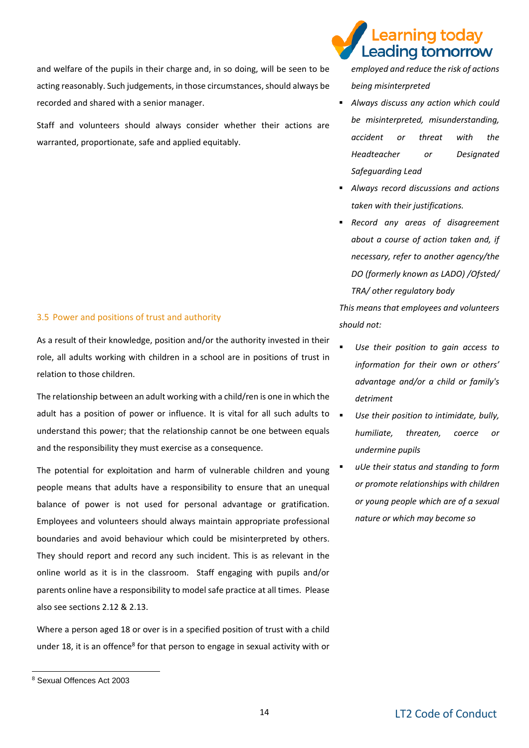and welfare of the pupils in their charge and, in so doing, will be seen to be acting reasonably. Such judgements, in those circumstances, should always be recorded and shared with a senior manager.

Staff and volunteers should always consider whether their actions are warranted, proportionate, safe and applied equitably.

## 3.5 Power and positions of trust and authority

As a result of their knowledge, position and/or the authority invested in their role, all adults working with children in a school are in positions of trust in relation to those children.

The relationship between an adult working with a child/ren is one in which the adult has a position of power or influence. It is vital for all such adults to understand this power; that the relationship cannot be one between equals and the responsibility they must exercise as a consequence.

The potential for exploitation and harm of vulnerable children and young people means that adults have a responsibility to ensure that an unequal balance of power is not used for personal advantage or gratification. Employees and volunteers should always maintain appropriate professional boundaries and avoid behaviour which could be misinterpreted by others. They should report and record any such incident. This is as relevant in the online world as it is in the classroom. Staff engaging with pupils and/or parents online have a responsibility to model safe practice at all times. Please also see sections 2.12 & 2.13.

Where a person aged 18 or over is in a specified position of trust with a child under 18, it is an offence[8] for that person to engage in sexual activity with or

[8] Sexual Offences Act 2003

*employed and reduce the risk of actions being misinterpreted*

- *Always discuss any action which could be misinterpreted, misunderstanding, accident or threat with the Headteacher or Designated Safeguarding Lead*
- *Always record discussions and actions taken with their justifications.*
- *Record any areas of disagreement about a course of action taken and, if necessary, refer to another agency/the DO (formerly known as LADO) /Ofsted/ TRA/ other regulatory body*

*This means that employees and volunteers should not:*

- *Use their position to gain access to information for their own or others' advantage and/or a child or family's detriment*
- *Use their position to intimidate, bully, humiliate, threaten, coerce or undermine pupils*
- *uUe their status and standing to form or promote relationships with children or young people which are of a sexual nature or which may become so*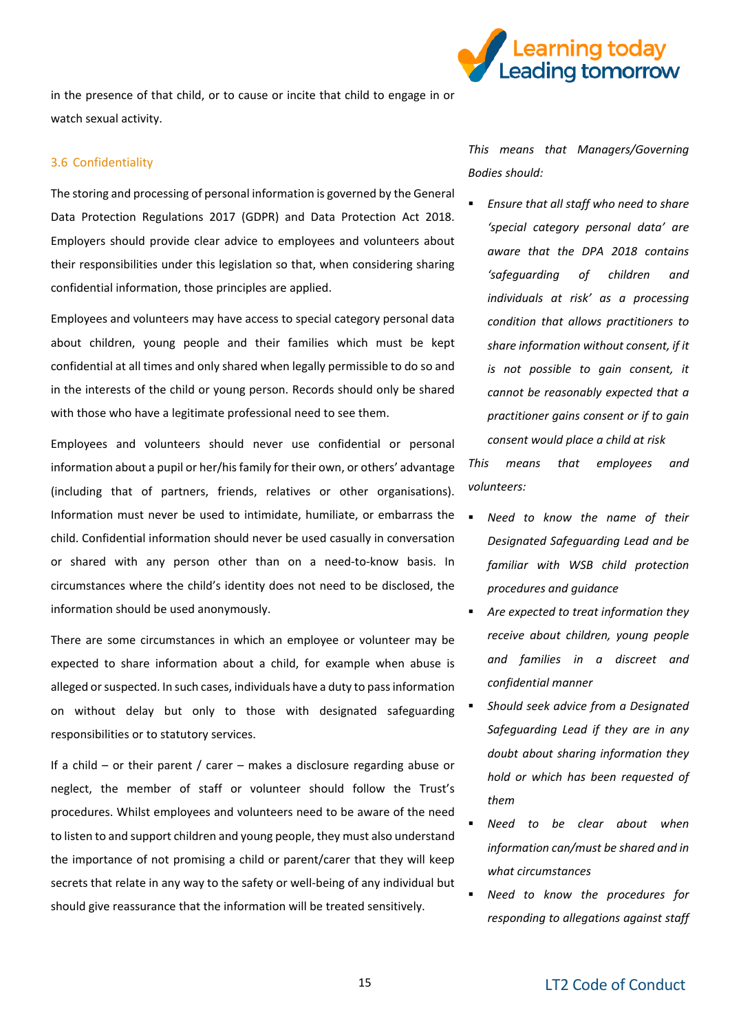in the presence of that child, or to cause or incite that child to engage in or watch sexual activity.

### 3.6 Confidentiality

The storing and processing of personal information is governed by the General Data Protection Regulations 2017 (GDPR) and Data Protection Act 2018. Employers should provide clear advice to employees and volunteers about their responsibilities under this legislation so that, when considering sharing confidential information, those principles are applied.

Employees and volunteers may have access to special category personal data about children, young people and their families which must be kept confidential at all times and only shared when legally permissible to do so and in the interests of the child or young person. Records should only be shared with those who have a legitimate professional need to see them.

Employees and volunteers should never use confidential or personal information about a pupil or her/his family for their own, or others' advantage (including that of partners, friends, relatives or other organisations). Information must never be used to intimidate, humiliate, or embarrass the child. Confidential information should never be used casually in conversation or shared with any person other than on a need-to-know basis. In circumstances where the child's identity does not need to be disclosed, the information should be used anonymously.

There are some circumstances in which an employee or volunteer may be expected to share information about a child, for example when abuse is alleged or suspected. In such cases, individuals have a duty to pass information on without delay but only to those with designated safeguarding responsibilities or to statutory services.

If a child – or their parent / carer – makes a disclosure regarding abuse or neglect, the member of staff or volunteer should follow the Trust's procedures. Whilst employees and volunteers need to be aware of the need to listen to and support children and young people, they must also understand the importance of not promising a child or parent/carer that they will keep secrets that relate in any way to the safety or well-being of any individual but should give reassurance that the information will be treated sensitively.

*This means that Managers/Governing Bodies should:*

- *Ensure that all staff who need to share 'special category personal data' are aware that the DPA 2018 contains 'safeguarding of children and individuals at risk' as a processing condition that allows practitioners to share information without consent, if it is not possible to gain consent, it cannot be reasonably expected that a practitioner gains consent or if to gain consent would place a child at risk*

*This means that employees and volunteers:*

- *Need to know the name of their Designated Safeguarding Lead and be familiar with WSB child protection procedures and guidance*
- *Are expected to treat information they receive about children, young people and families in a discreet and confidential manner*
- *Should seek advice from a Designated Safeguarding Lead if they are in any doubt about sharing information they hold or which has been requested of them*
- *Need to be clear about when information can/must be shared and in what circumstances*
- *Need to know the procedures for responding to allegations against staff*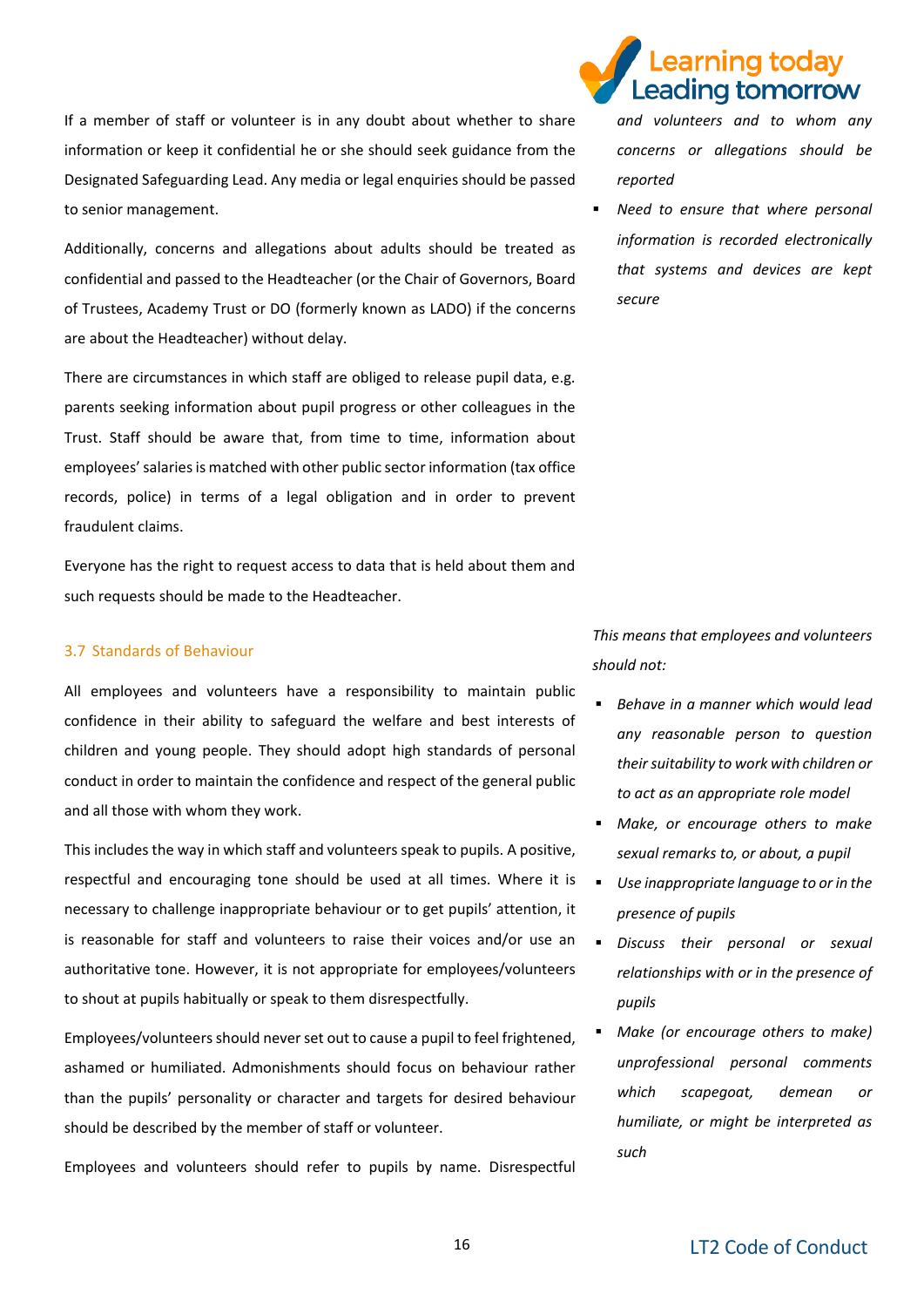If a member of staff or volunteer is in any doubt about whether to share information or keep it confidential he or she should seek guidance from the Designated Safeguarding Lead. Any media or legal enquiries should be passed to senior management.

Additionally, concerns and allegations about adults should be treated as confidential and passed to the Headteacher (or the Chair of Governors, Board of Trustees, Academy Trust or DO (formerly known as LADO) if the concerns are about the Headteacher) without delay.

There are circumstances in which staff are obliged to release pupil data, e.g. parents seeking information about pupil progress or other colleagues in the Trust. Staff should be aware that, from time to time, information about employees' salaries is matched with other public sector information (tax office records, police) in terms of a legal obligation and in order to prevent fraudulent claims.

Everyone has the right to request access to data that is held about them and such requests should be made to the Headteacher.

*and volunteers and to whom any concerns or allegations should be reported*

- *Need to ensure that where personal information is recorded electronically that systems and devices are kept secure*

### 3.7 Standards of Behaviour

All employees and volunteers have a responsibility to maintain public confidence in their ability to safeguard the welfare and best interests of children and young people. They should adopt high standards of personal conduct in order to maintain the confidence and respect of the general public and all those with whom they work.

This includes the way in which staff and volunteers speak to pupils. A positive, respectful and encouraging tone should be used at all times. Where it is necessary to challenge inappropriate behaviour or to get pupils' attention, it is reasonable for staff and volunteers to raise their voices and/or use an authoritative tone. However, it is not appropriate for employees/volunteers to shout at pupils habitually or speak to them disrespectfully.

Employees/volunteers should never set out to cause a pupil to feel frightened, ashamed or humiliated. Admonishments should focus on behaviour rather than the pupils' personality or character and targets for desired behaviour should be described by the member of staff or volunteer.

Employees and volunteers should refer to pupils by name. Disrespectful

*This means that employees and volunteers should not:*

- *Behave in a manner which would lead any reasonable person to question their suitability to work with children or to act as an appropriate role model*
- *Make, or encourage others to make sexual remarks to, or about, a pupil*
- *Use inappropriate language to or in the presence of pupils*
- *Discuss their personal or sexual relationships with or in the presence of pupils*
- *Make (or encourage others to make) unprofessional personal comments which scapegoat, demean or humiliate, or might be interpreted as such*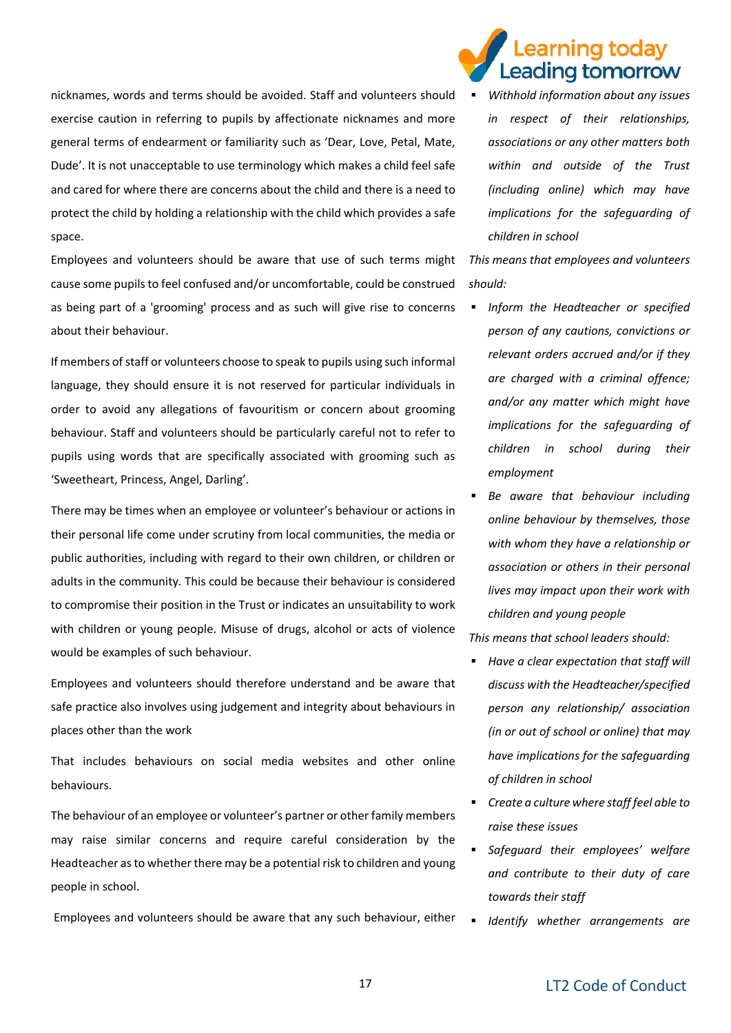nicknames, words and terms should be avoided. Staff and volunteers should exercise caution in referring to pupils by affectionate nicknames and more general terms of endearment or familiarity such as 'Dear, Love, Petal, Mate, Dude'. It is not unacceptable to use terminology which makes a child feel safe and cared for where there are concerns about the child and there is a need to protect the child by holding a relationship with the child which provides a safe space.

Employees and volunteers should be aware that use of such terms might cause some pupils to feel confused and/or uncomfortable, could be construed as being part of a 'grooming' process and as such will give rise to concerns about their behaviour.

If members of staff or volunteers choose to speak to pupils using such informal language, they should ensure it is not reserved for particular individuals in order to avoid any allegations of favouritism or concern about grooming behaviour. Staff and volunteers should be particularly careful not to refer to pupils using words that are specifically associated with grooming such as 'Sweetheart, Princess, Angel, Darling'.

There may be times when an employee or volunteer's behaviour or actions in their personal life come under scrutiny from local communities, the media or public authorities, including with regard to their own children, or children or adults in the community. This could be because their behaviour is considered to compromise their position in the Trust or indicates an unsuitability to work with children or young people. Misuse of drugs, alcohol or acts of violence would be examples of such behaviour.

Employees and volunteers should therefore understand and be aware that safe practice also involves using judgement and integrity about behaviours in places other than the work

That includes behaviours on social media websites and other online behaviours.

The behaviour of an employee or volunteer's partner or other family members may raise similar concerns and require careful consideration by the Headteacher as to whether there may be a potential risk to children and young people in school.

Employees and volunteers should be aware that any such behaviour, either

- *Withhold information about any issues in respect of their relationships, associations or any other matters both within and outside of the Trust (including online) which may have implications for the safeguarding of children in school*

*This means that employees and volunteers should:*

- *Inform the Headteacher or specified person of any cautions, convictions or relevant orders accrued and/or if they are charged with a criminal offence; and/or any matter which might have implications for the safeguarding of children in school during their employment*
- *Be aware that behaviour including online behaviour by themselves, those with whom they have a relationship or association or others in their personal lives may impact upon their work with children and young people*

*This means that school leaders should:*

- *Have a clear expectation that staff will discuss with the Headteacher/specified person any relationship/ association (in or out of school or online) that may have implications for the safeguarding of children in school*
- *Create a culture where staff feel able to raise these issues*
- *Safeguard their employees' welfare and contribute to their duty of care towards their staff*
- *Identify whether arrangements are*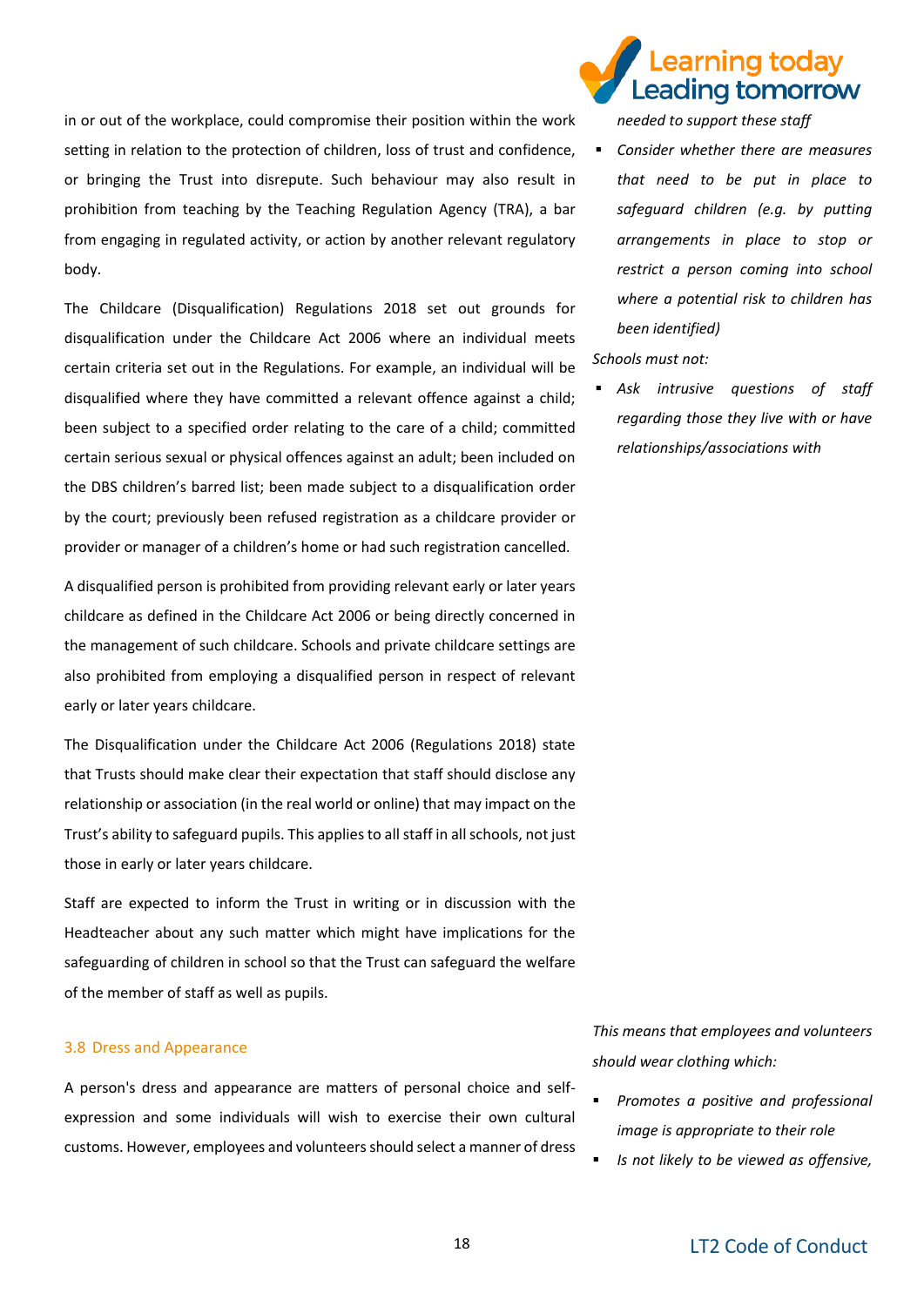in or out of the workplace, could compromise their position within the work setting in relation to the protection of children, loss of trust and confidence, or bringing the Trust into disrepute. Such behaviour may also result in prohibition from teaching by the Teaching Regulation Agency (TRA), a bar from engaging in regulated activity, or action by another relevant regulatory body.

The Childcare (Disqualification) Regulations 2018 set out grounds for disqualification under the Childcare Act 2006 where an individual meets certain criteria set out in the Regulations. For example, an individual will be disqualified where they have committed a relevant offence against a child; been subject to a specified order relating to the care of a child; committed certain serious sexual or physical offences against an adult; been included on the DBS children's barred list; been made subject to a disqualification order by the court; previously been refused registration as a childcare provider or provider or manager of a children's home or had such registration cancelled.

A disqualified person is prohibited from providing relevant early or later years childcare as defined in the Childcare Act 2006 or being directly concerned in the management of such childcare. Schools and private childcare settings are also prohibited from employing a disqualified person in respect of relevant early or later years childcare.

The Disqualification under the Childcare Act 2006 (Regulations 2018) state that Trusts should make clear their expectation that staff should disclose any relationship or association (in the real world or online) that may impact on the Trust's ability to safeguard pupils. This applies to all staff in all schools, not just those in early or later years childcare.

Staff are expected to inform the Trust in writing or in discussion with the Headteacher about any such matter which might have implications for the safeguarding of children in school so that the Trust can safeguard the welfare of the member of staff as well as pupils.

*needed to support these staff*

- *Consider whether there are measures that need to be put in place to safeguard children (e.g. by putting arrangements in place to stop or restrict a person coming into school where a potential risk to children has been identified)*

*Schools must not:*

- *Ask intrusive questions of staff regarding those they live with or have relationships/associations with*

### 3.8 Dress and Appearance

A person's dress and appearance are matters of personal choice and self-expression and some individuals will wish to exercise their own cultural customs. However, employees and volunteers should select a manner of dress

*This means that employees and volunteers should wear clothing which:*

- *Promotes a positive and professional image is appropriate to their role*
- *Is not likely to be viewed as offensive,*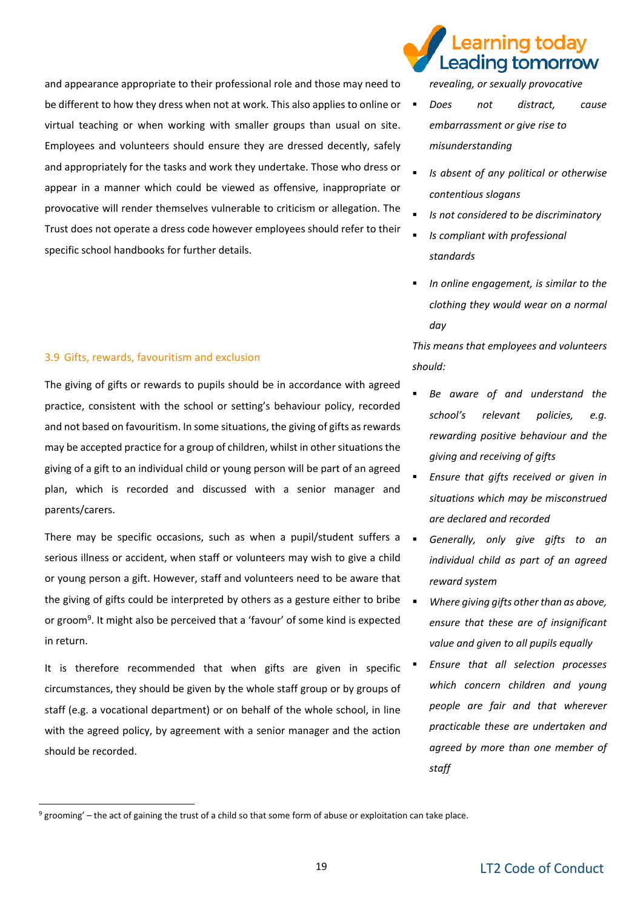and appearance appropriate to their professional role and those may need to be different to how they dress when not at work. This also applies to online or virtual teaching or when working with smaller groups than usual on site. Employees and volunteers should ensure they are dressed decently, safely and appropriately for the tasks and work they undertake. Those who dress or appear in a manner which could be viewed as offensive, inappropriate or provocative will render themselves vulnerable to criticism or allegation. The Trust does not operate a dress code however employees should refer to their specific school handbooks for further details.

*revealing, or sexually provocative*

- *Does not distract, cause embarrassment or give rise to misunderstanding*
- *Is absent of any political or otherwise contentious slogans*
- *Is not considered to be discriminatory*
- *Is compliant with professional standards*
- *In online engagement, is similar to the clothing they would wear on a normal day*

### 3.9 Gifts, rewards, favouritism and exclusion

The giving of gifts or rewards to pupils should be in accordance with agreed practice, consistent with the school or setting's behaviour policy, recorded and not based on favouritism. In some situations, the giving of gifts as rewards may be accepted practice for a group of children, whilst in other situations the giving of a gift to an individual child or young person will be part of an agreed plan, which is recorded and discussed with a senior manager and parents/carers.

There may be specific occasions, such as when a pupil/student suffers a serious illness or accident, when staff or volunteers may wish to give a child or young person a gift. However, staff and volunteers need to be aware that the giving of gifts could be interpreted by others as a gesture either to bribe or groom[9]. It might also be perceived that a 'favour' of some kind is expected in return.

It is therefore recommended that when gifts are given in specific circumstances, they should be given by the whole staff group or by groups of staff (e.g. a vocational department) or on behalf of the whole school, in line with the agreed policy, by agreement with a senior manager and the action should be recorded.

*This means that employees and volunteers should:*

- *Be aware of and understand the school's relevant policies, e.g. rewarding positive behaviour and the giving and receiving of gifts*
- *Ensure that gifts received or given in situations which may be misconstrued are declared and recorded*
- *Generally, only give gifts to an individual child as part of an agreed reward system*
- *Where giving gifts other than as above, ensure that these are of insignificant value and given to all pupils equally*
- *Ensure that all selection processes which concern children and young people are fair and that wherever practicable these are undertaken and agreed by more than one member of staff*

[9] grooming' – the act of gaining the trust of a child so that some form of abuse or exploitation can take place.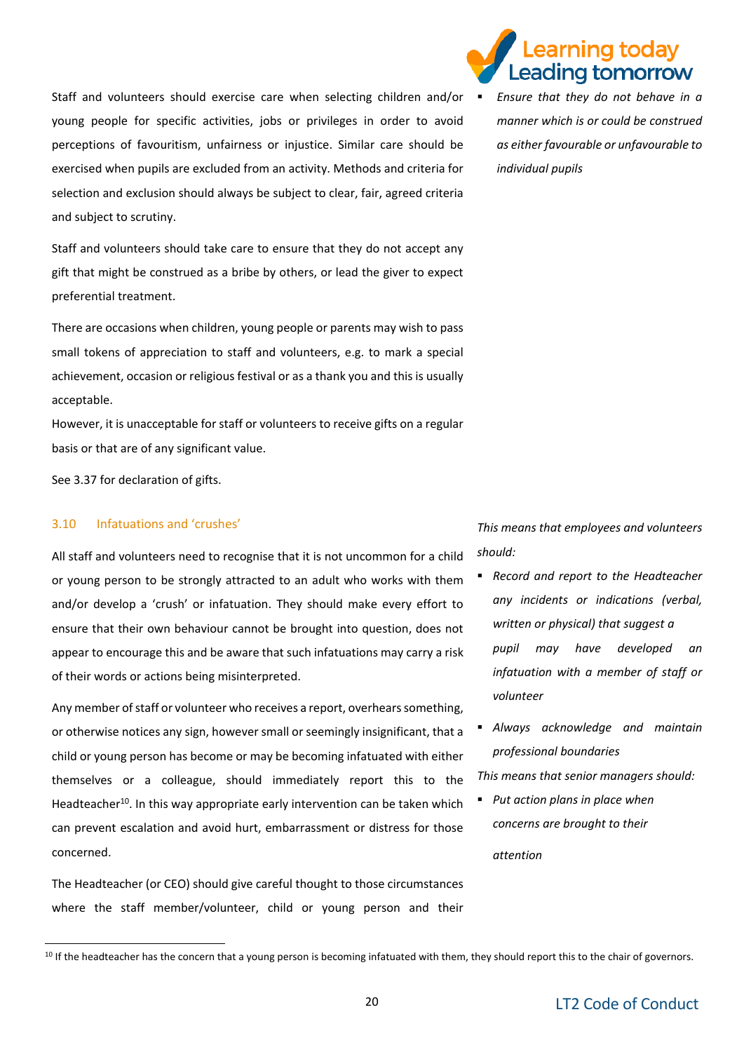Staff and volunteers should exercise care when selecting children and/or young people for specific activities, jobs or privileges in order to avoid perceptions of favouritism, unfairness or injustice. Similar care should be exercised when pupils are excluded from an activity. Methods and criteria for selection and exclusion should always be subject to clear, fair, agreed criteria and subject to scrutiny.

Staff and volunteers should take care to ensure that they do not accept any gift that might be construed as a bribe by others, or lead the giver to expect preferential treatment.

There are occasions when children, young people or parents may wish to pass small tokens of appreciation to staff and volunteers, e.g. to mark a special achievement, occasion or religious festival or as a thank you and this is usually acceptable.

However, it is unacceptable for staff or volunteers to receive gifts on a regular basis or that are of any significant value.

See 3.37 for declaration of gifts.

- *Ensure that they do not behave in a manner which is or could be construed as either favourable or unfavourable to individual pupils*

### 3.10 Infatuations and 'crushes'

All staff and volunteers need to recognise that it is not uncommon for a child or young person to be strongly attracted to an adult who works with them and/or develop a 'crush' or infatuation. They should make every effort to ensure that their own behaviour cannot be brought into question, does not appear to encourage this and be aware that such infatuations may carry a risk of their words or actions being misinterpreted.

Any member of staff or volunteer who receives a report, overhears something, or otherwise notices any sign, however small or seemingly insignificant, that a child or young person has become or may be becoming infatuated with either themselves or a colleague, should immediately report this to the Headteacher[10]. In this way appropriate early intervention can be taken which can prevent escalation and avoid hurt, embarrassment or distress for those concerned.

The Headteacher (or CEO) should give careful thought to those circumstances where the staff member/volunteer, child or young person and their

*This means that employees and volunteers should:*

- *Record and report to the Headteacher any incidents or indications (verbal, written or physical) that suggest a pupil may have developed an infatuation with a member of staff or volunteer*
- *Always acknowledge and maintain professional boundaries*

*This means that senior managers should:*

- *Put action plans in place when concerns are brought to their attention*

[10] If the headteacher has the concern that a young person is becoming infatuated with them, they should report this to the chair of governors.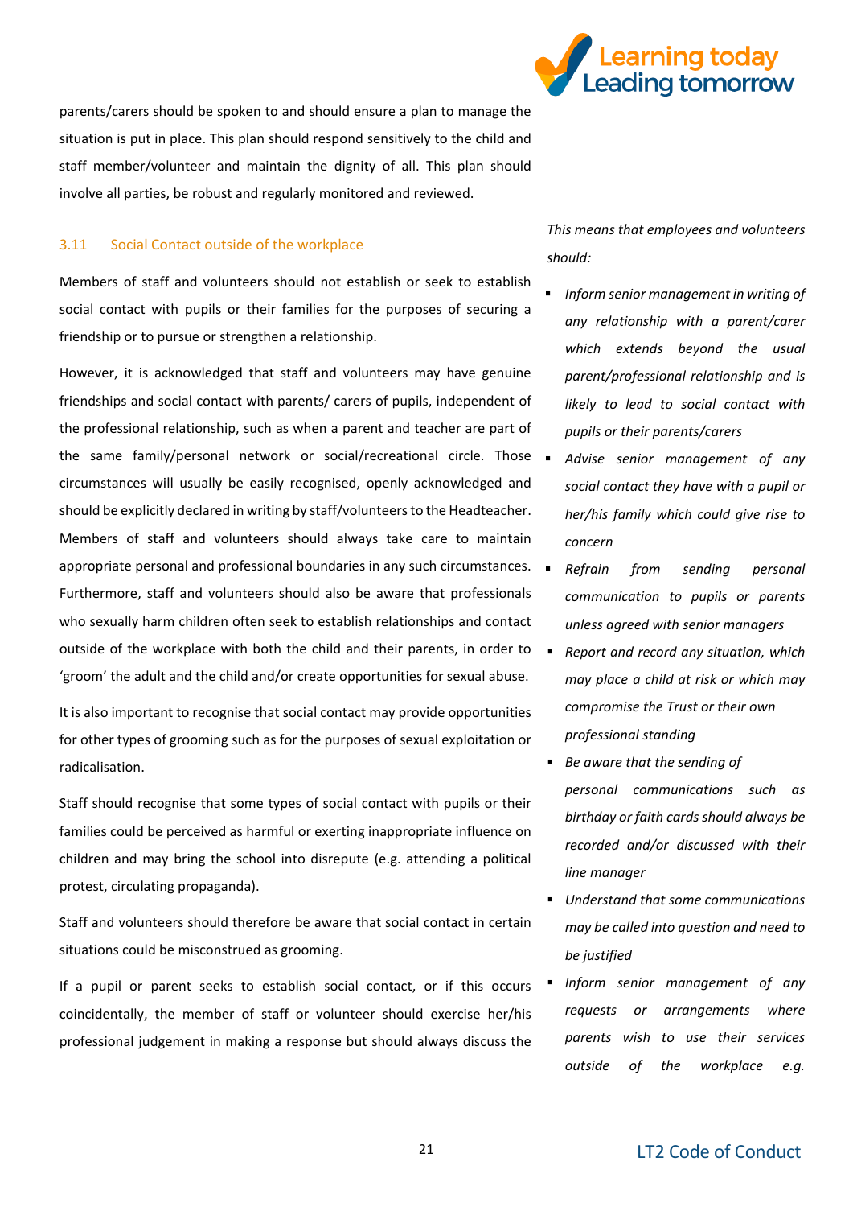parents/carers should be spoken to and should ensure a plan to manage the situation is put in place. This plan should respond sensitively to the child and staff member/volunteer and maintain the dignity of all. This plan should involve all parties, be robust and regularly monitored and reviewed.

### 3.11 Social Contact outside of the workplace

Members of staff and volunteers should not establish or seek to establish social contact with pupils or their families for the purposes of securing a friendship or to pursue or strengthen a relationship.

However, it is acknowledged that staff and volunteers may have genuine friendships and social contact with parents/ carers of pupils, independent of the professional relationship, such as when a parent and teacher are part of the same family/personal network or social/recreational circle. Those circumstances will usually be easily recognised, openly acknowledged and should be explicitly declared in writing by staff/volunteers to the Headteacher. Members of staff and volunteers should always take care to maintain appropriate personal and professional boundaries in any such circumstances. Furthermore, staff and volunteers should also be aware that professionals who sexually harm children often seek to establish relationships and contact outside of the workplace with both the child and their parents, in order to 'groom' the adult and the child and/or create opportunities for sexual abuse.

It is also important to recognise that social contact may provide opportunities for other types of grooming such as for the purposes of sexual exploitation or radicalisation.

Staff should recognise that some types of social contact with pupils or their families could be perceived as harmful or exerting inappropriate influence on children and may bring the school into disrepute (e.g. attending a political protest, circulating propaganda).

Staff and volunteers should therefore be aware that social contact in certain situations could be misconstrued as grooming.

If a pupil or parent seeks to establish social contact, or if this occurs coincidentally, the member of staff or volunteer should exercise her/his professional judgement in making a response but should always discuss the

*This means that employees and volunteers should:*

- *Inform senior management in writing of any relationship with a parent/carer which extends beyond the usual parent/professional relationship and is likely to lead to social contact with pupils or their parents/carers*
- *Advise senior management of any social contact they have with a pupil or her/his family which could give rise to concern*
- *Refrain from sending personal communication to pupils or parents unless agreed with senior managers*
- *Report and record any situation, which may place a child at risk or which may compromise the Trust or their own professional standing*
- *Be aware that the sending of personal communications such as birthday or faith cards should always be recorded and/or discussed with their line manager*
- *Understand that some communications may be called into question and need to be justified*
- *Inform senior management of any requests or arrangements where parents wish to use their services outside of the workplace e.g.*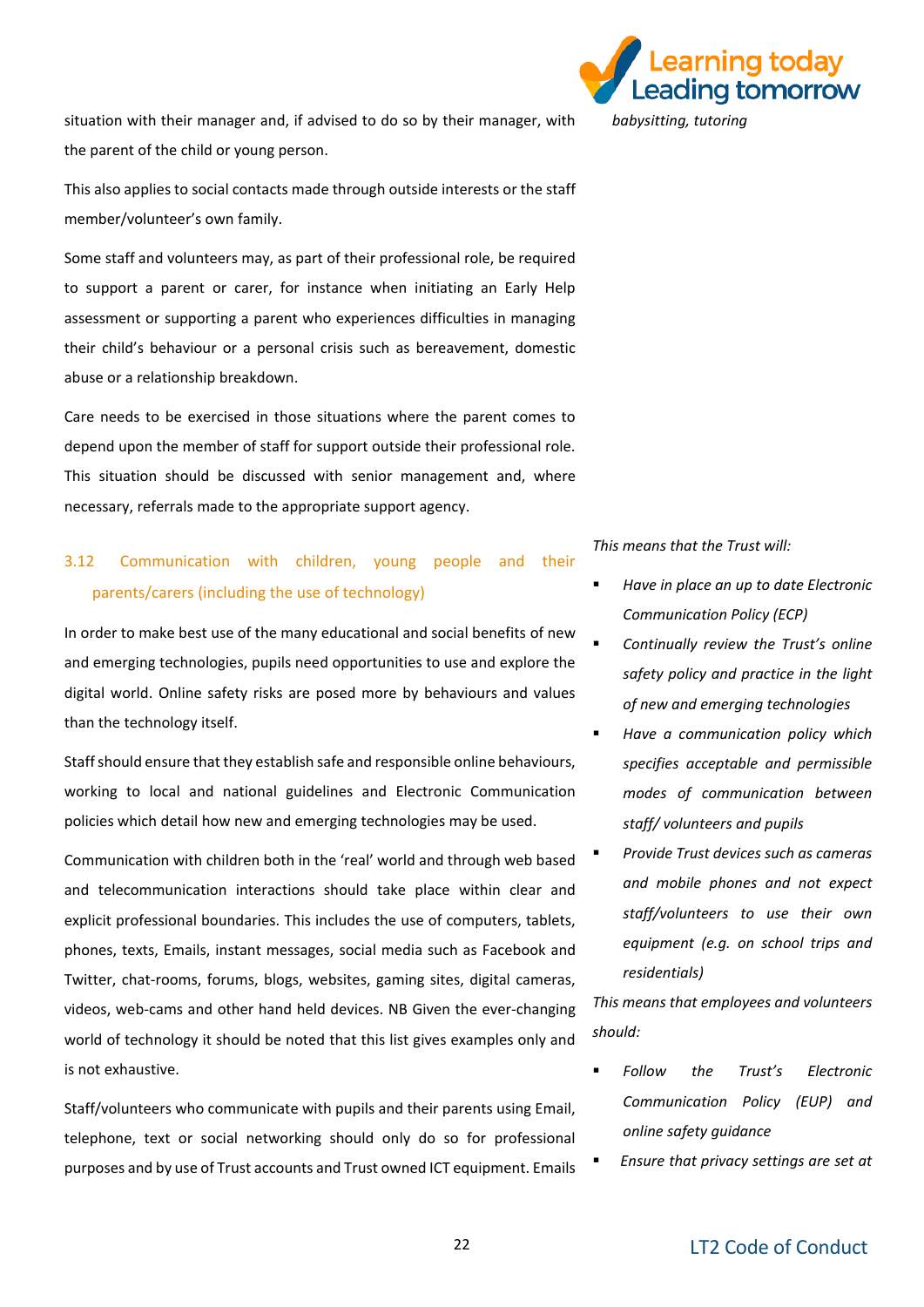situation with their manager and, if advised to do so by their manager, with the parent of the child or young person.

*babysitting, tutoring*

This also applies to social contacts made through outside interests or the staff member/volunteer's own family.

Some staff and volunteers may, as part of their professional role, be required to support a parent or carer, for instance when initiating an Early Help assessment or supporting a parent who experiences difficulties in managing their child's behaviour or a personal crisis such as bereavement, domestic abuse or a relationship breakdown.

Care needs to be exercised in those situations where the parent comes to depend upon the member of staff for support outside their professional role. This situation should be discussed with senior management and, where necessary, referrals made to the appropriate support agency.

### 3.12 Communication with children, young people and their parents/carers (including the use of technology)

In order to make best use of the many educational and social benefits of new and emerging technologies, pupils need opportunities to use and explore the digital world. Online safety risks are posed more by behaviours and values than the technology itself.

Staff should ensure that they establish safe and responsible online behaviours, working to local and national guidelines and Electronic Communication policies which detail how new and emerging technologies may be used.

Communication with children both in the 'real' world and through web based and telecommunication interactions should take place within clear and explicit professional boundaries. This includes the use of computers, tablets, phones, texts, Emails, instant messages, social media such as Facebook and Twitter, chat-rooms, forums, blogs, websites, gaming sites, digital cameras, videos, web-cams and other hand held devices. NB Given the ever-changing world of technology it should be noted that this list gives examples only and is not exhaustive.

Staff/volunteers who communicate with pupils and their parents using Email, telephone, text or social networking should only do so for professional purposes and by use of Trust accounts and Trust owned ICT equipment. Emails

*This means that the Trust will:*

- *Have in place an up to date Electronic Communication Policy (ECP)*
- *Continually review the Trust's online safety policy and practice in the light of new and emerging technologies*
- *Have a communication policy which specifies acceptable and permissible modes of communication between staff/ volunteers and pupils*
- *Provide Trust devices such as cameras and mobile phones and not expect staff/volunteers to use their own equipment (e.g. on school trips and residentials)*

*This means that employees and volunteers should:*

- *Follow the Trust's Electronic Communication Policy (EUP) and online safety guidance*
- *Ensure that privacy settings are set at*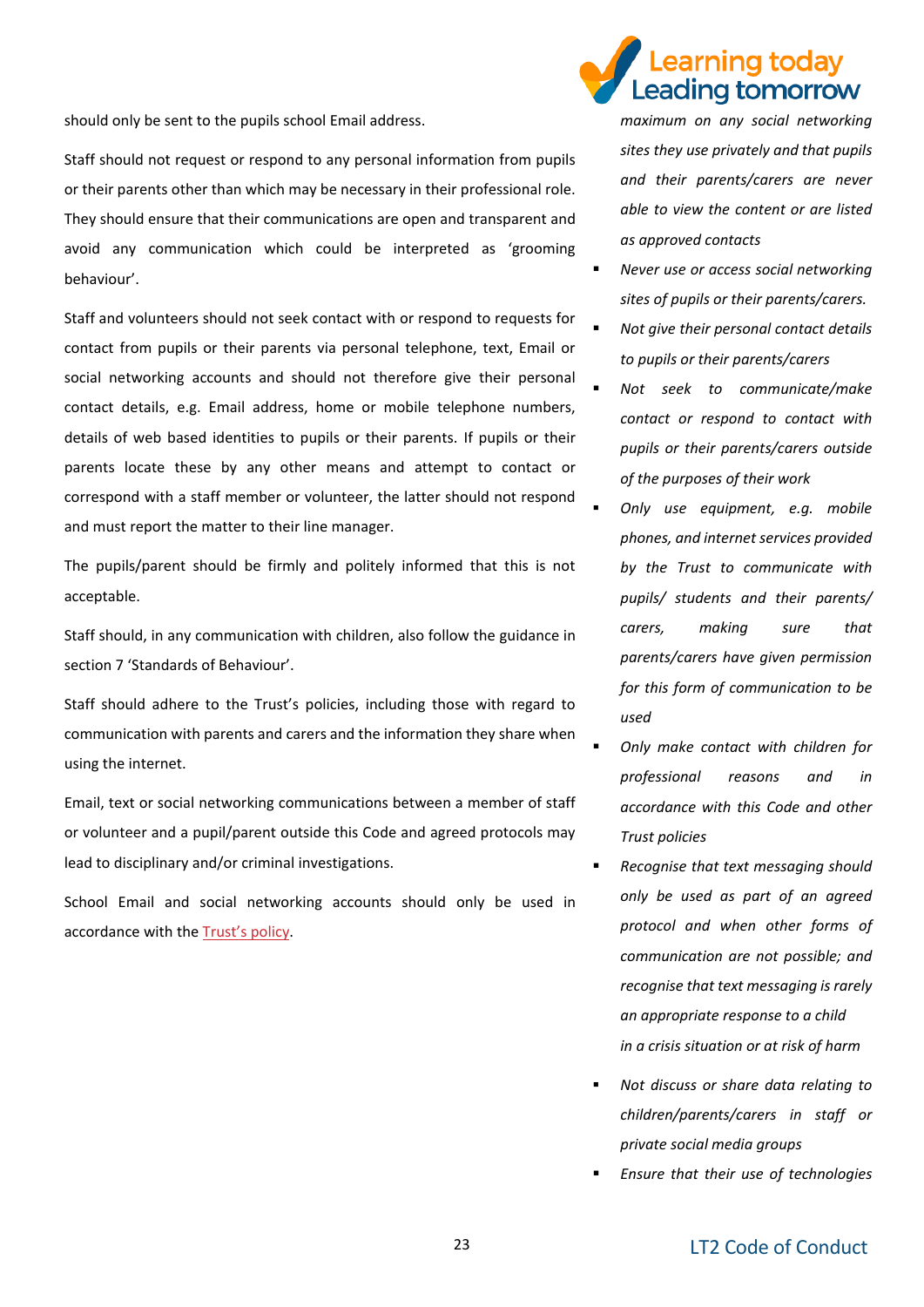should only be sent to the pupils school Email address.

Staff should not request or respond to any personal information from pupils or their parents other than which may be necessary in their professional role. They should ensure that their communications are open and transparent and avoid any communication which could be interpreted as 'grooming behaviour'.

Staff and volunteers should not seek contact with or respond to requests for contact from pupils or their parents via personal telephone, text, Email or social networking accounts and should not therefore give their personal contact details, e.g. Email address, home or mobile telephone numbers, details of web based identities to pupils or their parents. If pupils or their parents locate these by any other means and attempt to contact or correspond with a staff member or volunteer, the latter should not respond and must report the matter to their line manager.

The pupils/parent should be firmly and politely informed that this is not acceptable.

Staff should, in any communication with children, also follow the guidance in section 7 'Standards of Behaviour'.

Staff should adhere to the Trust's policies, including those with regard to communication with parents and carers and the information they share when using the internet.

Email, text or social networking communications between a member of staff or volunteer and a pupil/parent outside this Code and agreed protocols may lead to disciplinary and/or criminal investigations.

School Email and social networking accounts should only be used in accordance with the Trust's policy.

*maximum on any social networking sites they use privately and that pupils and their parents/carers are never able to view the content or are listed as approved contacts*

- *Never use or access social networking sites of pupils or their parents/carers.*
- *Not give their personal contact details to pupils or their parents/carers*
- *Not seek to communicate/make contact or respond to contact with pupils or their parents/carers outside of the purposes of their work*
- *Only use equipment, e.g. mobile phones, and internet services provided by the Trust to communicate with pupils/ students and their parents/ carers, making sure that parents/carers have given permission for this form of communication to be used*
- *Only make contact with children for professional reasons and in accordance with this Code and other Trust policies*
- *Recognise that text messaging should only be used as part of an agreed protocol and when other forms of communication are not possible; and recognise that text messaging is rarely an appropriate response to a child in a crisis situation or at risk of harm*
- *Not discuss or share data relating to children/parents/carers in staff or private social media groups*
- *Ensure that their use of technologies*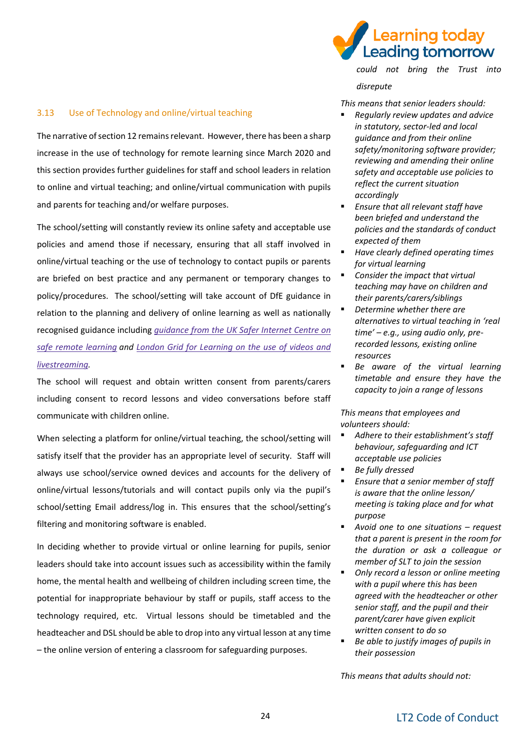*could not bring the Trust into disrepute*

## 3.13 Use of Technology and online/virtual teaching

The narrative of section 12 remains relevant. However, there has been a sharp increase in the use of technology for remote learning since March 2020 and this section provides further guidelines for staff and school leaders in relation to online and virtual teaching; and online/virtual communication with pupils and parents for teaching and/or welfare purposes.

The school/setting will constantly review its online safety and acceptable use policies and amend those if necessary, ensuring that all staff involved in online/virtual teaching or the use of technology to contact pupils or parents are briefed on best practice and any permanent or temporary changes to policy/procedures. The school/setting will take account of DfE guidance in relation to the planning and delivery of online learning as well as nationally recognised guidance including *guidance from the UK Safer Internet Centre on safe remote learning* and London Grid for Learning on the use of videos and livestreaming.

The school will request and obtain written consent from parents/carers including consent to record lessons and video conversations before staff communicate with children online.

When selecting a platform for online/virtual teaching, the school/setting will satisfy itself that the provider has an appropriate level of security. Staff will always use school/service owned devices and accounts for the delivery of online/virtual lessons/tutorials and will contact pupils only via the pupil's school/setting Email address/log in. This ensures that the school/setting's filtering and monitoring software is enabled.

In deciding whether to provide virtual or online learning for pupils, senior leaders should take into account issues such as accessibility within the family home, the mental health and wellbeing of children including screen time, the potential for inappropriate behaviour by staff or pupils, staff access to the technology required, etc. Virtual lessons should be timetabled and the headteacher and DSL should be able to drop into any virtual lesson at any time – the online version of entering a classroom for safeguarding purposes.

*This means that senior leaders should:*

- *Regularly review updates and advice in statutory, sector-led and local guidance and from their online safety/monitoring software provider; reviewing and amending their online safety and acceptable use policies to reflect the current situation accordingly*
- *Ensure that all relevant staff have been briefed and understand the policies and the standards of conduct expected of them*
- *Have clearly defined operating times for virtual learning*
- *Consider the impact that virtual teaching may have on children and their parents/carers/siblings*
- *Determine whether there are alternatives to virtual teaching in 'real time' – e.g., using audio only, pre-recorded lessons, existing online resources*
- *Be aware of the virtual learning timetable and ensure they have the capacity to join a range of lessons*

*This means that employees and volunteers should:*

- *Adhere to their establishment's staff behaviour, safeguarding and ICT acceptable use policies*
- *Be fully dressed*
- *Ensure that a senior member of staff is aware that the online lesson/ meeting is taking place and for what purpose*
- *Avoid one to one situations – request that a parent is present in the room for the duration or ask a colleague or member of SLT to join the session*
- *Only record a lesson or online meeting with a pupil where this has been agreed with the headteacher or other senior staff, and the pupil and their parent/carer have given explicit written consent to do so*
- *Be able to justify images of pupils in their possession*

*This means that adults should not:*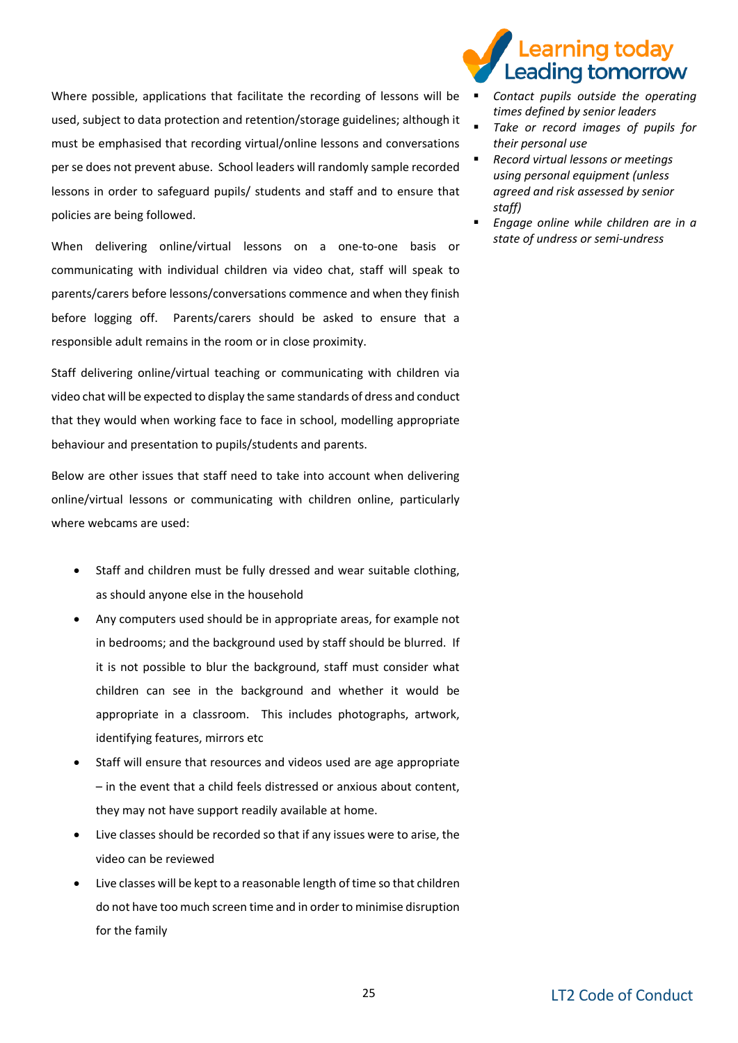Where possible, applications that facilitate the recording of lessons will be used, subject to data protection and retention/storage guidelines; although it must be emphasised that recording virtual/online lessons and conversations per se does not prevent abuse. School leaders will randomly sample recorded lessons in order to safeguard pupils/ students and staff and to ensure that policies are being followed.

When delivering online/virtual lessons on a one-to-one basis or communicating with individual children via video chat, staff will speak to parents/carers before lessons/conversations commence and when they finish before logging off. Parents/carers should be asked to ensure that a responsible adult remains in the room or in close proximity.

Staff delivering online/virtual teaching or communicating with children via video chat will be expected to display the same standards of dress and conduct that they would when working face to face in school, modelling appropriate behaviour and presentation to pupils/students and parents.

Below are other issues that staff need to take into account when delivering online/virtual lessons or communicating with children online, particularly where webcams are used:

- Staff and children must be fully dressed and wear suitable clothing, as should anyone else in the household
- Any computers used should be in appropriate areas, for example not in bedrooms; and the background used by staff should be blurred. If it is not possible to blur the background, staff must consider what children can see in the background and whether it would be appropriate in a classroom. This includes photographs, artwork, identifying features, mirrors etc
- Staff will ensure that resources and videos used are age appropriate – in the event that a child feels distressed or anxious about content, they may not have support readily available at home.
- Live classes should be recorded so that if any issues were to arise, the video can be reviewed
- Live classes will be kept to a reasonable length of time so that children do not have too much screen time and in order to minimise disruption for the family

- *Contact pupils outside the operating times defined by senior leaders*
- *Take or record images of pupils for their personal use*
- *Record virtual lessons or meetings using personal equipment (unless agreed and risk assessed by senior staff)*
- *Engage online while children are in a state of undress or semi-undress*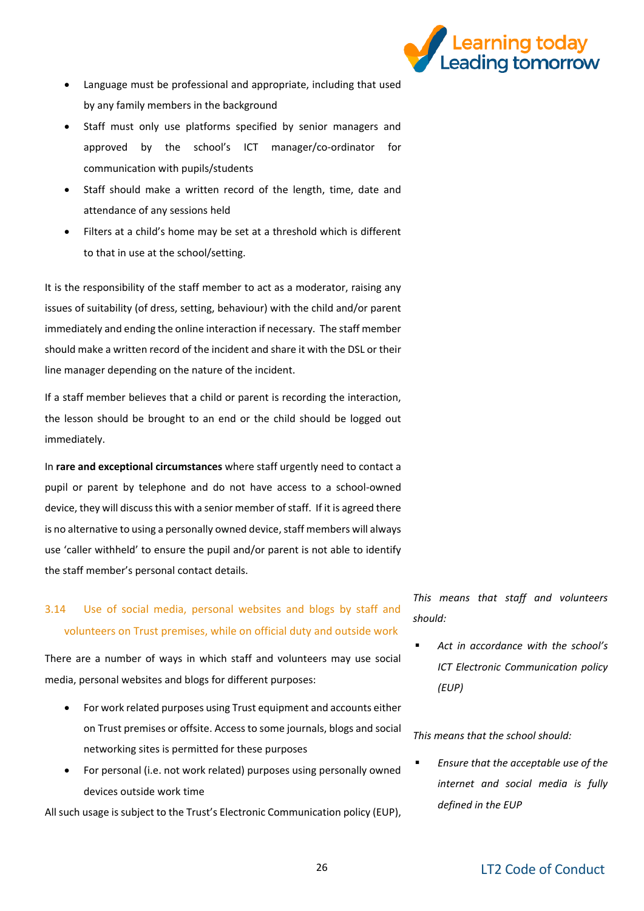- Language must be professional and appropriate, including that used by any family members in the background
- Staff must only use platforms specified by senior managers and approved by the school's ICT manager/co-ordinator for communication with pupils/students
- Staff should make a written record of the length, time, date and attendance of any sessions held
- Filters at a child's home may be set at a threshold which is different to that in use at the school/setting.

It is the responsibility of the staff member to act as a moderator, raising any issues of suitability (of dress, setting, behaviour) with the child and/or parent immediately and ending the online interaction if necessary. The staff member should make a written record of the incident and share it with the DSL or their line manager depending on the nature of the incident.

If a staff member believes that a child or parent is recording the interaction, the lesson should be brought to an end or the child should be logged out immediately.

In **rare and exceptional circumstances** where staff urgently need to contact a pupil or parent by telephone and do not have access to a school-owned device, they will discuss this with a senior member of staff. If it is agreed there is no alternative to using a personally owned device, staff members will always use 'caller withheld' to ensure the pupil and/or parent is not able to identify the staff member's personal contact details.

### 3.14 Use of social media, personal websites and blogs by staff and volunteers on Trust premises, while on official duty and outside work

There are a number of ways in which staff and volunteers may use social media, personal websites and blogs for different purposes:

- For work related purposes using Trust equipment and accounts either on Trust premises or offsite. Access to some journals, blogs and social networking sites is permitted for these purposes
- For personal (i.e. not work related) purposes using personally owned devices outside work time

All such usage is subject to the Trust's Electronic Communication policy (EUP),

*This means that staff and volunteers should:*

- *Act in accordance with the school's ICT Electronic Communication policy (EUP)*

*This means that the school should:*

- *Ensure that the acceptable use of the internet and social media is fully defined in the EUP*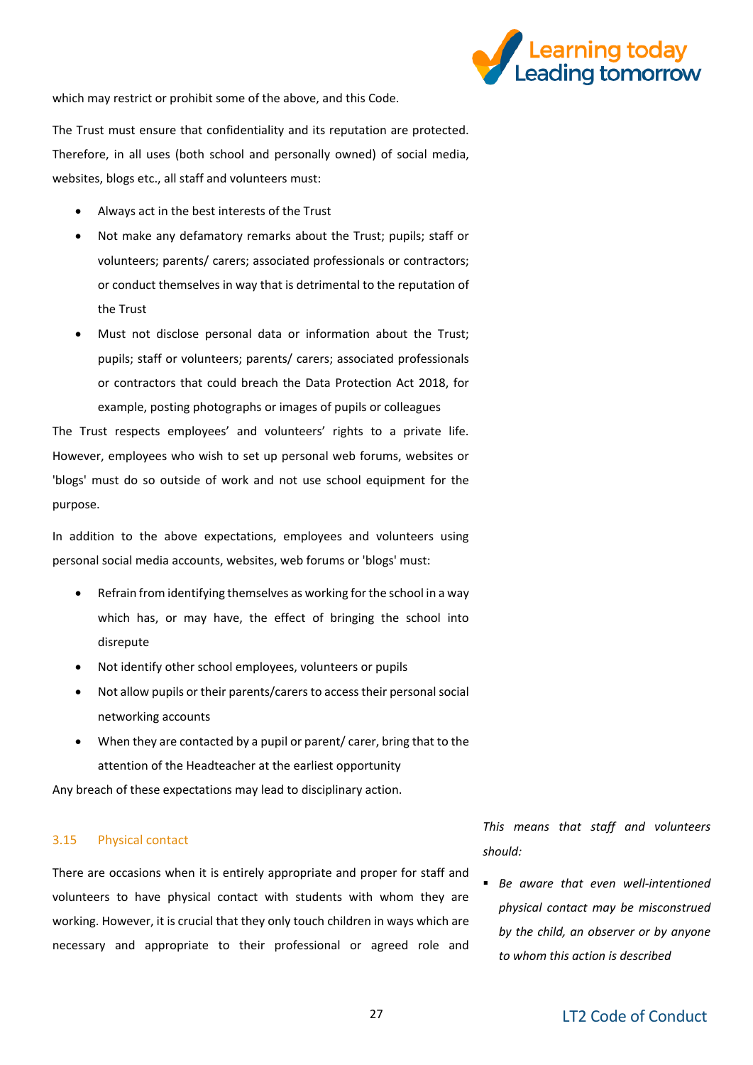which may restrict or prohibit some of the above, and this Code.

The Trust must ensure that confidentiality and its reputation are protected. Therefore, in all uses (both school and personally owned) of social media, websites, blogs etc., all staff and volunteers must:

- Always act in the best interests of the Trust
- Not make any defamatory remarks about the Trust; pupils; staff or volunteers; parents/ carers; associated professionals or contractors; or conduct themselves in way that is detrimental to the reputation of the Trust
- Must not disclose personal data or information about the Trust; pupils; staff or volunteers; parents/ carers; associated professionals or contractors that could breach the Data Protection Act 2018, for example, posting photographs or images of pupils or colleagues

The Trust respects employees' and volunteers' rights to a private life. However, employees who wish to set up personal web forums, websites or 'blogs' must do so outside of work and not use school equipment for the purpose.

In addition to the above expectations, employees and volunteers using personal social media accounts, websites, web forums or 'blogs' must:

- Refrain from identifying themselves as working for the school in a way which has, or may have, the effect of bringing the school into disrepute
- Not identify other school employees, volunteers or pupils
- Not allow pupils or their parents/carers to access their personal social networking accounts
- When they are contacted by a pupil or parent/ carer, bring that to the attention of the Headteacher at the earliest opportunity

Any breach of these expectations may lead to disciplinary action.

### 3.15 Physical contact

There are occasions when it is entirely appropriate and proper for staff and volunteers to have physical contact with students with whom they are working. However, it is crucial that they only touch children in ways which are necessary and appropriate to their professional or agreed role and

*This means that staff and volunteers should:*

- *Be aware that even well-intentioned physical contact may be misconstrued by the child, an observer or by anyone to whom this action is described*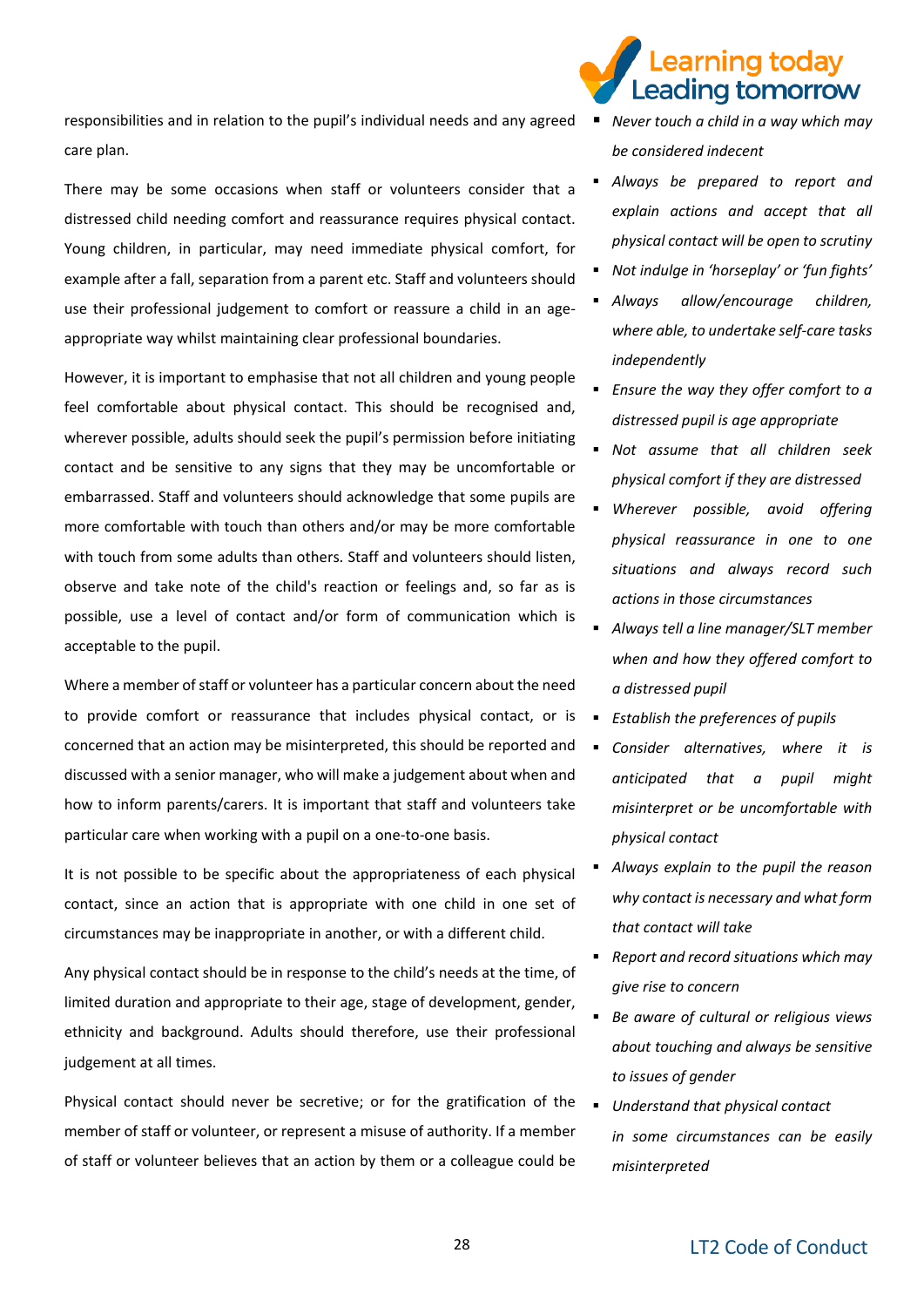responsibilities and in relation to the pupil's individual needs and any agreed care plan.

There may be some occasions when staff or volunteers consider that a distressed child needing comfort and reassurance requires physical contact. Young children, in particular, may need immediate physical comfort, for example after a fall, separation from a parent etc. Staff and volunteers should use their professional judgement to comfort or reassure a child in an age-appropriate way whilst maintaining clear professional boundaries.

However, it is important to emphasise that not all children and young people feel comfortable about physical contact. This should be recognised and, wherever possible, adults should seek the pupil's permission before initiating contact and be sensitive to any signs that they may be uncomfortable or embarrassed. Staff and volunteers should acknowledge that some pupils are more comfortable with touch than others and/or may be more comfortable with touch from some adults than others. Staff and volunteers should listen, observe and take note of the child's reaction or feelings and, so far as is possible, use a level of contact and/or form of communication which is acceptable to the pupil.

Where a member of staff or volunteer has a particular concern about the need to provide comfort or reassurance that includes physical contact, or is concerned that an action may be misinterpreted, this should be reported and discussed with a senior manager, who will make a judgement about when and how to inform parents/carers. It is important that staff and volunteers take particular care when working with a pupil on a one-to-one basis.

It is not possible to be specific about the appropriateness of each physical contact, since an action that is appropriate with one child in one set of circumstances may be inappropriate in another, or with a different child.

Any physical contact should be in response to the child's needs at the time, of limited duration and appropriate to their age, stage of development, gender, ethnicity and background. Adults should therefore, use their professional judgement at all times.

Physical contact should never be secretive; or for the gratification of the member of staff or volunteer, or represent a misuse of authority. If a member of staff or volunteer believes that an action by them or a colleague could be

- *Never touch a child in a way which may be considered indecent*
- *Always be prepared to report and explain actions and accept that all physical contact will be open to scrutiny*
- *Not indulge in 'horseplay' or 'fun fights'*
- *Always allow/encourage children, where able, to undertake self-care tasks independently*
- *Ensure the way they offer comfort to a distressed pupil is age appropriate*
- *Not assume that all children seek physical comfort if they are distressed*
- *Wherever possible, avoid offering physical reassurance in one to one situations and always record such actions in those circumstances*
- *Always tell a line manager/SLT member when and how they offered comfort to a distressed pupil*
- *Establish the preferences of pupils*
- *Consider alternatives, where it is anticipated that a pupil might misinterpret or be uncomfortable with physical contact*
- *Always explain to the pupil the reason why contact is necessary and what form that contact will take*
- *Report and record situations which may give rise to concern*
- *Be aware of cultural or religious views about touching and always be sensitive to issues of gender*
- *Understand that physical contact in some circumstances can be easily misinterpreted*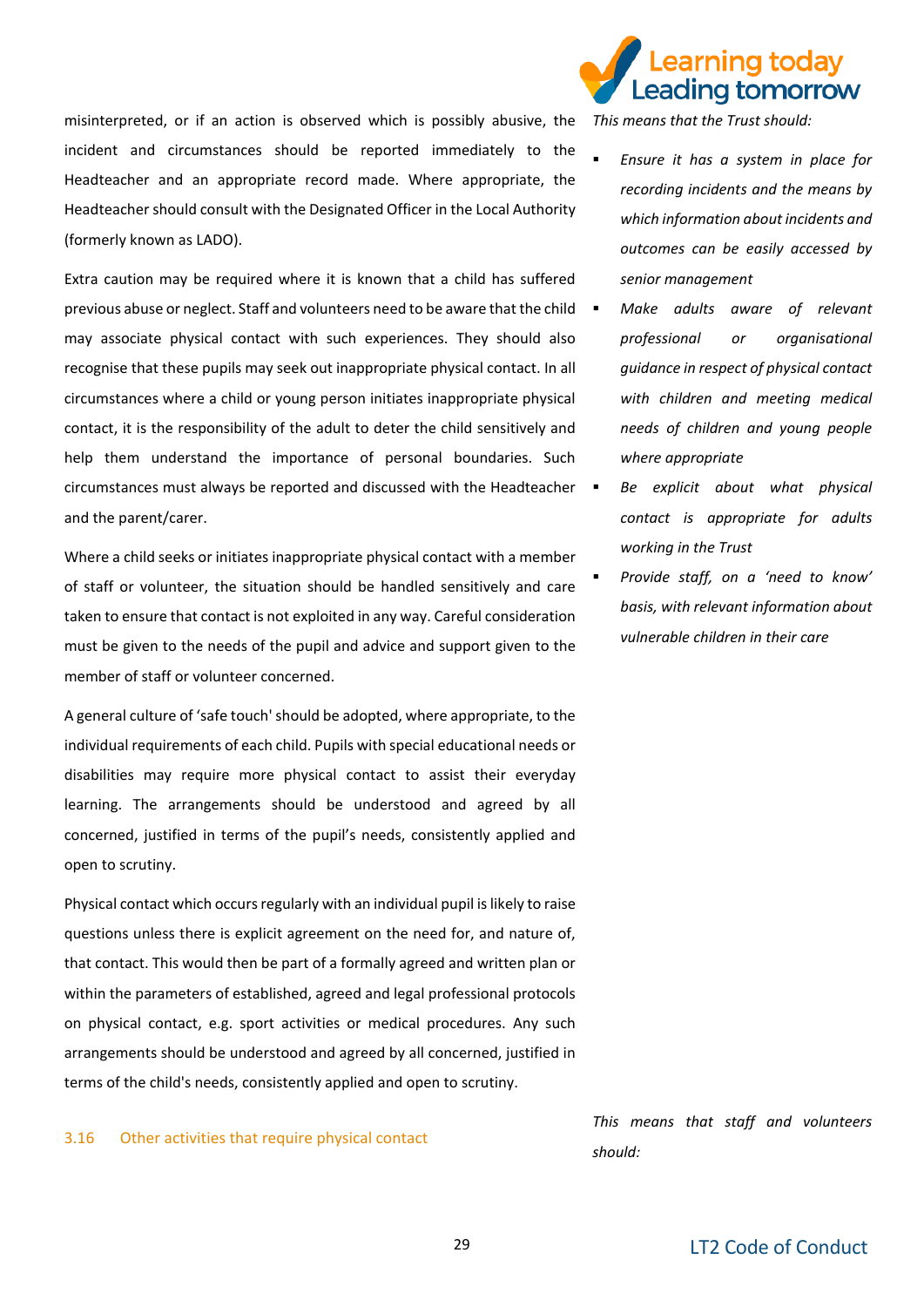misinterpreted, or if an action is observed which is possibly abusive, the incident and circumstances should be reported immediately to the Headteacher and an appropriate record made. Where appropriate, the Headteacher should consult with the Designated Officer in the Local Authority (formerly known as LADO).

Extra caution may be required where it is known that a child has suffered previous abuse or neglect. Staff and volunteers need to be aware that the child may associate physical contact with such experiences. They should also recognise that these pupils may seek out inappropriate physical contact. In all circumstances where a child or young person initiates inappropriate physical contact, it is the responsibility of the adult to deter the child sensitively and help them understand the importance of personal boundaries. Such circumstances must always be reported and discussed with the Headteacher and the parent/carer.

Where a child seeks or initiates inappropriate physical contact with a member of staff or volunteer, the situation should be handled sensitively and care taken to ensure that contact is not exploited in any way. Careful consideration must be given to the needs of the pupil and advice and support given to the member of staff or volunteer concerned.

A general culture of 'safe touch' should be adopted, where appropriate, to the individual requirements of each child. Pupils with special educational needs or disabilities may require more physical contact to assist their everyday learning. The arrangements should be understood and agreed by all concerned, justified in terms of the pupil's needs, consistently applied and open to scrutiny.

Physical contact which occurs regularly with an individual pupil is likely to raise questions unless there is explicit agreement on the need for, and nature of, that contact. This would then be part of a formally agreed and written plan or within the parameters of established, agreed and legal professional protocols on physical contact, e.g. sport activities or medical procedures. Any such arrangements should be understood and agreed by all concerned, justified in terms of the child's needs, consistently applied and open to scrutiny.

*This means that the Trust should:*

- *Ensure it has a system in place for recording incidents and the means by which information about incidents and outcomes can be easily accessed by senior management*
- *Make adults aware of relevant professional or organisational guidance in respect of physical contact with children and meeting medical needs of children and young people where appropriate*
- *Be explicit about what physical contact is appropriate for adults working in the Trust*
- *Provide staff, on a 'need to know' basis, with relevant information about vulnerable children in their care*

## 3.16 Other activities that require physical contact

*This means that staff and volunteers should:*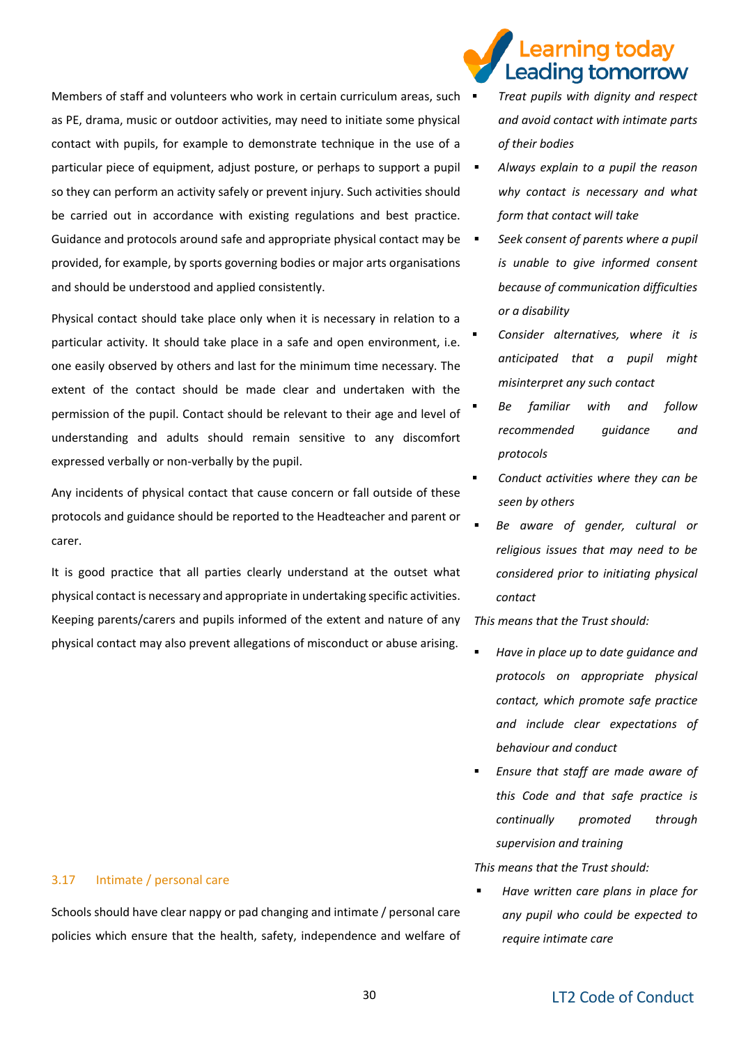Members of staff and volunteers who work in certain curriculum areas, such as PE, drama, music or outdoor activities, may need to initiate some physical contact with pupils, for example to demonstrate technique in the use of a particular piece of equipment, adjust posture, or perhaps to support a pupil so they can perform an activity safely or prevent injury. Such activities should be carried out in accordance with existing regulations and best practice. Guidance and protocols around safe and appropriate physical contact may be provided, for example, by sports governing bodies or major arts organisations and should be understood and applied consistently.

Physical contact should take place only when it is necessary in relation to a particular activity. It should take place in a safe and open environment, i.e. one easily observed by others and last for the minimum time necessary. The extent of the contact should be made clear and undertaken with the permission of the pupil. Contact should be relevant to their age and level of understanding and adults should remain sensitive to any discomfort expressed verbally or non-verbally by the pupil.

Any incidents of physical contact that cause concern or fall outside of these protocols and guidance should be reported to the Headteacher and parent or carer.

It is good practice that all parties clearly understand at the outset what physical contact is necessary and appropriate in undertaking specific activities. Keeping parents/carers and pupils informed of the extent and nature of any physical contact may also prevent allegations of misconduct or abuse arising.

- *Treat pupils with dignity and respect and avoid contact with intimate parts of their bodies*
- *Always explain to a pupil the reason why contact is necessary and what form that contact will take*
- *Seek consent of parents where a pupil is unable to give informed consent because of communication difficulties or a disability*
- *Consider alternatives, where it is anticipated that a pupil might misinterpret any such contact*
- *Be familiar with and follow recommended guidance and protocols*
- *Conduct activities where they can be seen by others*
- *Be aware of gender, cultural or religious issues that may need to be considered prior to initiating physical contact*

*This means that the Trust should:*

- *Have in place up to date guidance and protocols on appropriate physical contact, which promote safe practice and include clear expectations of behaviour and conduct*
- *Ensure that staff are made aware of this Code and that safe practice is continually promoted through supervision and training*

## 3.17 Intimate / personal care

Schools should have clear nappy or pad changing and intimate / personal care policies which ensure that the health, safety, independence and welfare of

*This means that the Trust should:*

- *Have written care plans in place for any pupil who could be expected to require intimate care*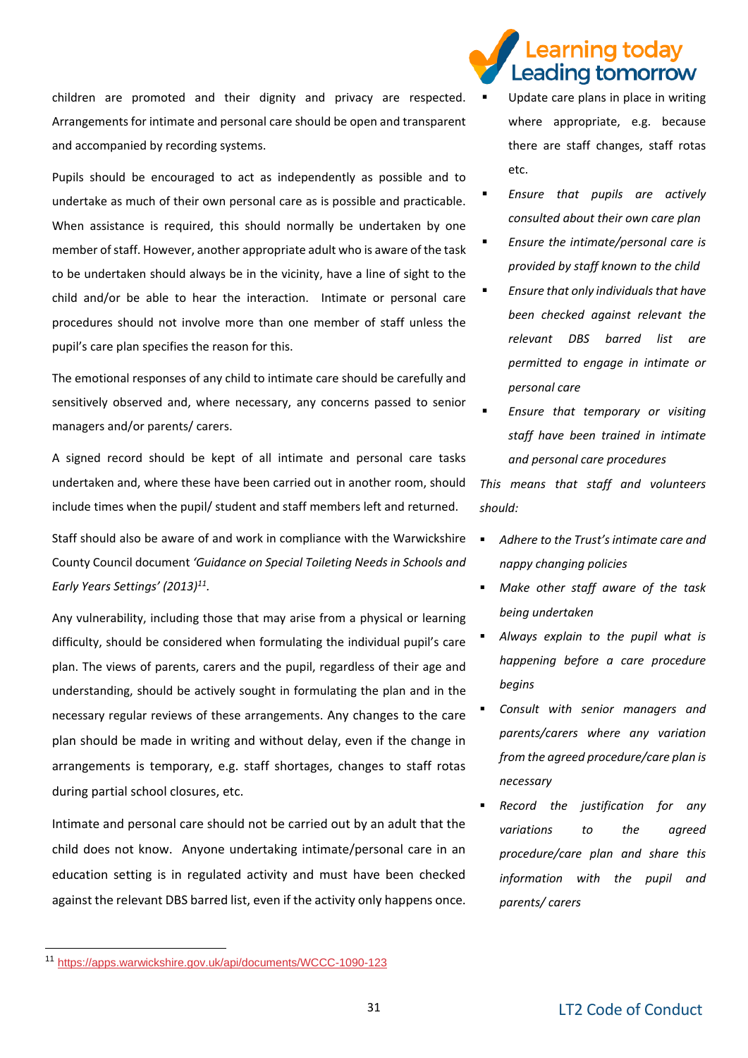children are promoted and their dignity and privacy are respected. Arrangements for intimate and personal care should be open and transparent and accompanied by recording systems.

Pupils should be encouraged to act as independently as possible and to undertake as much of their own personal care as is possible and practicable. When assistance is required, this should normally be undertaken by one member of staff. However, another appropriate adult who is aware of the task to be undertaken should always be in the vicinity, have a line of sight to the child and/or be able to hear the interaction. Intimate or personal care procedures should not involve more than one member of staff unless the pupil's care plan specifies the reason for this.

The emotional responses of any child to intimate care should be carefully and sensitively observed and, where necessary, any concerns passed to senior managers and/or parents/ carers.

A signed record should be kept of all intimate and personal care tasks undertaken and, where these have been carried out in another room, should include times when the pupil/ student and staff members left and returned.

Staff should also be aware of and work in compliance with the Warwickshire County Council document *'Guidance on Special Toileting Needs in Schools and Early Years Settings' (2013)*[11].

Any vulnerability, including those that may arise from a physical or learning difficulty, should be considered when formulating the individual pupil's care plan. The views of parents, carers and the pupil, regardless of their age and understanding, should be actively sought in formulating the plan and in the necessary regular reviews of these arrangements. Any changes to the care plan should be made in writing and without delay, even if the change in arrangements is temporary, e.g. staff shortages, changes to staff rotas during partial school closures, etc.

Intimate and personal care should not be carried out by an adult that the child does not know. Anyone undertaking intimate/personal care in an education setting is in regulated activity and must have been checked against the relevant DBS barred list, even if the activity only happens once.

- Update care plans in place in writing where appropriate, e.g. because there are staff changes, staff rotas etc.
- *Ensure that pupils are actively consulted about their own care plan*
- *Ensure the intimate/personal care is provided by staff known to the child*
- *Ensure that only individuals that have been checked against relevant the relevant DBS barred list are permitted to engage in intimate or personal care*
- *Ensure that temporary or visiting staff have been trained in intimate and personal care procedures*

*This means that staff and volunteers should:*

- *Adhere to the Trust's intimate care and nappy changing policies*
- *Make other staff aware of the task being undertaken*
- *Always explain to the pupil what is happening before a care procedure begins*
- *Consult with senior managers and parents/carers where any variation from the agreed procedure/care plan is necessary*
- *Record the justification for any variations to the agreed procedure/care plan and share this information with the pupil and parents/ carers*

[11] https://apps.warwickshire.gov.uk/api/documents/WCCC-1090-123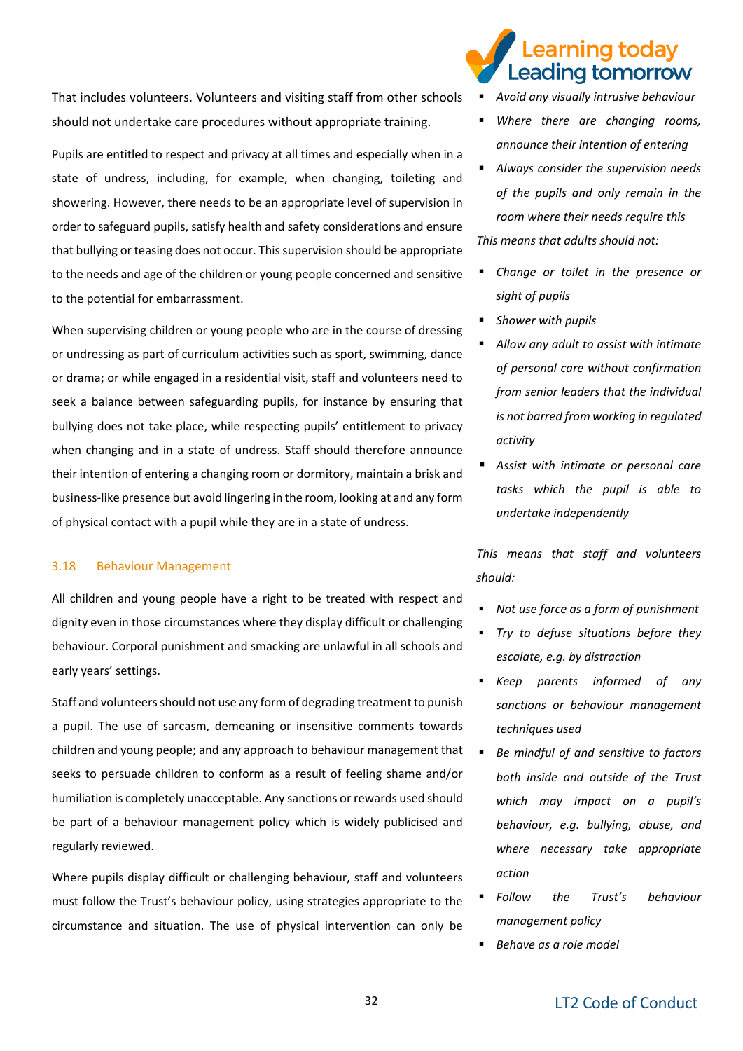That includes volunteers. Volunteers and visiting staff from other schools should not undertake care procedures without appropriate training.

Pupils are entitled to respect and privacy at all times and especially when in a state of undress, including, for example, when changing, toileting and showering. However, there needs to be an appropriate level of supervision in order to safeguard pupils, satisfy health and safety considerations and ensure that bullying or teasing does not occur. This supervision should be appropriate to the needs and age of the children or young people concerned and sensitive to the potential for embarrassment.

When supervising children or young people who are in the course of dressing or undressing as part of curriculum activities such as sport, swimming, dance or drama; or while engaged in a residential visit, staff and volunteers need to seek a balance between safeguarding pupils, for instance by ensuring that bullying does not take place, while respecting pupils' entitlement to privacy when changing and in a state of undress. Staff should therefore announce their intention of entering a changing room or dormitory, maintain a brisk and business-like presence but avoid lingering in the room, looking at and any form of physical contact with a pupil while they are in a state of undress.

### 3.18 Behaviour Management

All children and young people have a right to be treated with respect and dignity even in those circumstances where they display difficult or challenging behaviour. Corporal punishment and smacking are unlawful in all schools and early years' settings.

Staff and volunteers should not use any form of degrading treatment to punish a pupil. The use of sarcasm, demeaning or insensitive comments towards children and young people; and any approach to behaviour management that seeks to persuade children to conform as a result of feeling shame and/or humiliation is completely unacceptable. Any sanctions or rewards used should be part of a behaviour management policy which is widely publicised and regularly reviewed.

Where pupils display difficult or challenging behaviour, staff and volunteers must follow the Trust's behaviour policy, using strategies appropriate to the circumstance and situation. The use of physical intervention can only be

- *Avoid any visually intrusive behaviour*
- *Where there are changing rooms, announce their intention of entering*
- *Always consider the supervision needs of the pupils and only remain in the room where their needs require this*

*This means that adults should not:*

- *Change or toilet in the presence or sight of pupils*
- *Shower with pupils*
- *Allow any adult to assist with intimate of personal care without confirmation from senior leaders that the individual is not barred from working in regulated activity*
- *Assist with intimate or personal care tasks which the pupil is able to undertake independently*

*This means that staff and volunteers should:*

- *Not use force as a form of punishment*
- *Try to defuse situations before they escalate, e.g. by distraction*
- *Keep parents informed of any sanctions or behaviour management techniques used*
- *Be mindful of and sensitive to factors both inside and outside of the Trust which may impact on a pupil's behaviour, e.g. bullying, abuse, and where necessary take appropriate action*
- *Follow the Trust's behaviour management policy*
- *Behave as a role model*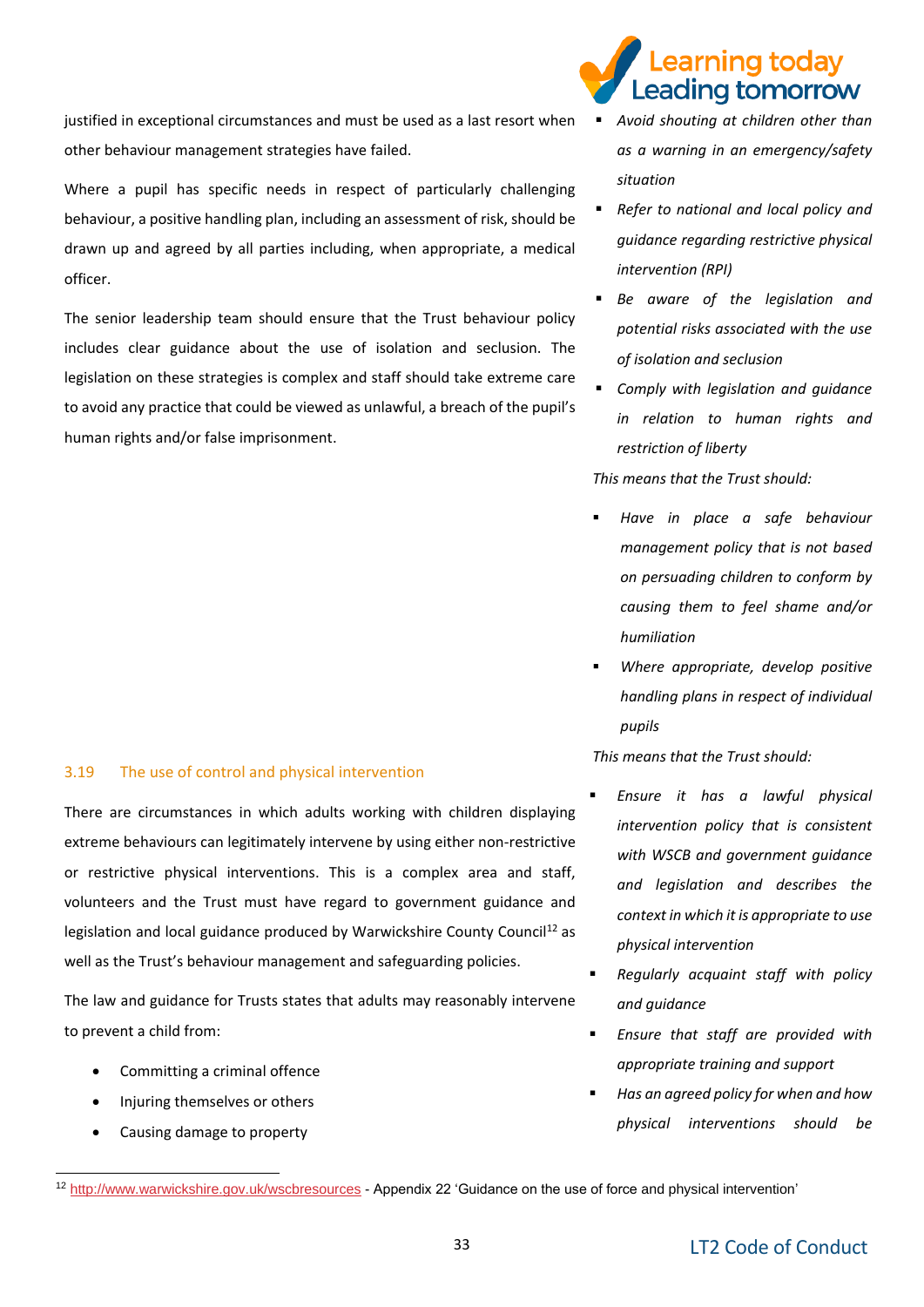justified in exceptional circumstances and must be used as a last resort when other behaviour management strategies have failed.

Where a pupil has specific needs in respect of particularly challenging behaviour, a positive handling plan, including an assessment of risk, should be drawn up and agreed by all parties including, when appropriate, a medical officer.

The senior leadership team should ensure that the Trust behaviour policy includes clear guidance about the use of isolation and seclusion. The legislation on these strategies is complex and staff should take extreme care to avoid any practice that could be viewed as unlawful, a breach of the pupil's human rights and/or false imprisonment.

- *Avoid shouting at children other than as a warning in an emergency/safety situation*
- *Refer to national and local policy and guidance regarding restrictive physical intervention (RPI)*
- *Be aware of the legislation and potential risks associated with the use of isolation and seclusion*
- *Comply with legislation and guidance in relation to human rights and restriction of liberty*

*This means that the Trust should:*

- *Have in place a safe behaviour management policy that is not based on persuading children to conform by causing them to feel shame and/or humiliation*
- *Where appropriate, develop positive handling plans in respect of individual pupils*

### 3.19 The use of control and physical intervention

There are circumstances in which adults working with children displaying extreme behaviours can legitimately intervene by using either non-restrictive or restrictive physical interventions. This is a complex area and staff, volunteers and the Trust must have regard to government guidance and legislation and local guidance produced by Warwickshire County Council[12] as well as the Trust's behaviour management and safeguarding policies.

The law and guidance for Trusts states that adults may reasonably intervene to prevent a child from:

- Committing a criminal offence
- Injuring themselves or others
- Causing damage to property

*This means that the Trust should:*

- *Ensure it has a lawful physical intervention policy that is consistent with WSCB and government guidance and legislation and describes the context in which it is appropriate to use physical intervention*
- *Regularly acquaint staff with policy and guidance*
- *Ensure that staff are provided with appropriate training and support*
- *Has an agreed policy for when and how physical interventions should be*

[12] http://www.warwickshire.gov.uk/wscbresources - Appendix 22 'Guidance on the use of force and physical intervention'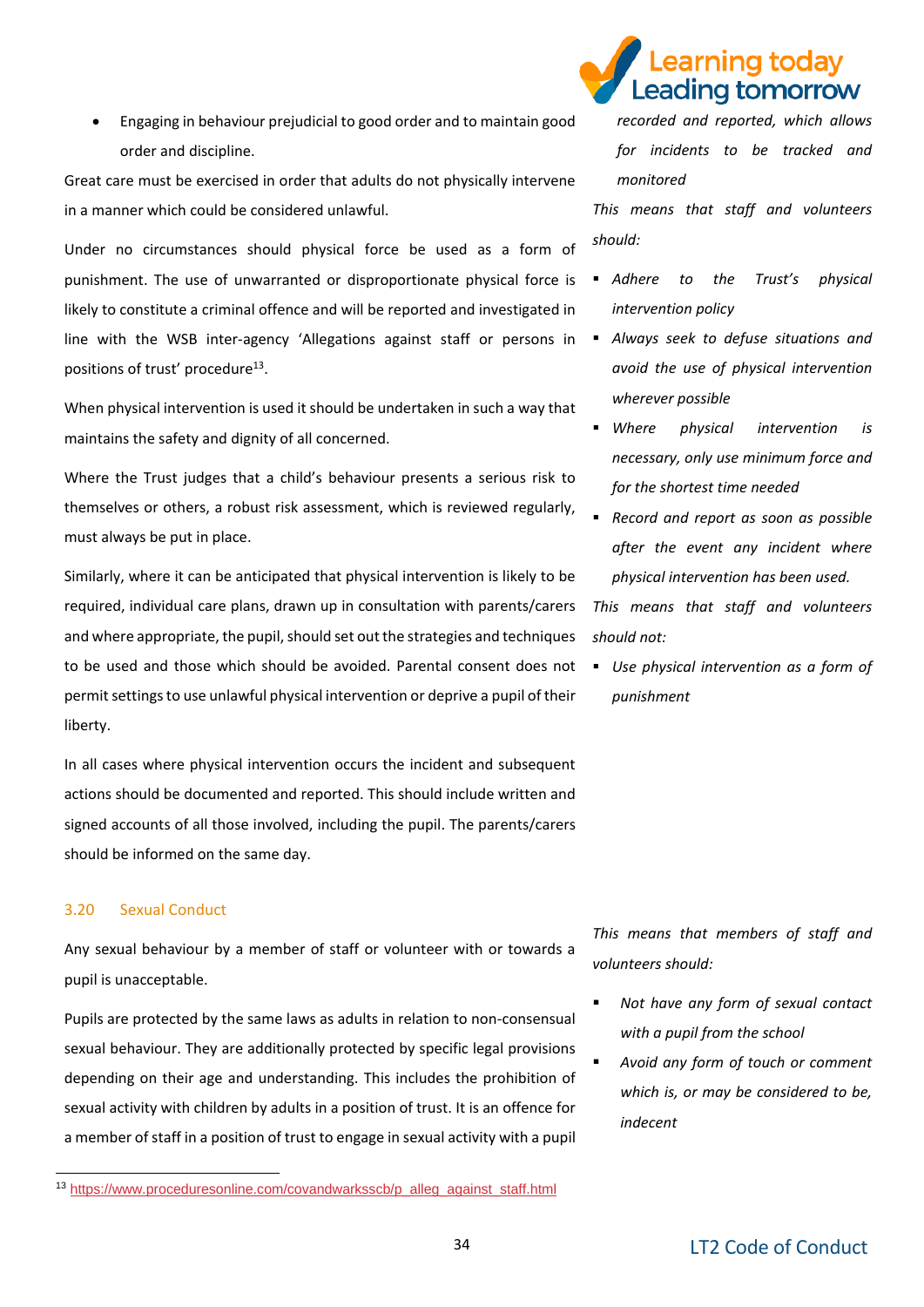- Engaging in behaviour prejudicial to good order and to maintain good order and discipline.

Great care must be exercised in order that adults do not physically intervene in a manner which could be considered unlawful.

Under no circumstances should physical force be used as a form of punishment. The use of unwarranted or disproportionate physical force is likely to constitute a criminal offence and will be reported and investigated in line with the WSB inter-agency 'Allegations against staff or persons in positions of trust' procedure[13].

When physical intervention is used it should be undertaken in such a way that maintains the safety and dignity of all concerned.

Where the Trust judges that a child's behaviour presents a serious risk to themselves or others, a robust risk assessment, which is reviewed regularly, must always be put in place.

Similarly, where it can be anticipated that physical intervention is likely to be required, individual care plans, drawn up in consultation with parents/carers and where appropriate, the pupil, should set out the strategies and techniques to be used and those which should be avoided. Parental consent does not permit settings to use unlawful physical intervention or deprive a pupil of their liberty.

In all cases where physical intervention occurs the incident and subsequent actions should be documented and reported. This should include written and signed accounts of all those involved, including the pupil. The parents/carers should be informed on the same day.

*recorded and reported, which allows for incidents to be tracked and monitored*

*This means that staff and volunteers should:*

- *Adhere to the Trust's physical intervention policy*
- *Always seek to defuse situations and avoid the use of physical intervention wherever possible*
- *Where physical intervention is necessary, only use minimum force and for the shortest time needed*
- *Record and report as soon as possible after the event any incident where physical intervention has been used.*

*This means that staff and volunteers should not:*

- *Use physical intervention as a form of punishment*

## 3.20 Sexual Conduct

Any sexual behaviour by a member of staff or volunteer with or towards a pupil is unacceptable.

Pupils are protected by the same laws as adults in relation to non-consensual sexual behaviour. They are additionally protected by specific legal provisions depending on their age and understanding. This includes the prohibition of sexual activity with children by adults in a position of trust. It is an offence for a member of staff in a position of trust to engage in sexual activity with a pupil

*This means that members of staff and volunteers should:*

- *Not have any form of sexual contact with a pupil from the school*
- *Avoid any form of touch or comment which is, or may be considered to be, indecent*

[13] https://www.proceduresonline.com/covandwarkssscb/p_alleg_against_staff.html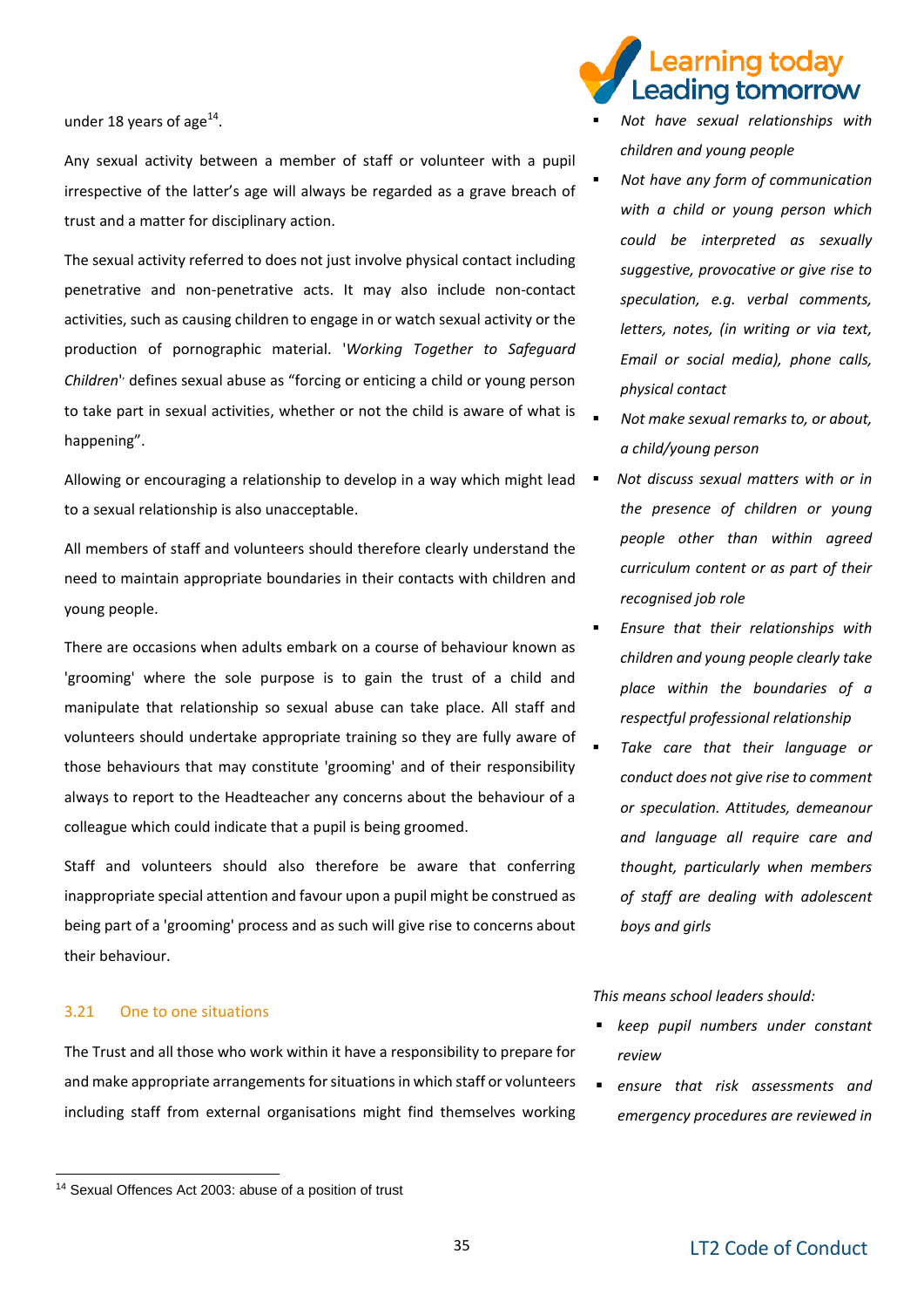under 18 years of age[14].

Any sexual activity between a member of staff or volunteer with a pupil irrespective of the latter's age will always be regarded as a grave breach of trust and a matter for disciplinary action.

The sexual activity referred to does not just involve physical contact including penetrative and non-penetrative acts. It may also include non-contact activities, such as causing children to engage in or watch sexual activity or the production of pornographic material. '*Working Together to Safeguard Children*'' defines sexual abuse as "forcing or enticing a child or young person to take part in sexual activities, whether or not the child is aware of what is happening".

Allowing or encouraging a relationship to develop in a way which might lead to a sexual relationship is also unacceptable.

All members of staff and volunteers should therefore clearly understand the need to maintain appropriate boundaries in their contacts with children and young people.

There are occasions when adults embark on a course of behaviour known as 'grooming' where the sole purpose is to gain the trust of a child and manipulate that relationship so sexual abuse can take place. All staff and volunteers should undertake appropriate training so they are fully aware of those behaviours that may constitute 'grooming' and of their responsibility always to report to the Headteacher any concerns about the behaviour of a colleague which could indicate that a pupil is being groomed.

Staff and volunteers should also therefore be aware that conferring inappropriate special attention and favour upon a pupil might be construed as being part of a 'grooming' process and as such will give rise to concerns about their behaviour.

### 3.21 One to one situations

The Trust and all those who work within it have a responsibility to prepare for and make appropriate arrangements for situations in which staff or volunteers including staff from external organisations might find themselves working

- *Not have sexual relationships with children and young people*
- *Not have any form of communication with a child or young person which could be interpreted as sexually suggestive, provocative or give rise to speculation, e.g. verbal comments, letters, notes, (in writing or via text, Email or social media), phone calls, physical contact*
- *Not make sexual remarks to, or about, a child/young person*
- *Not discuss sexual matters with or in the presence of children or young people other than within agreed curriculum content or as part of their recognised job role*
- *Ensure that their relationships with children and young people clearly take place within the boundaries of a respectful professional relationship*
- *Take care that their language or conduct does not give rise to comment or speculation. Attitudes, demeanour and language all require care and thought, particularly when members of staff are dealing with adolescent boys and girls*

*This means school leaders should:*

- *keep pupil numbers under constant review*
- *ensure that risk assessments and emergency procedures are reviewed in*

---

[14] Sexual Offences Act 2003: abuse of a position of trust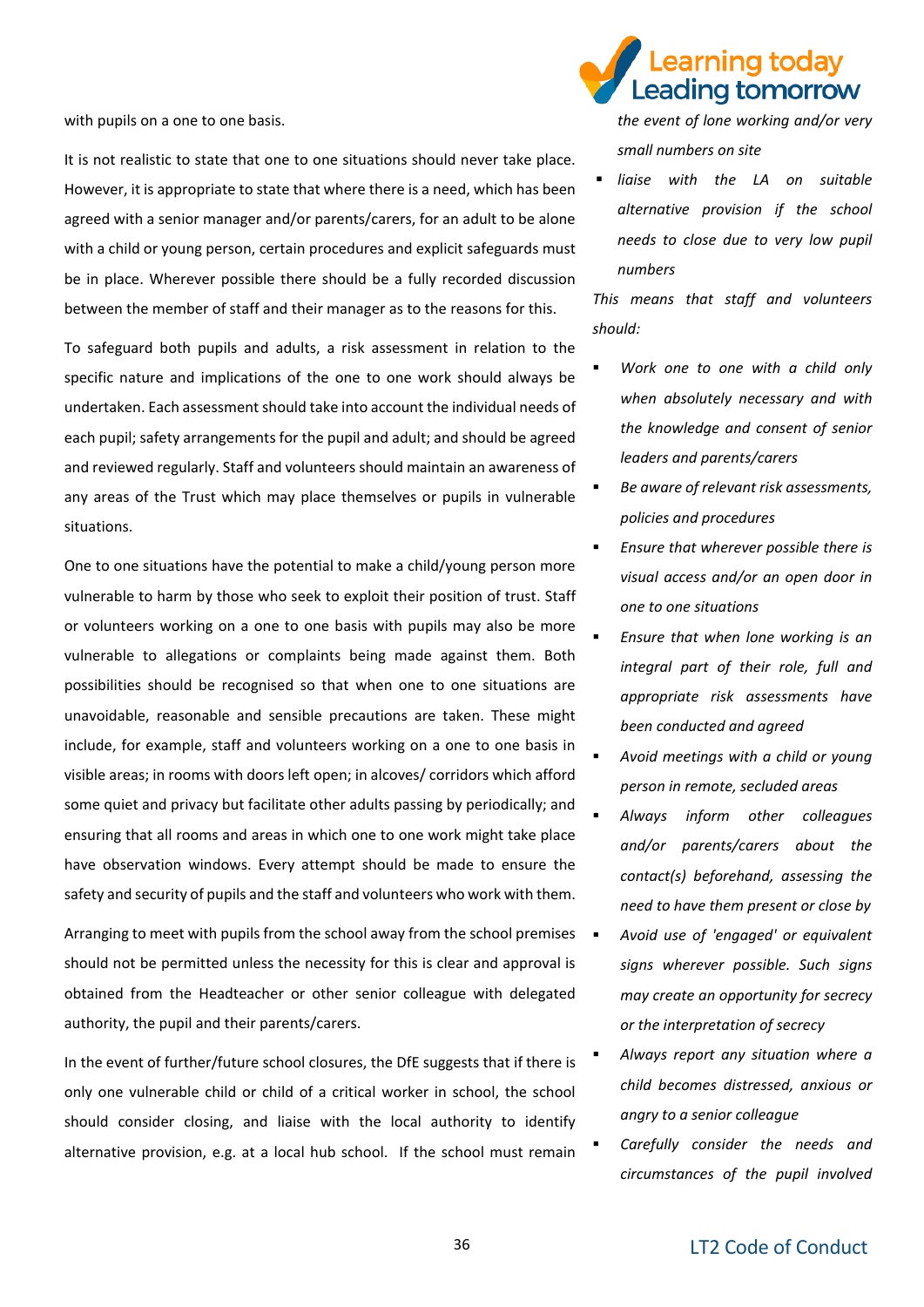with pupils on a one to one basis.

It is not realistic to state that one to one situations should never take place. However, it is appropriate to state that where there is a need, which has been agreed with a senior manager and/or parents/carers, for an adult to be alone with a child or young person, certain procedures and explicit safeguards must be in place. Wherever possible there should be a fully recorded discussion between the member of staff and their manager as to the reasons for this.

To safeguard both pupils and adults, a risk assessment in relation to the specific nature and implications of the one to one work should always be undertaken. Each assessment should take into account the individual needs of each pupil; safety arrangements for the pupil and adult; and should be agreed and reviewed regularly. Staff and volunteers should maintain an awareness of any areas of the Trust which may place themselves or pupils in vulnerable situations.

One to one situations have the potential to make a child/young person more vulnerable to harm by those who seek to exploit their position of trust. Staff or volunteers working on a one to one basis with pupils may also be more vulnerable to allegations or complaints being made against them. Both possibilities should be recognised so that when one to one situations are unavoidable, reasonable and sensible precautions are taken. These might include, for example, staff and volunteers working on a one to one basis in visible areas; in rooms with doors left open; in alcoves/ corridors which afford some quiet and privacy but facilitate other adults passing by periodically; and ensuring that all rooms and areas in which one to one work might take place have observation windows. Every attempt should be made to ensure the safety and security of pupils and the staff and volunteers who work with them.

Arranging to meet with pupils from the school away from the school premises should not be permitted unless the necessity for this is clear and approval is obtained from the Headteacher or other senior colleague with delegated authority, the pupil and their parents/carers.

In the event of further/future school closures, the DfE suggests that if there is only one vulnerable child or child of a critical worker in school, the school should consider closing, and liaise with the local authority to identify alternative provision, e.g. at a local hub school. If the school must remain

*the event of lone working and/or very small numbers on site*

- *liaise with the LA on suitable alternative provision if the school needs to close due to very low pupil numbers*

*This means that staff and volunteers should:*

- *Work one to one with a child only when absolutely necessary and with the knowledge and consent of senior leaders and parents/carers*
- *Be aware of relevant risk assessments, policies and procedures*
- *Ensure that wherever possible there is visual access and/or an open door in one to one situations*
- *Ensure that when lone working is an integral part of their role, full and appropriate risk assessments have been conducted and agreed*
- *Avoid meetings with a child or young person in remote, secluded areas*
- *Always inform other colleagues and/or parents/carers about the contact(s) beforehand, assessing the need to have them present or close by*
- *Avoid use of 'engaged' or equivalent signs wherever possible. Such signs may create an opportunity for secrecy or the interpretation of secrecy*
- *Always report any situation where a child becomes distressed, anxious or angry to a senior colleague*
- *Carefully consider the needs and circumstances of the pupil involved*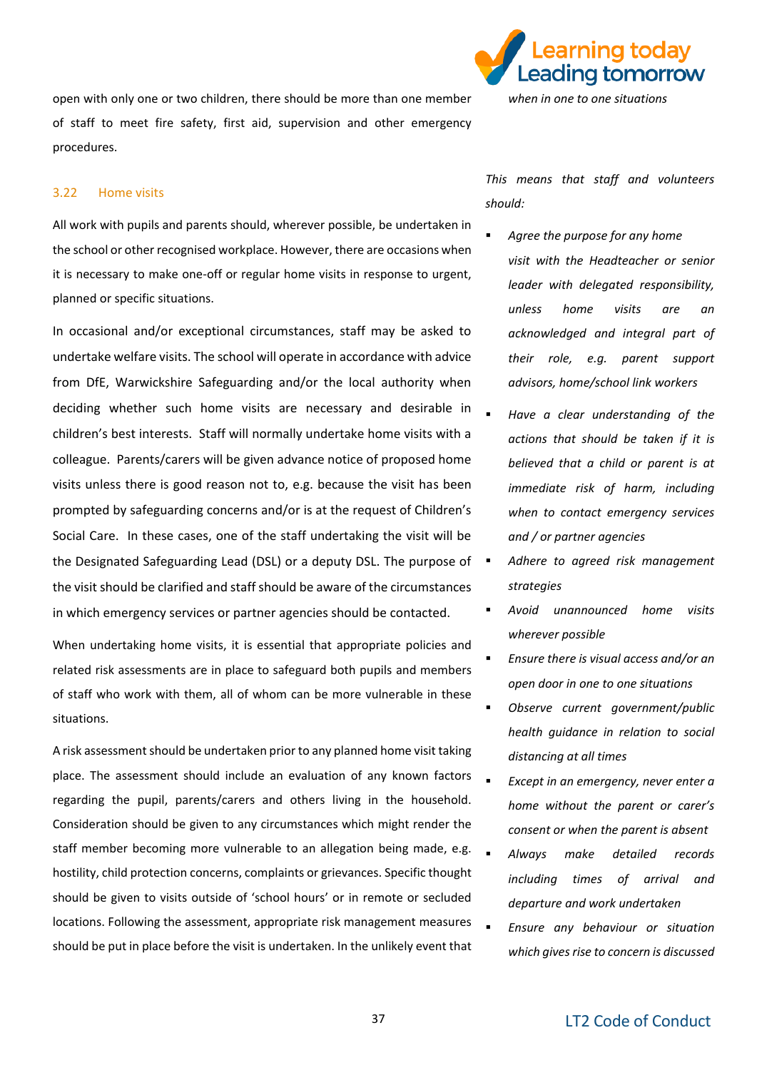open with only one or two children, there should be more than one member of staff to meet fire safety, first aid, supervision and other emergency procedures.

*when in one to one situations*

### 3.22 Home visits

All work with pupils and parents should, wherever possible, be undertaken in the school or other recognised workplace. However, there are occasions when it is necessary to make one-off or regular home visits in response to urgent, planned or specific situations.

In occasional and/or exceptional circumstances, staff may be asked to undertake welfare visits. The school will operate in accordance with advice from DfE, Warwickshire Safeguarding and/or the local authority when deciding whether such home visits are necessary and desirable in children's best interests. Staff will normally undertake home visits with a colleague. Parents/carers will be given advance notice of proposed home visits unless there is good reason not to, e.g. because the visit has been prompted by safeguarding concerns and/or is at the request of Children's Social Care. In these cases, one of the staff undertaking the visit will be the Designated Safeguarding Lead (DSL) or a deputy DSL. The purpose of the visit should be clarified and staff should be aware of the circumstances in which emergency services or partner agencies should be contacted.

When undertaking home visits, it is essential that appropriate policies and related risk assessments are in place to safeguard both pupils and members of staff who work with them, all of whom can be more vulnerable in these situations.

A risk assessment should be undertaken prior to any planned home visit taking place. The assessment should include an evaluation of any known factors regarding the pupil, parents/carers and others living in the household. Consideration should be given to any circumstances which might render the staff member becoming more vulnerable to an allegation being made, e.g. hostility, child protection concerns, complaints or grievances. Specific thought should be given to visits outside of 'school hours' or in remote or secluded locations. Following the assessment, appropriate risk management measures should be put in place before the visit is undertaken. In the unlikely event that

*This means that staff and volunteers should:*

- *Agree the purpose for any home visit with the Headteacher or senior leader with delegated responsibility, unless home visits are an acknowledged and integral part of their role, e.g. parent support advisors, home/school link workers*
- *Have a clear understanding of the actions that should be taken if it is believed that a child or parent is at immediate risk of harm, including when to contact emergency services and / or partner agencies*
- *Adhere to agreed risk management strategies*
- *Avoid unannounced home visits wherever possible*
- *Ensure there is visual access and/or an open door in one to one situations*
- *Observe current government/public health guidance in relation to social distancing at all times*
- *Except in an emergency, never enter a home without the parent or carer's consent or when the parent is absent*
- *Always make detailed records including times of arrival and departure and work undertaken*
- *Ensure any behaviour or situation which gives rise to concern is discussed*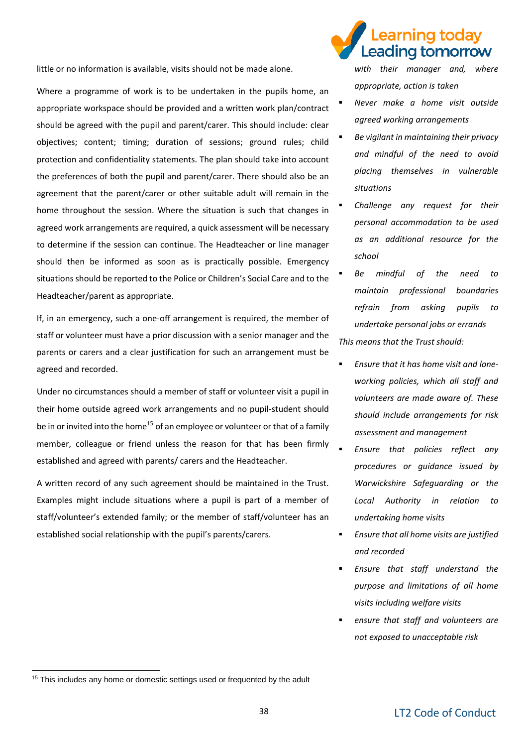little or no information is available, visits should not be made alone.

Where a programme of work is to be undertaken in the pupils home, an appropriate workspace should be provided and a written work plan/contract should be agreed with the pupil and parent/carer. This should include: clear objectives; content; timing; duration of sessions; ground rules; child protection and confidentiality statements. The plan should take into account the preferences of both the pupil and parent/carer. There should also be an agreement that the parent/carer or other suitable adult will remain in the home throughout the session. Where the situation is such that changes in agreed work arrangements are required, a quick assessment will be necessary to determine if the session can continue. The Headteacher or line manager should then be informed as soon as is practically possible. Emergency situations should be reported to the Police or Children's Social Care and to the Headteacher/parent as appropriate.

If, in an emergency, such a one-off arrangement is required, the member of staff or volunteer must have a prior discussion with a senior manager and the parents or carers and a clear justification for such an arrangement must be agreed and recorded.

Under no circumstances should a member of staff or volunteer visit a pupil in their home outside agreed work arrangements and no pupil-student should be in or invited into the home[15] of an employee or volunteer or that of a family member, colleague or friend unless the reason for that has been firmly established and agreed with parents/ carers and the Headteacher.

A written record of any such agreement should be maintained in the Trust. Examples might include situations where a pupil is part of a member of staff/volunteer's extended family; or the member of staff/volunteer has an established social relationship with the pupil's parents/carers.

*with their manager and, where appropriate, action is taken*

- *Never make a home visit outside agreed working arrangements*
- *Be vigilant in maintaining their privacy and mindful of the need to avoid placing themselves in vulnerable situations*
- *Challenge any request for their personal accommodation to be used as an additional resource for the school*
- *Be mindful of the need to maintain professional boundaries refrain from asking pupils to undertake personal jobs or errands*

*This means that the Trust should:*

- *Ensure that it has home visit and lone-working policies, which all staff and volunteers are made aware of. These should include arrangements for risk assessment and management*
- *Ensure that policies reflect any procedures or guidance issued by Warwickshire Safeguarding or the Local Authority in relation to undertaking home visits*
- *Ensure that all home visits are justified and recorded*
- *Ensure that staff understand the purpose and limitations of all home visits including welfare visits*
- *ensure that staff and volunteers are not exposed to unacceptable risk*

[15] This includes any home or domestic settings used or frequented by the adult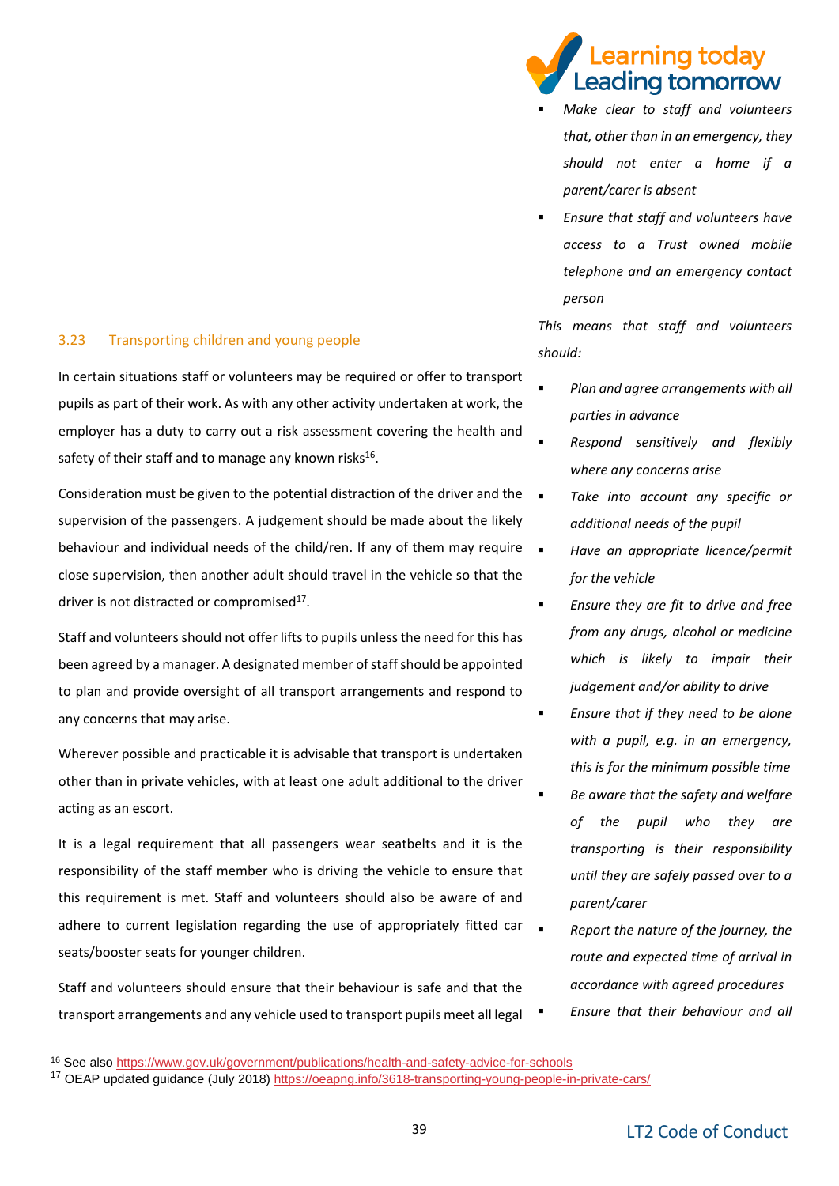- *Make clear to staff and volunteers that, other than in an emergency, they should not enter a home if a parent/carer is absent*
- *Ensure that staff and volunteers have access to a Trust owned mobile telephone and an emergency contact person*

*This means that staff and volunteers should:*

- *Plan and agree arrangements with all parties in advance*
- *Respond sensitively and flexibly where any concerns arise*
- *Take into account any specific or additional needs of the pupil*
- *Have an appropriate licence/permit for the vehicle*
- *Ensure they are fit to drive and free from any drugs, alcohol or medicine which is likely to impair their judgement and/or ability to drive*
- *Ensure that if they need to be alone with a pupil, e.g. in an emergency, this is for the minimum possible time*
- *Be aware that the safety and welfare of the pupil who they are transporting is their responsibility until they are safely passed over to a parent/carer*
- *Report the nature of the journey, the route and expected time of arrival in accordance with agreed procedures*
- *Ensure that their behaviour and all*

## 3.23 Transporting children and young people

In certain situations staff or volunteers may be required or offer to transport pupils as part of their work. As with any other activity undertaken at work, the employer has a duty to carry out a risk assessment covering the health and safety of their staff and to manage any known risks[16].

Consideration must be given to the potential distraction of the driver and the supervision of the passengers. A judgement should be made about the likely behaviour and individual needs of the child/ren. If any of them may require close supervision, then another adult should travel in the vehicle so that the driver is not distracted or compromised[17].

Staff and volunteers should not offer lifts to pupils unless the need for this has been agreed by a manager. A designated member of staff should be appointed to plan and provide oversight of all transport arrangements and respond to any concerns that may arise.

Wherever possible and practicable it is advisable that transport is undertaken other than in private vehicles, with at least one adult additional to the driver acting as an escort.

It is a legal requirement that all passengers wear seatbelts and it is the responsibility of the staff member who is driving the vehicle to ensure that this requirement is met. Staff and volunteers should also be aware of and adhere to current legislation regarding the use of appropriately fitted car seats/booster seats for younger children.

Staff and volunteers should ensure that their behaviour is safe and that the transport arrangements and any vehicle used to transport pupils meet all legal

---

[16] See also https://www.gov.uk/government/publications/health-and-safety-advice-for-schools

[17] OEAP updated guidance (July 2018) https://oeapng.info/3618-transporting-young-people-in-private-cars/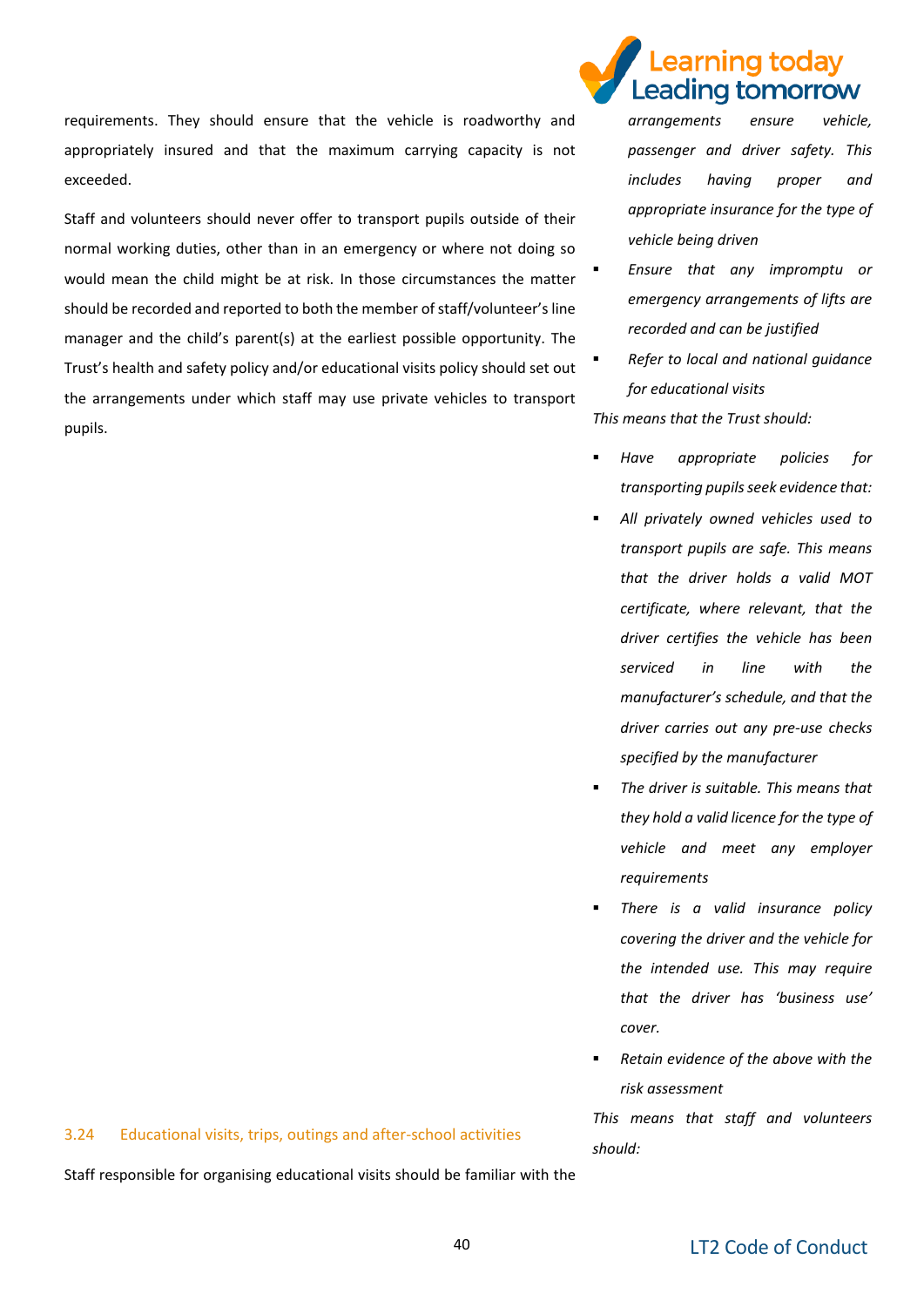requirements. They should ensure that the vehicle is roadworthy and appropriately insured and that the maximum carrying capacity is not exceeded.

Staff and volunteers should never offer to transport pupils outside of their normal working duties, other than in an emergency or where not doing so would mean the child might be at risk. In those circumstances the matter should be recorded and reported to both the member of staff/volunteer's line manager and the child's parent(s) at the earliest possible opportunity. The Trust's health and safety policy and/or educational visits policy should set out the arrangements under which staff may use private vehicles to transport pupils.

*arrangements ensure vehicle, passenger and driver safety. This includes having proper and appropriate insurance for the type of vehicle being driven*

- *Ensure that any impromptu or emergency arrangements of lifts are recorded and can be justified*
- *Refer to local and national guidance for educational visits*

*This means that the Trust should:*

- *Have appropriate policies for transporting pupils seek evidence that:*
- *All privately owned vehicles used to transport pupils are safe. This means that the driver holds a valid MOT certificate, where relevant, that the driver certifies the vehicle has been serviced in line with the manufacturer's schedule, and that the driver carries out any pre-use checks specified by the manufacturer*
- *The driver is suitable. This means that they hold a valid licence for the type of vehicle and meet any employer requirements*
- *There is a valid insurance policy covering the driver and the vehicle for the intended use. This may require that the driver has 'business use' cover.*
- *Retain evidence of the above with the risk assessment*

*This means that staff and volunteers should:*

### 3.24 Educational visits, trips, outings and after-school activities

Staff responsible for organising educational visits should be familiar with the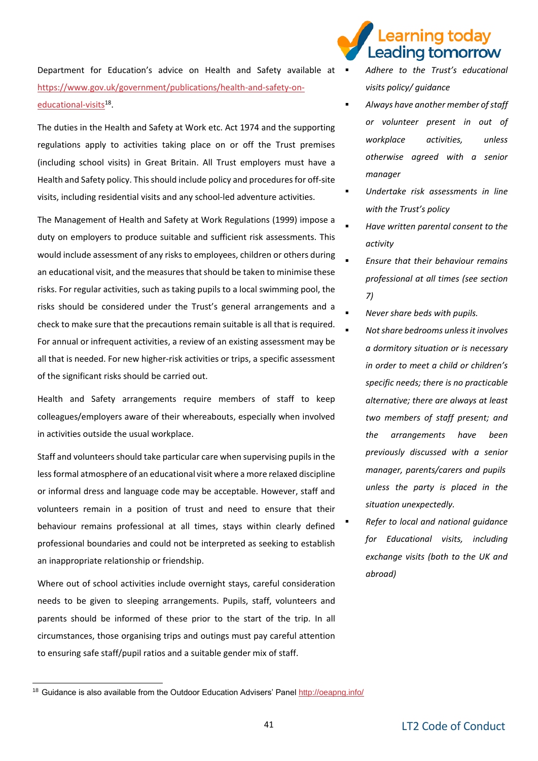Department for Education's advice on Health and Safety available at https://www.gov.uk/government/publications/health-and-safety-on-educational-visits[18].

The duties in the Health and Safety at Work etc. Act 1974 and the supporting regulations apply to activities taking place on or off the Trust premises (including school visits) in Great Britain. All Trust employers must have a Health and Safety policy. This should include policy and procedures for off-site visits, including residential visits and any school-led adventure activities.

The Management of Health and Safety at Work Regulations (1999) impose a duty on employers to produce suitable and sufficient risk assessments. This would include assessment of any risks to employees, children or others during an educational visit, and the measures that should be taken to minimise these risks. For regular activities, such as taking pupils to a local swimming pool, the risks should be considered under the Trust's general arrangements and a check to make sure that the precautions remain suitable is all that is required. For annual or infrequent activities, a review of an existing assessment may be all that is needed. For new higher-risk activities or trips, a specific assessment of the significant risks should be carried out.

Health and Safety arrangements require members of staff to keep colleagues/employers aware of their whereabouts, especially when involved in activities outside the usual workplace.

Staff and volunteers should take particular care when supervising pupils in the less formal atmosphere of an educational visit where a more relaxed discipline or informal dress and language code may be acceptable. However, staff and volunteers remain in a position of trust and need to ensure that their behaviour remains professional at all times, stays within clearly defined professional boundaries and could not be interpreted as seeking to establish an inappropriate relationship or friendship.

Where out of school activities include overnight stays, careful consideration needs to be given to sleeping arrangements. Pupils, staff, volunteers and parents should be informed of these prior to the start of the trip. In all circumstances, those organising trips and outings must pay careful attention to ensuring safe staff/pupil ratios and a suitable gender mix of staff.

- *Adhere to the Trust's educational visits policy/ guidance*
- *Always have another member of staff or volunteer present in out of workplace activities, unless otherwise agreed with a senior manager*
- *Undertake risk assessments in line with the Trust's policy*
- *Have written parental consent to the activity*
- *Ensure that their behaviour remains professional at all times (see section 7)*
- *Never share beds with pupils.*
- *Not share bedrooms unless it involves a dormitory situation or is necessary in order to meet a child or children's specific needs; there is no practicable alternative; there are always at least two members of staff present; and the arrangements have been previously discussed with a senior manager, parents/carers and pupils unless the party is placed in the situation unexpectedly.*
- *Refer to local and national guidance for Educational visits, including exchange visits (both to the UK and abroad)*

[18] Guidance is also available from the Outdoor Education Advisers' Panel http://oeapng.info/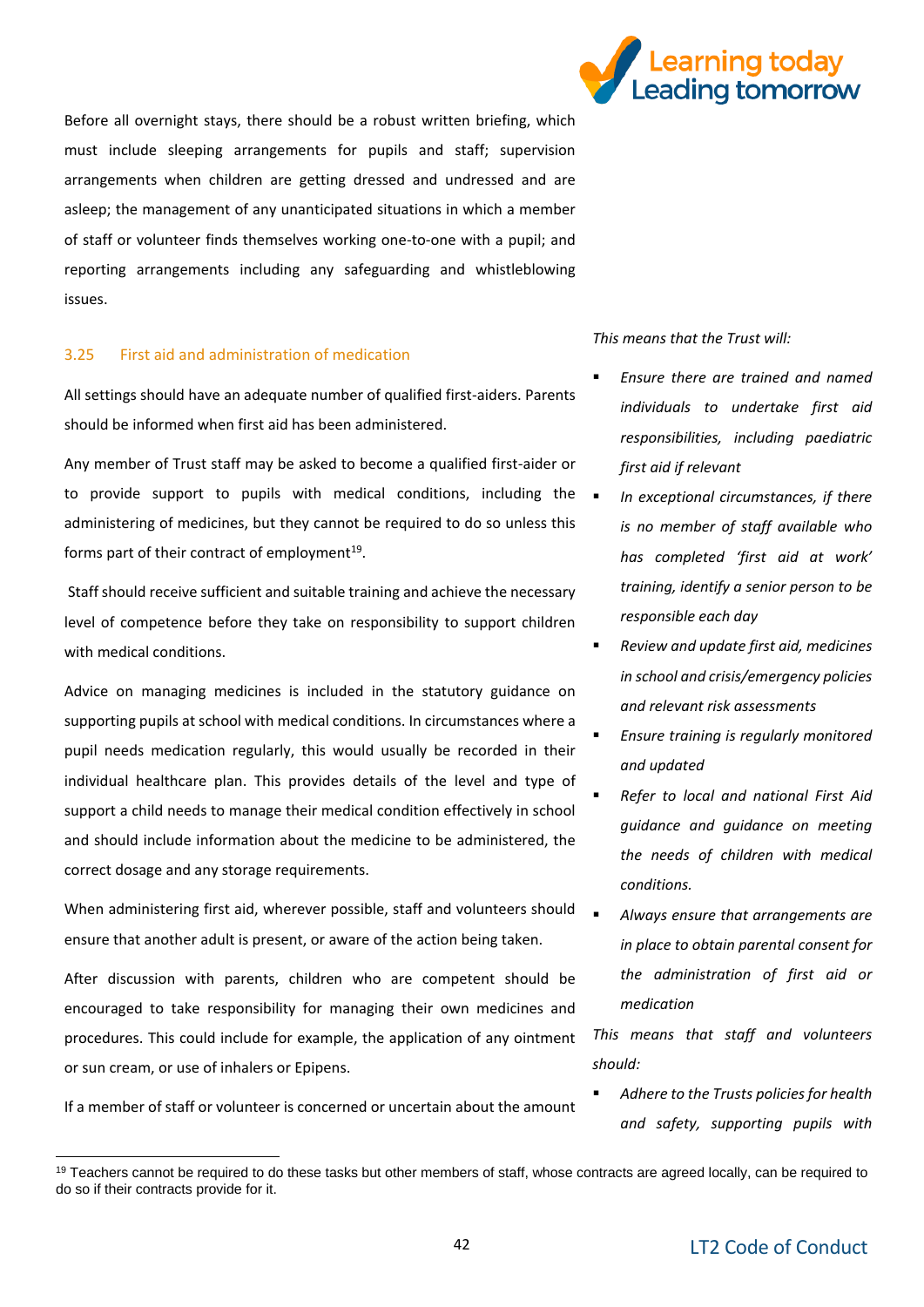Before all overnight stays, there should be a robust written briefing, which must include sleeping arrangements for pupils and staff; supervision arrangements when children are getting dressed and undressed and are asleep; the management of any unanticipated situations in which a member of staff or volunteer finds themselves working one-to-one with a pupil; and reporting arrangements including any safeguarding and whistleblowing issues.

### 3.25 First aid and administration of medication

All settings should have an adequate number of qualified first-aiders. Parents should be informed when first aid has been administered.

Any member of Trust staff may be asked to become a qualified first-aider or to provide support to pupils with medical conditions, including the administering of medicines, but they cannot be required to do so unless this forms part of their contract of employment[19].

Staff should receive sufficient and suitable training and achieve the necessary level of competence before they take on responsibility to support children with medical conditions.

Advice on managing medicines is included in the statutory guidance on supporting pupils at school with medical conditions. In circumstances where a pupil needs medication regularly, this would usually be recorded in their individual healthcare plan. This provides details of the level and type of support a child needs to manage their medical condition effectively in school and should include information about the medicine to be administered, the correct dosage and any storage requirements.

When administering first aid, wherever possible, staff and volunteers should ensure that another adult is present, or aware of the action being taken.

After discussion with parents, children who are competent should be encouraged to take responsibility for managing their own medicines and procedures. This could include for example, the application of any ointment or sun cream, or use of inhalers or Epipens.

If a member of staff or volunteer is concerned or uncertain about the amount

*This means that the Trust will:*

- *Ensure there are trained and named individuals to undertake first aid responsibilities, including paediatric first aid if relevant*
- *In exceptional circumstances, if there is no member of staff available who has completed 'first aid at work' training, identify a senior person to be responsible each day*
- *Review and update first aid, medicines in school and crisis/emergency policies and relevant risk assessments*
- *Ensure training is regularly monitored and updated*
- *Refer to local and national First Aid guidance and guidance on meeting the needs of children with medical conditions.*
- *Always ensure that arrangements are in place to obtain parental consent for the administration of first aid or medication*

*This means that staff and volunteers should:*

- *Adhere to the Trusts policies for health and safety, supporting pupils with*

[19] Teachers cannot be required to do these tasks but other members of staff, whose contracts are agreed locally, can be required to do so if their contracts provide for it.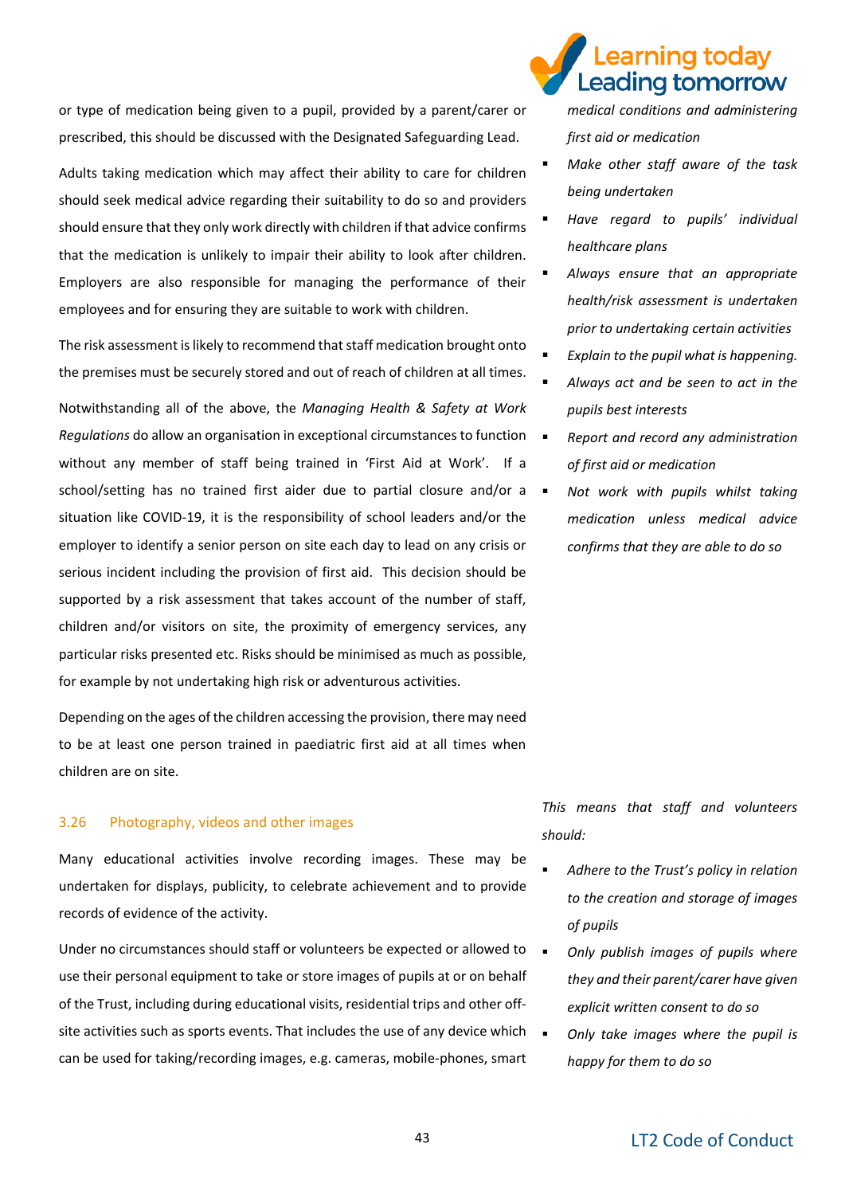or type of medication being given to a pupil, provided by a parent/carer or prescribed, this should be discussed with the Designated Safeguarding Lead.

Adults taking medication which may affect their ability to care for children should seek medical advice regarding their suitability to do so and providers should ensure that they only work directly with children if that advice confirms that the medication is unlikely to impair their ability to look after children. Employers are also responsible for managing the performance of their employees and for ensuring they are suitable to work with children.

The risk assessment is likely to recommend that staff medication brought onto the premises must be securely stored and out of reach of children at all times.

Notwithstanding all of the above, the *Managing Health & Safety at Work Regulations* do allow an organisation in exceptional circumstances to function without any member of staff being trained in 'First Aid at Work'. If a school/setting has no trained first aider due to partial closure and/or a situation like COVID-19, it is the responsibility of school leaders and/or the employer to identify a senior person on site each day to lead on any crisis or serious incident including the provision of first aid. This decision should be supported by a risk assessment that takes account of the number of staff, children and/or visitors on site, the proximity of emergency services, any particular risks presented etc. Risks should be minimised as much as possible, for example by not undertaking high risk or adventurous activities.

Depending on the ages of the children accessing the provision, there may need to be at least one person trained in paediatric first aid at all times when children are on site.

*medical conditions and administering first aid or medication*

- *Make other staff aware of the task being undertaken*
- *Have regard to pupils' individual healthcare plans*
- *Always ensure that an appropriate health/risk assessment is undertaken prior to undertaking certain activities*
- *Explain to the pupil what is happening.*
- *Always act and be seen to act in the pupils best interests*
- *Report and record any administration of first aid or medication*
- *Not work with pupils whilst taking medication unless medical advice confirms that they are able to do so*

### 3.26 Photography, videos and other images

Many educational activities involve recording images. These may be undertaken for displays, publicity, to celebrate achievement and to provide records of evidence of the activity.

Under no circumstances should staff or volunteers be expected or allowed to use their personal equipment to take or store images of pupils at or on behalf of the Trust, including during educational visits, residential trips and other off-site activities such as sports events. That includes the use of any device which can be used for taking/recording images, e.g. cameras, mobile-phones, smart

*This means that staff and volunteers should:*

- *Adhere to the Trust's policy in relation to the creation and storage of images of pupils*
- *Only publish images of pupils where they and their parent/carer have given explicit written consent to do so*
- *Only take images where the pupil is happy for them to do so*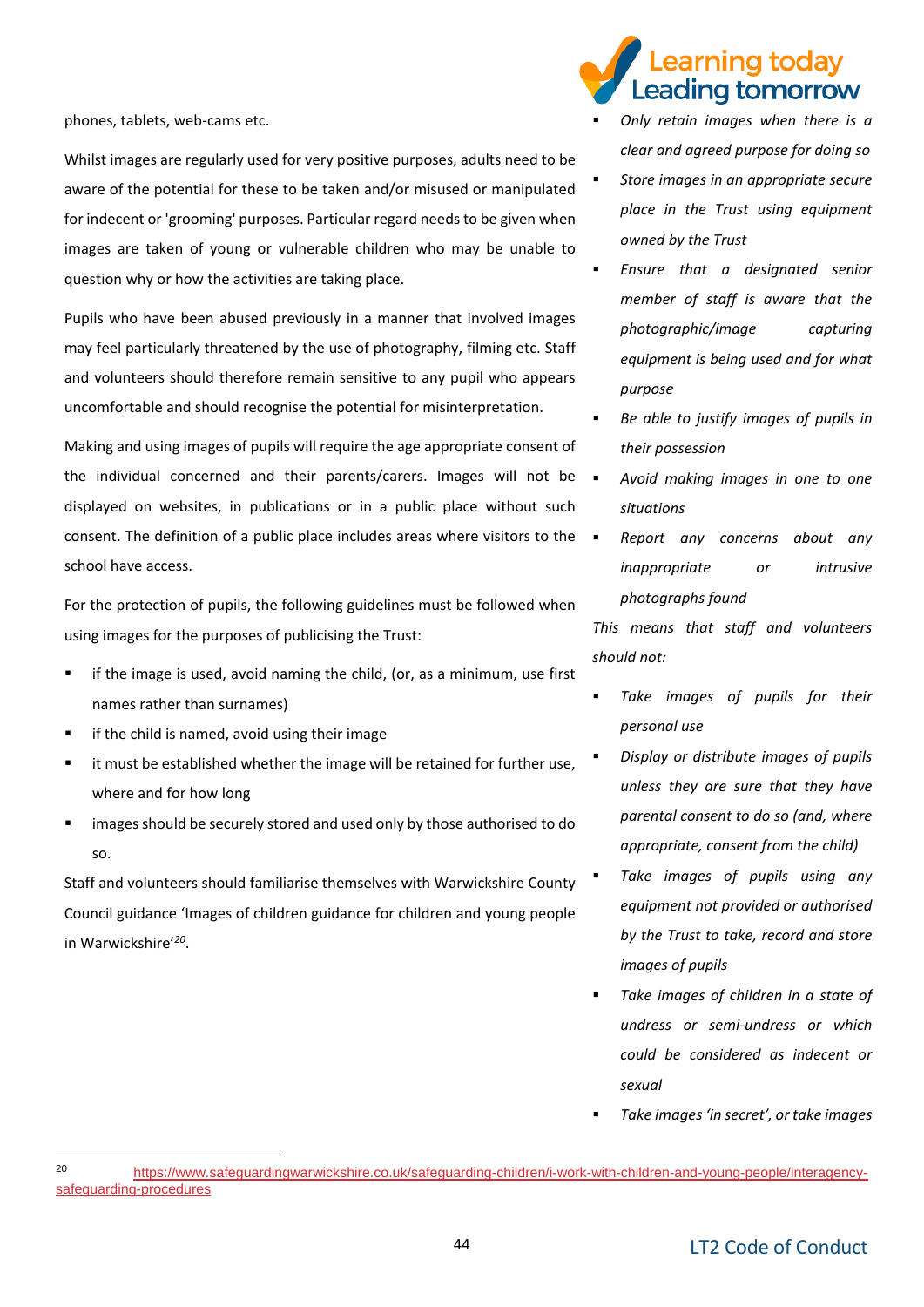phones, tablets, web-cams etc.

Whilst images are regularly used for very positive purposes, adults need to be aware of the potential for these to be taken and/or misused or manipulated for indecent or 'grooming' purposes. Particular regard needs to be given when images are taken of young or vulnerable children who may be unable to question why or how the activities are taking place.

Pupils who have been abused previously in a manner that involved images may feel particularly threatened by the use of photography, filming etc. Staff and volunteers should therefore remain sensitive to any pupil who appears uncomfortable and should recognise the potential for misinterpretation.

Making and using images of pupils will require the age appropriate consent of the individual concerned and their parents/carers. Images will not be displayed on websites, in publications or in a public place without such consent. The definition of a public place includes areas where visitors to the school have access.

For the protection of pupils, the following guidelines must be followed when using images for the purposes of publicising the Trust:

- if the image is used, avoid naming the child, (or, as a minimum, use first names rather than surnames)
- if the child is named, avoid using their image
- it must be established whether the image will be retained for further use, where and for how long
- images should be securely stored and used only by those authorised to do so.

Staff and volunteers should familiarise themselves with Warwickshire County Council guidance 'Images of children guidance for children and young people in Warwickshire'[20].

- *Only retain images when there is a clear and agreed purpose for doing so*
- *Store images in an appropriate secure place in the Trust using equipment owned by the Trust*
- *Ensure that a designated senior member of staff is aware that the photographic/image capturing equipment is being used and for what purpose*
- *Be able to justify images of pupils in their possession*
- *Avoid making images in one to one situations*
- *Report any concerns about any inappropriate or intrusive photographs found*

*This means that staff and volunteers should not:*

- *Take images of pupils for their personal use*
- *Display or distribute images of pupils unless they are sure that they have parental consent to do so (and, where appropriate, consent from the child)*
- *Take images of pupils using any equipment not provided or authorised by the Trust to take, record and store images of pupils*
- *Take images of children in a state of undress or semi-undress or which could be considered as indecent or sexual*
- *Take images 'in secret', or take images*

[20] https://www.safeguardingwarwickshire.co.uk/safeguarding-children/i-work-with-children-and-young-people/interagency-safeguarding-procedures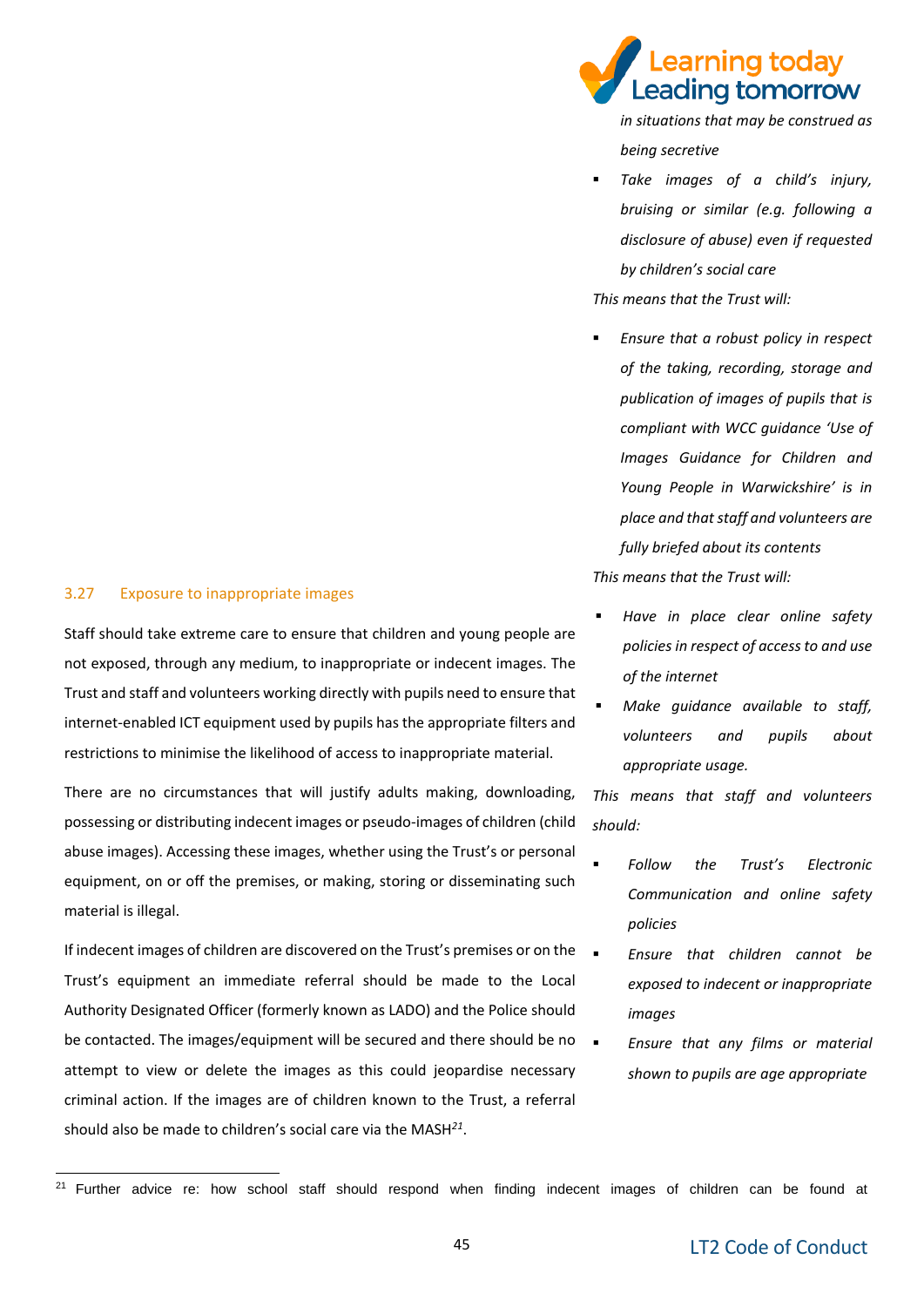in situations that may be construed as being secretive

- *Take images of a child's injury, bruising or similar (e.g. following a disclosure of abuse) even if requested by children's social care*

*This means that the Trust will:*

- *Ensure that a robust policy in respect of the taking, recording, storage and publication of images of pupils that is compliant with WCC guidance 'Use of Images Guidance for Children and Young People in Warwickshire' is in place and that staff and volunteers are fully briefed about its contents*

### 3.27 Exposure to inappropriate images

Staff should take extreme care to ensure that children and young people are not exposed, through any medium, to inappropriate or indecent images. The Trust and staff and volunteers working directly with pupils need to ensure that internet-enabled ICT equipment used by pupils has the appropriate filters and restrictions to minimise the likelihood of access to inappropriate material.

There are no circumstances that will justify adults making, downloading, possessing or distributing indecent images or pseudo-images of children (child abuse images). Accessing these images, whether using the Trust's or personal equipment, on or off the premises, or making, storing or disseminating such material is illegal.

If indecent images of children are discovered on the Trust's premises or on the Trust's equipment an immediate referral should be made to the Local Authority Designated Officer (formerly known as LADO) and the Police should be contacted. The images/equipment will be secured and there should be no attempt to view or delete the images as this could jeopardise necessary criminal action. If the images are of children known to the Trust, a referral should also be made to children's social care via the MASH[21].

*This means that the Trust will:*

- *Have in place clear online safety policies in respect of access to and use of the internet*
- *Make guidance available to staff, volunteers and pupils about appropriate usage.*

*This means that staff and volunteers should:*

- *Follow the Trust's Electronic Communication and online safety policies*
- *Ensure that children cannot be exposed to indecent or inappropriate images*
- *Ensure that any films or material shown to pupils are age appropriate*

---

[21] Further advice re: how school staff should respond when finding indecent images of children can be found at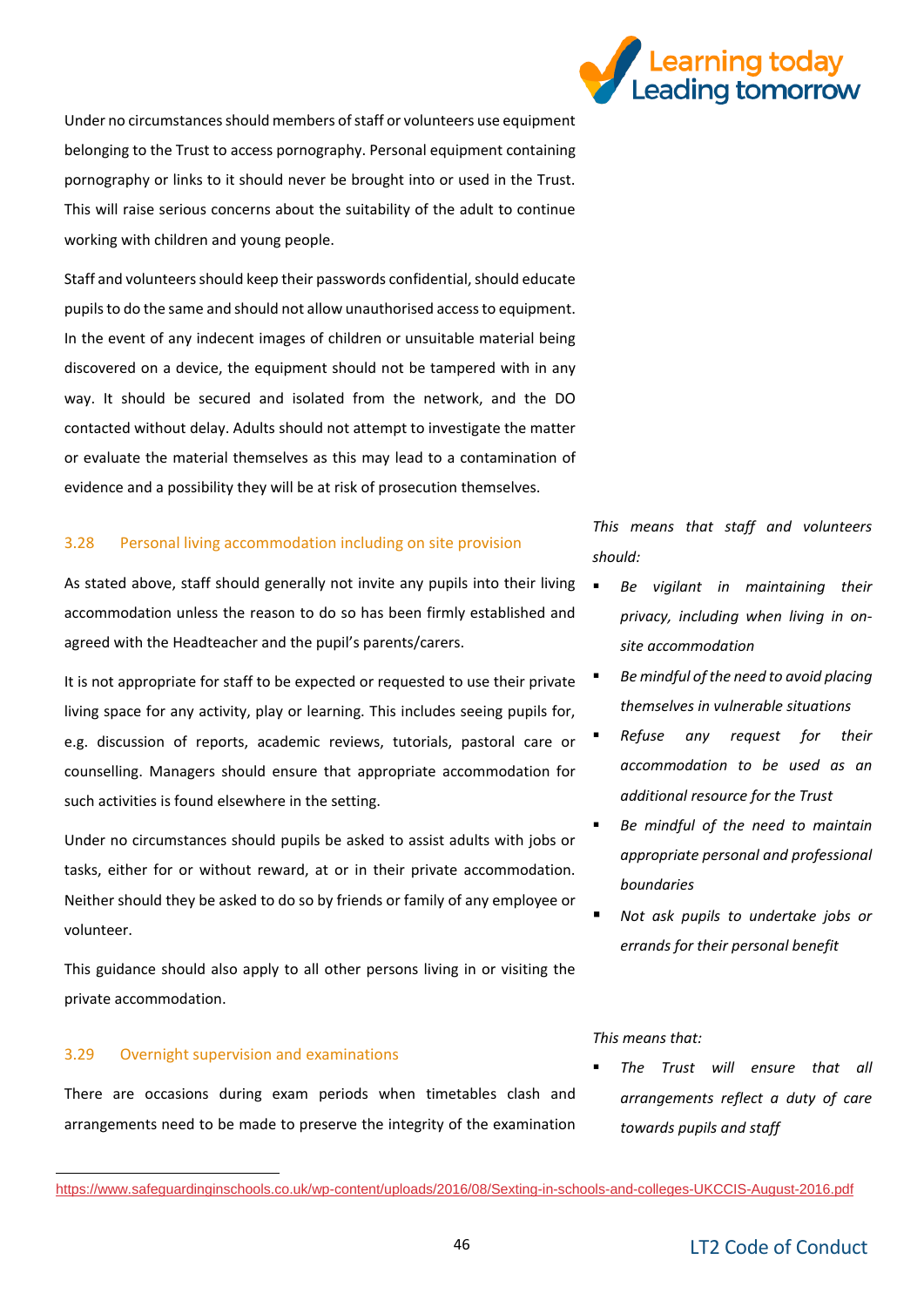Under no circumstances should members of staff or volunteers use equipment belonging to the Trust to access pornography. Personal equipment containing pornography or links to it should never be brought into or used in the Trust. This will raise serious concerns about the suitability of the adult to continue working with children and young people.

Staff and volunteers should keep their passwords confidential, should educate pupils to do the same and should not allow unauthorised access to equipment. In the event of any indecent images of children or unsuitable material being discovered on a device, the equipment should not be tampered with in any way. It should be secured and isolated from the network, and the DO contacted without delay. Adults should not attempt to investigate the matter or evaluate the material themselves as this may lead to a contamination of evidence and a possibility they will be at risk of prosecution themselves.

### 3.28 Personal living accommodation including on site provision

As stated above, staff should generally not invite any pupils into their living accommodation unless the reason to do so has been firmly established and agreed with the Headteacher and the pupil's parents/carers.

It is not appropriate for staff to be expected or requested to use their private living space for any activity, play or learning. This includes seeing pupils for, e.g. discussion of reports, academic reviews, tutorials, pastoral care or counselling. Managers should ensure that appropriate accommodation for such activities is found elsewhere in the setting.

Under no circumstances should pupils be asked to assist adults with jobs or tasks, either for or without reward, at or in their private accommodation. Neither should they be asked to do so by friends or family of any employee or volunteer.

This guidance should also apply to all other persons living in or visiting the private accommodation.

*This means that staff and volunteers should:*

- *Be vigilant in maintaining their privacy, including when living in on-site accommodation*
- *Be mindful of the need to avoid placing themselves in vulnerable situations*
- *Refuse any request for their accommodation to be used as an additional resource for the Trust*
- *Be mindful of the need to maintain appropriate personal and professional boundaries*
- *Not ask pupils to undertake jobs or errands for their personal benefit*

### 3.29 Overnight supervision and examinations

There are occasions during exam periods when timetables clash and arrangements need to be made to preserve the integrity of the examination

*This means that:*

- *The Trust will ensure that all arrangements reflect a duty of care towards pupils and staff*

---

https://www.safeguardinginschools.co.uk/wp-content/uploads/2016/08/Sexting-in-schools-and-colleges-UKCCIS-August-2016.pdf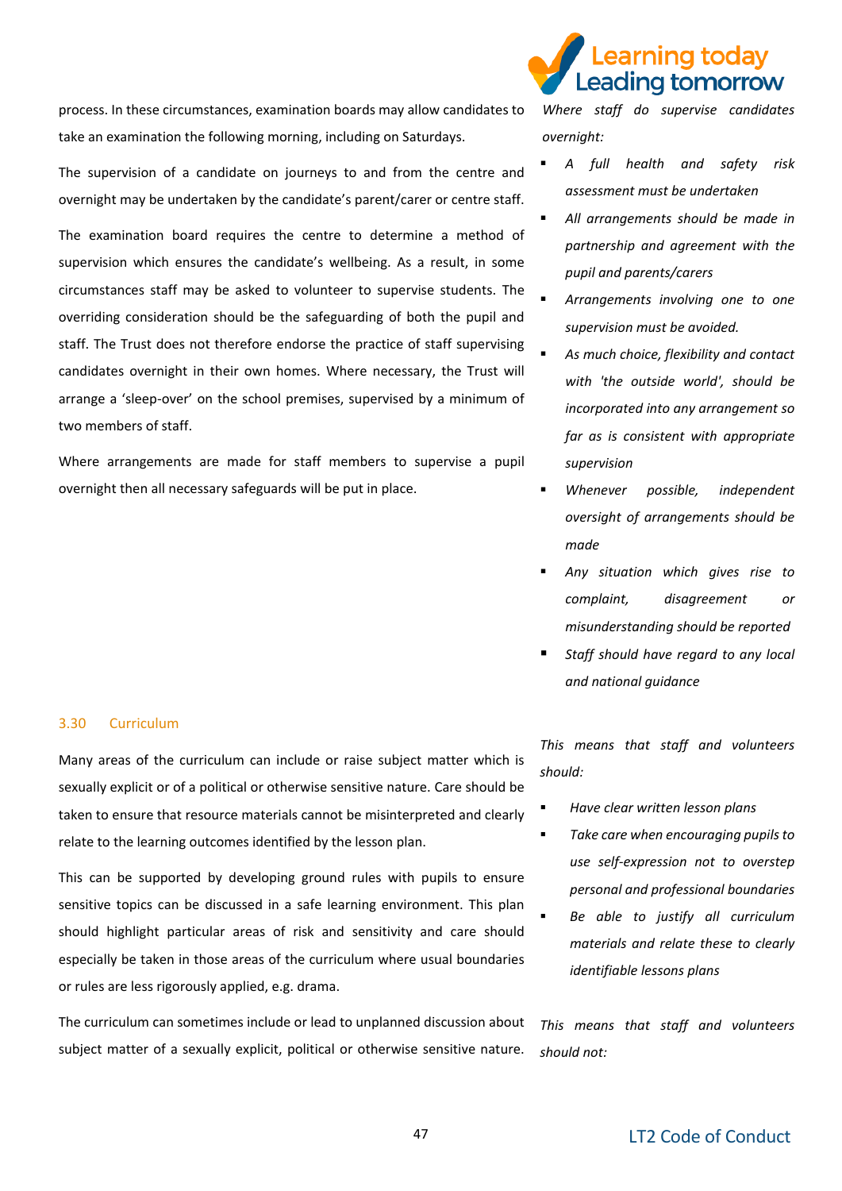process. In these circumstances, examination boards may allow candidates to take an examination the following morning, including on Saturdays.

The supervision of a candidate on journeys to and from the centre and overnight may be undertaken by the candidate's parent/carer or centre staff.

The examination board requires the centre to determine a method of supervision which ensures the candidate's wellbeing. As a result, in some circumstances staff may be asked to volunteer to supervise students. The overriding consideration should be the safeguarding of both the pupil and staff. The Trust does not therefore endorse the practice of staff supervising candidates overnight in their own homes. Where necessary, the Trust will arrange a 'sleep-over' on the school premises, supervised by a minimum of two members of staff.

Where arrangements are made for staff members to supervise a pupil overnight then all necessary safeguards will be put in place.

*Where staff do supervise candidates overnight:*

- *A full health and safety risk assessment must be undertaken*
- *All arrangements should be made in partnership and agreement with the pupil and parents/carers*
- *Arrangements involving one to one supervision must be avoided.*
- *As much choice, flexibility and contact with 'the outside world', should be incorporated into any arrangement so far as is consistent with appropriate supervision*
- *Whenever possible, independent oversight of arrangements should be made*
- *Any situation which gives rise to complaint, disagreement or misunderstanding should be reported*
- *Staff should have regard to any local and national guidance*

## 3.30 Curriculum

Many areas of the curriculum can include or raise subject matter which is sexually explicit or of a political or otherwise sensitive nature. Care should be taken to ensure that resource materials cannot be misinterpreted and clearly relate to the learning outcomes identified by the lesson plan.

This can be supported by developing ground rules with pupils to ensure sensitive topics can be discussed in a safe learning environment. This plan should highlight particular areas of risk and sensitivity and care should especially be taken in those areas of the curriculum where usual boundaries or rules are less rigorously applied, e.g. drama.

The curriculum can sometimes include or lead to unplanned discussion about subject matter of a sexually explicit, political or otherwise sensitive nature.

*This means that staff and volunteers should:*

- *Have clear written lesson plans*
- *Take care when encouraging pupils to use self-expression not to overstep personal and professional boundaries*
- *Be able to justify all curriculum materials and relate these to clearly identifiable lessons plans*

*This means that staff and volunteers should not:*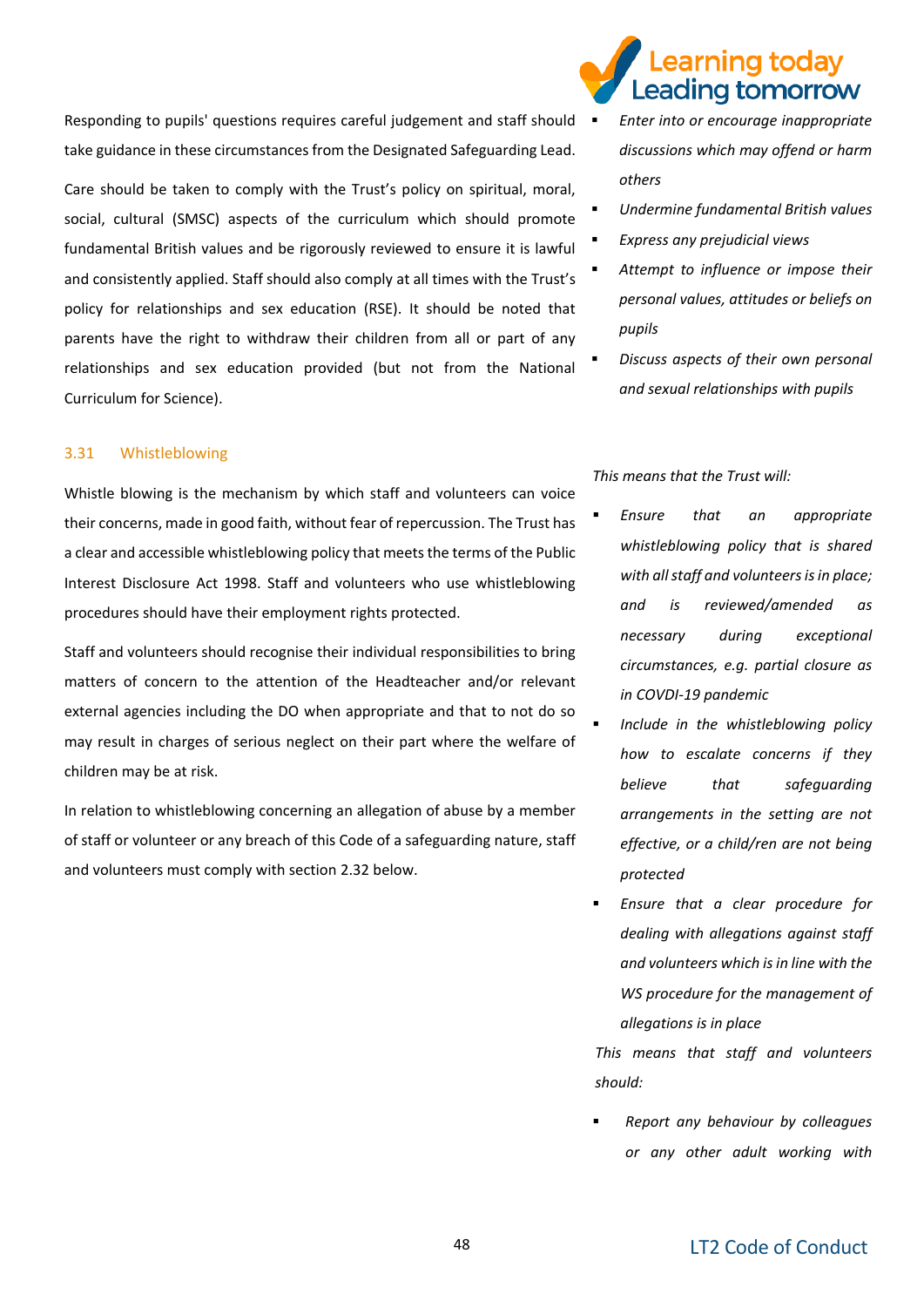Responding to pupils' questions requires careful judgement and staff should take guidance in these circumstances from the Designated Safeguarding Lead.

Care should be taken to comply with the Trust's policy on spiritual, moral, social, cultural (SMSC) aspects of the curriculum which should promote fundamental British values and be rigorously reviewed to ensure it is lawful and consistently applied. Staff should also comply at all times with the Trust's policy for relationships and sex education (RSE). It should be noted that parents have the right to withdraw their children from all or part of any relationships and sex education provided (but not from the National Curriculum for Science).

### 3.31 Whistleblowing

Whistle blowing is the mechanism by which staff and volunteers can voice their concerns, made in good faith, without fear of repercussion. The Trust has a clear and accessible whistleblowing policy that meets the terms of the Public Interest Disclosure Act 1998. Staff and volunteers who use whistleblowing procedures should have their employment rights protected.

Staff and volunteers should recognise their individual responsibilities to bring matters of concern to the attention of the Headteacher and/or relevant external agencies including the DO when appropriate and that to not do so may result in charges of serious neglect on their part where the welfare of children may be at risk.

In relation to whistleblowing concerning an allegation of abuse by a member of staff or volunteer or any breach of this Code of a safeguarding nature, staff and volunteers must comply with section 2.32 below.

- *Enter into or encourage inappropriate discussions which may offend or harm others*
- *Undermine fundamental British values*
- *Express any prejudicial views*
- *Attempt to influence or impose their personal values, attitudes or beliefs on pupils*
- *Discuss aspects of their own personal and sexual relationships with pupils*

*This means that the Trust will:*

- *Ensure that an appropriate whistleblowing policy that is shared with all staff and volunteers is in place; and is reviewed/amended as necessary during exceptional circumstances, e.g. partial closure as in COVDI-19 pandemic*
- *Include in the whistleblowing policy how to escalate concerns if they believe that safeguarding arrangements in the setting are not effective, or a child/ren are not being protected*
- *Ensure that a clear procedure for dealing with allegations against staff and volunteers which is in line with the WS procedure for the management of allegations is in place*

*This means that staff and volunteers should:*

- *Report any behaviour by colleagues or any other adult working with*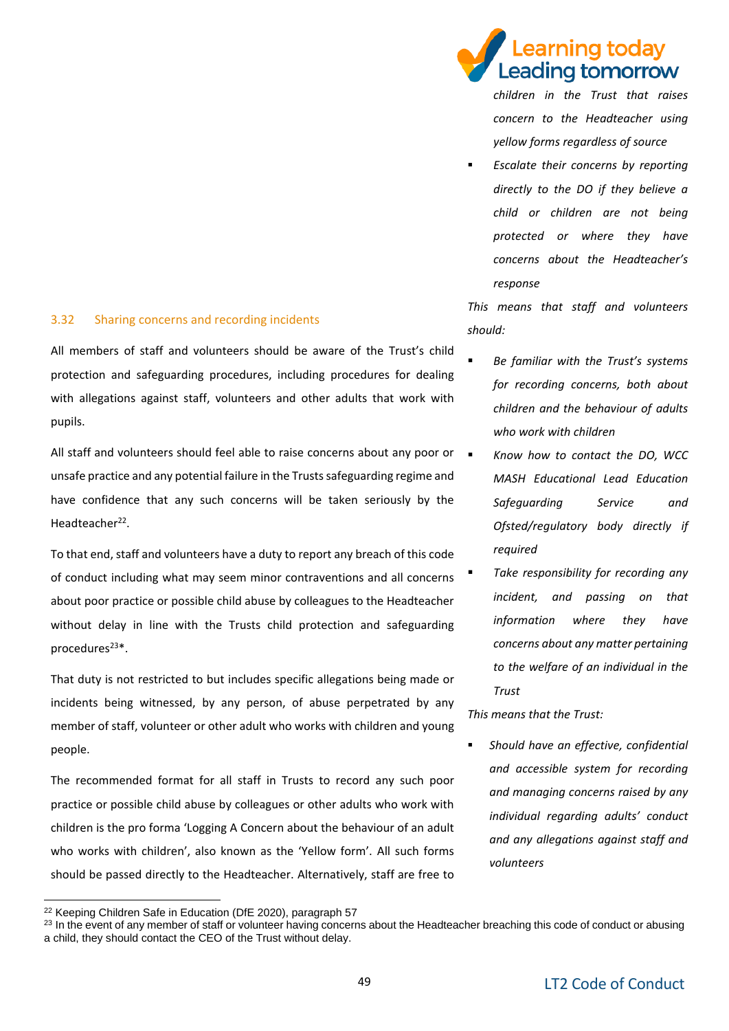### 3.32 Sharing concerns and recording incidents

All members of staff and volunteers should be aware of the Trust's child protection and safeguarding procedures, including procedures for dealing with allegations against staff, volunteers and other adults that work with pupils.

All staff and volunteers should feel able to raise concerns about any poor or unsafe practice and any potential failure in the Trusts safeguarding regime and have confidence that any such concerns will be taken seriously by the Headteacher[22].

To that end, staff and volunteers have a duty to report any breach of this code of conduct including what may seem minor contraventions and all concerns about poor practice or possible child abuse by colleagues to the Headteacher without delay in line with the Trusts child protection and safeguarding procedures[23]*.

That duty is not restricted to but includes specific allegations being made or incidents being witnessed, by any person, of abuse perpetrated by any member of staff, volunteer or other adult who works with children and young people.

The recommended format for all staff in Trusts to record any such poor practice or possible child abuse by colleagues or other adults who work with children is the pro forma 'Logging A Concern about the behaviour of an adult who works with children', also known as the 'Yellow form'. All such forms should be passed directly to the Headteacher. Alternatively, staff are free to

*children in the Trust that raises concern to the Headteacher using yellow forms regardless of source*

- *Escalate their concerns by reporting directly to the DO if they believe a child or children are not being protected or where they have concerns about the Headteacher's response*

*This means that staff and volunteers should:*

- *Be familiar with the Trust's systems for recording concerns, both about children and the behaviour of adults who work with children*
- *Know how to contact the DO, WCC MASH Educational Lead Education Safeguarding Service and Ofsted/regulatory body directly if required*
- *Take responsibility for recording any incident, and passing on that information where they have concerns about any matter pertaining to the welfare of an individual in the Trust*

*This means that the Trust:*

- *Should have an effective, confidential and accessible system for recording and managing concerns raised by any individual regarding adults' conduct and any allegations against staff and volunteers*

---

[22] Keeping Children Safe in Education (DfE 2020), paragraph 57

[23] In the event of any member of staff or volunteer having concerns about the Headteacher breaching this code of conduct or abusing a child, they should contact the CEO of the Trust without delay.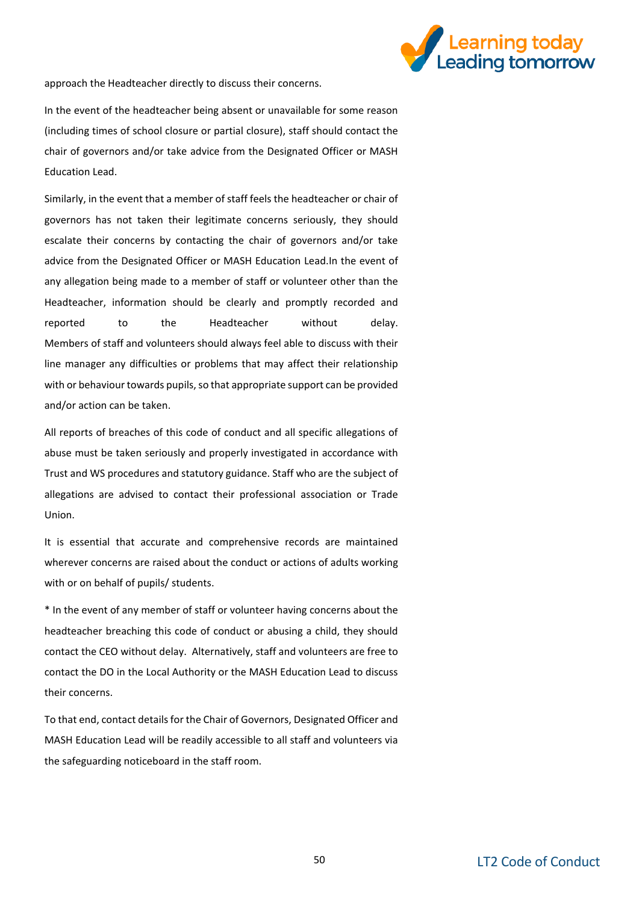approach the Headteacher directly to discuss their concerns.

In the event of the headteacher being absent or unavailable for some reason (including times of school closure or partial closure), staff should contact the chair of governors and/or take advice from the Designated Officer or MASH Education Lead.

Similarly, in the event that a member of staff feels the headteacher or chair of governors has not taken their legitimate concerns seriously, they should escalate their concerns by contacting the chair of governors and/or take advice from the Designated Officer or MASH Education Lead.In the event of any allegation being made to a member of staff or volunteer other than the Headteacher, information should be clearly and promptly recorded and reported to the Headteacher without delay. Members of staff and volunteers should always feel able to discuss with their line manager any difficulties or problems that may affect their relationship with or behaviour towards pupils, so that appropriate support can be provided and/or action can be taken.

All reports of breaches of this code of conduct and all specific allegations of abuse must be taken seriously and properly investigated in accordance with Trust and WS procedures and statutory guidance. Staff who are the subject of allegations are advised to contact their professional association or Trade Union.

It is essential that accurate and comprehensive records are maintained wherever concerns are raised about the conduct or actions of adults working with or on behalf of pupils/ students.

* In the event of any member of staff or volunteer having concerns about the headteacher breaching this code of conduct or abusing a child, they should contact the CEO without delay. Alternatively, staff and volunteers are free to contact the DO in the Local Authority or the MASH Education Lead to discuss their concerns.

To that end, contact details for the Chair of Governors, Designated Officer and MASH Education Lead will be readily accessible to all staff and volunteers via the safeguarding noticeboard in the staff room.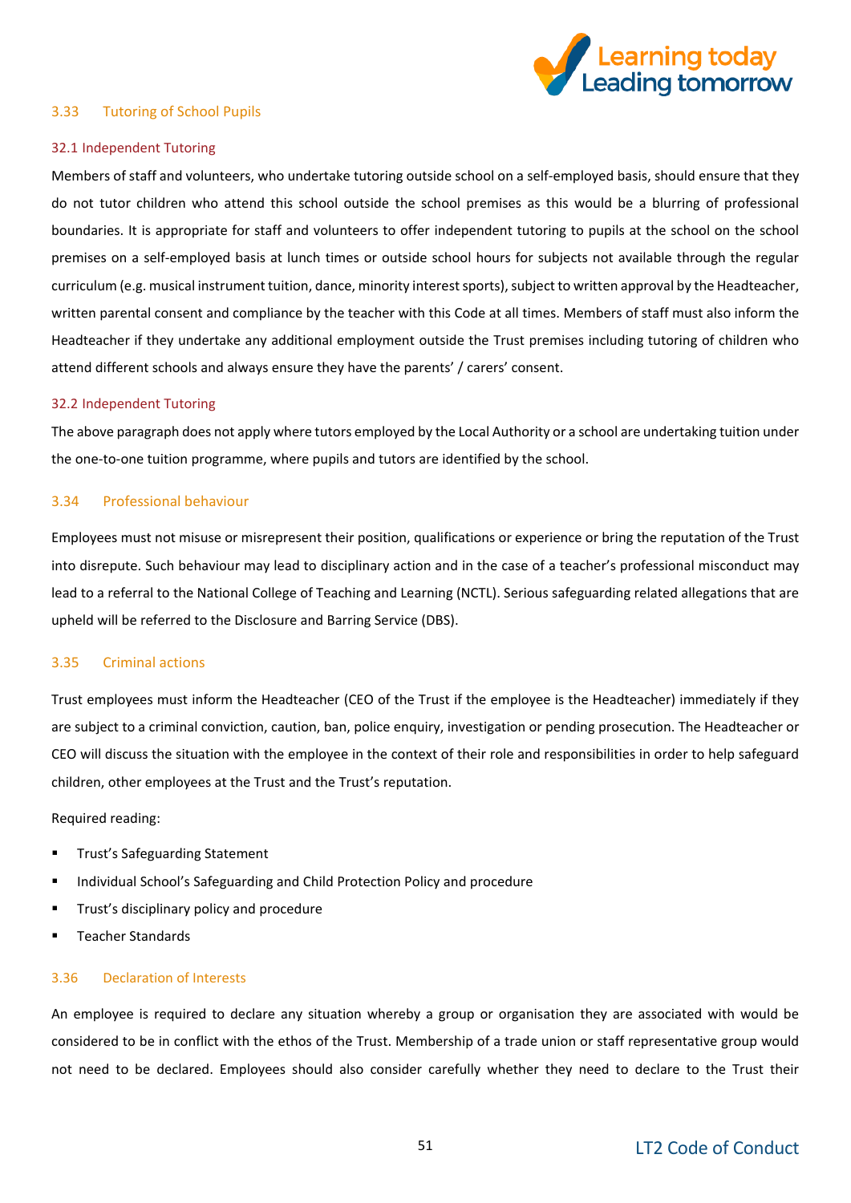### 3.33 Tutoring of School Pupils

#### 32.1 Independent Tutoring

Members of staff and volunteers, who undertake tutoring outside school on a self-employed basis, should ensure that they do not tutor children who attend this school outside the school premises as this would be a blurring of professional boundaries. It is appropriate for staff and volunteers to offer independent tutoring to pupils at the school on the school premises on a self-employed basis at lunch times or outside school hours for subjects not available through the regular curriculum (e.g. musical instrument tuition, dance, minority interest sports), subject to written approval by the Headteacher, written parental consent and compliance by the teacher with this Code at all times. Members of staff must also inform the Headteacher if they undertake any additional employment outside the Trust premises including tutoring of children who attend different schools and always ensure they have the parents' / carers' consent.

#### 32.2 Independent Tutoring

The above paragraph does not apply where tutors employed by the Local Authority or a school are undertaking tuition under the one-to-one tuition programme, where pupils and tutors are identified by the school.

### 3.34 Professional behaviour

Employees must not misuse or misrepresent their position, qualifications or experience or bring the reputation of the Trust into disrepute. Such behaviour may lead to disciplinary action and in the case of a teacher's professional misconduct may lead to a referral to the National College of Teaching and Learning (NCTL). Serious safeguarding related allegations that are upheld will be referred to the Disclosure and Barring Service (DBS).

### 3.35 Criminal actions

Trust employees must inform the Headteacher (CEO of the Trust if the employee is the Headteacher) immediately if they are subject to a criminal conviction, caution, ban, police enquiry, investigation or pending prosecution. The Headteacher or CEO will discuss the situation with the employee in the context of their role and responsibilities in order to help safeguard children, other employees at the Trust and the Trust's reputation.

Required reading:

- Trust's Safeguarding Statement
- Individual School's Safeguarding and Child Protection Policy and procedure
- Trust's disciplinary policy and procedure
- Teacher Standards

### 3.36 Declaration of Interests

An employee is required to declare any situation whereby a group or organisation they are associated with would be considered to be in conflict with the ethos of the Trust. Membership of a trade union or staff representative group would not need to be declared. Employees should also consider carefully whether they need to declare to the Trust their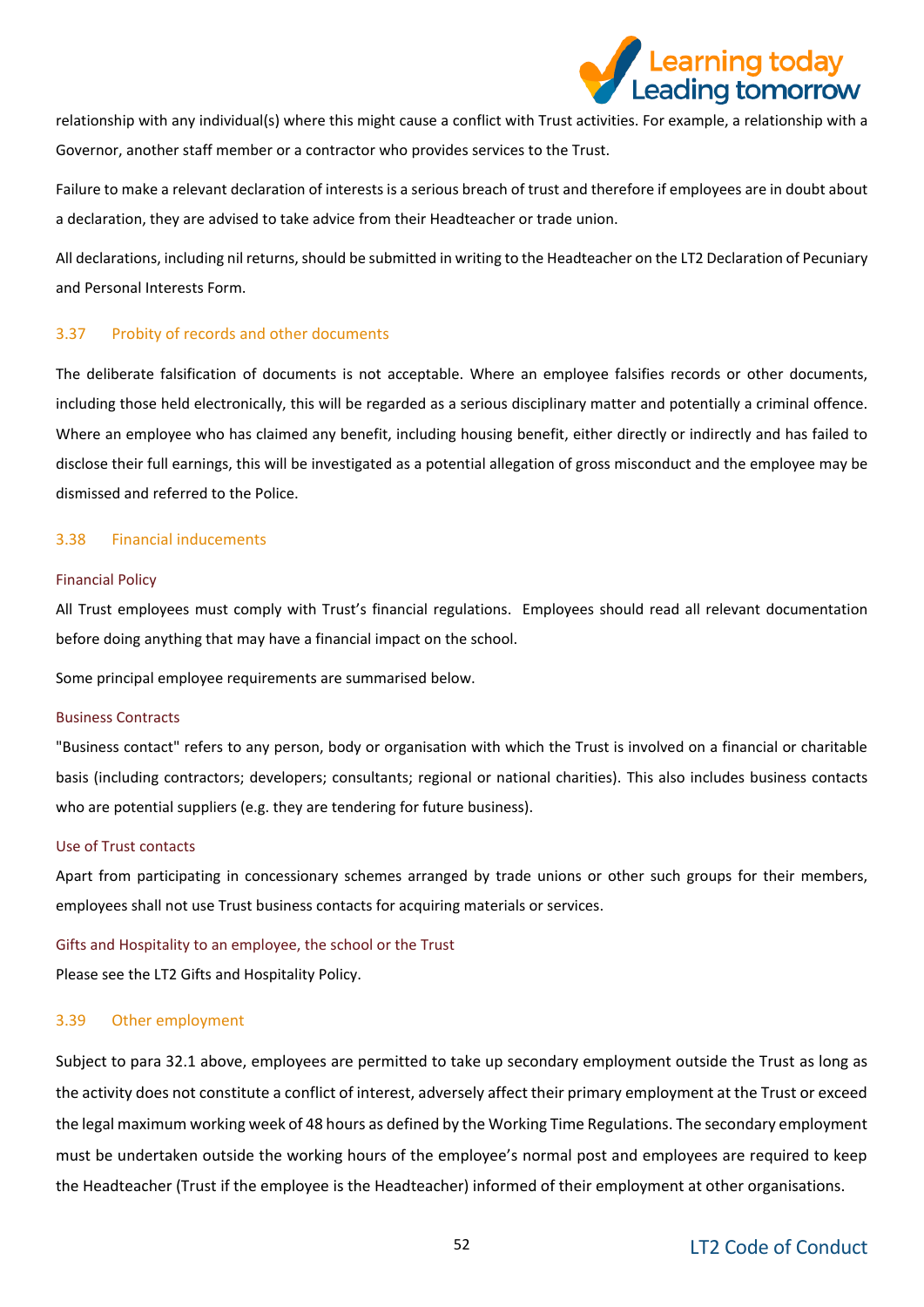relationship with any individual(s) where this might cause a conflict with Trust activities. For example, a relationship with a Governor, another staff member or a contractor who provides services to the Trust.

Failure to make a relevant declaration of interests is a serious breach of trust and therefore if employees are in doubt about a declaration, they are advised to take advice from their Headteacher or trade union.

All declarations, including nil returns, should be submitted in writing to the Headteacher on the LT2 Declaration of Pecuniary and Personal Interests Form.

### 3.37 Probity of records and other documents

The deliberate falsification of documents is not acceptable. Where an employee falsifies records or other documents, including those held electronically, this will be regarded as a serious disciplinary matter and potentially a criminal offence. Where an employee who has claimed any benefit, including housing benefit, either directly or indirectly and has failed to disclose their full earnings, this will be investigated as a potential allegation of gross misconduct and the employee may be dismissed and referred to the Police.

### 3.38 Financial inducements

#### Financial Policy

All Trust employees must comply with Trust's financial regulations. Employees should read all relevant documentation before doing anything that may have a financial impact on the school.

Some principal employee requirements are summarised below.

#### Business Contracts

"Business contact" refers to any person, body or organisation with which the Trust is involved on a financial or charitable basis (including contractors; developers; consultants; regional or national charities). This also includes business contacts who are potential suppliers (e.g. they are tendering for future business).

#### Use of Trust contacts

Apart from participating in concessionary schemes arranged by trade unions or other such groups for their members, employees shall not use Trust business contacts for acquiring materials or services.

#### Gifts and Hospitality to an employee, the school or the Trust

Please see the LT2 Gifts and Hospitality Policy.

### 3.39 Other employment

Subject to para 32.1 above, employees are permitted to take up secondary employment outside the Trust as long as the activity does not constitute a conflict of interest, adversely affect their primary employment at the Trust or exceed the legal maximum working week of 48 hours as defined by the Working Time Regulations. The secondary employment must be undertaken outside the working hours of the employee's normal post and employees are required to keep the Headteacher (Trust if the employee is the Headteacher) informed of their employment at other organisations.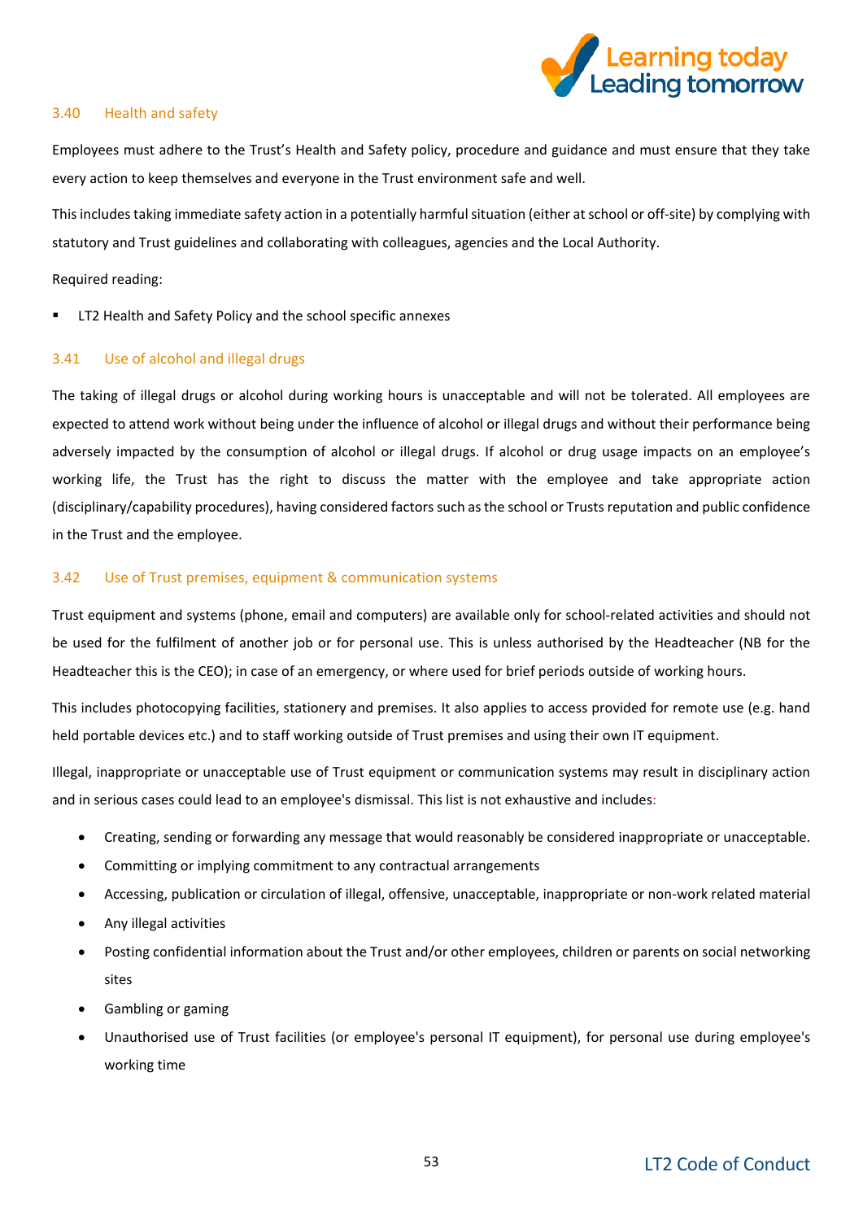### 3.40 Health and safety

Employees must adhere to the Trust's Health and Safety policy, procedure and guidance and must ensure that they take every action to keep themselves and everyone in the Trust environment safe and well.

This includes taking immediate safety action in a potentially harmful situation (either at school or off-site) by complying with statutory and Trust guidelines and collaborating with colleagues, agencies and the Local Authority.

Required reading:

- LT2 Health and Safety Policy and the school specific annexes

### 3.41 Use of alcohol and illegal drugs

The taking of illegal drugs or alcohol during working hours is unacceptable and will not be tolerated. All employees are expected to attend work without being under the influence of alcohol or illegal drugs and without their performance being adversely impacted by the consumption of alcohol or illegal drugs. If alcohol or drug usage impacts on an employee's working life, the Trust has the right to discuss the matter with the employee and take appropriate action (disciplinary/capability procedures), having considered factors such as the school or Trusts reputation and public confidence in the Trust and the employee.

### 3.42 Use of Trust premises, equipment & communication systems

Trust equipment and systems (phone, email and computers) are available only for school-related activities and should not be used for the fulfilment of another job or for personal use. This is unless authorised by the Headteacher (NB for the Headteacher this is the CEO); in case of an emergency, or where used for brief periods outside of working hours.

This includes photocopying facilities, stationery and premises. It also applies to access provided for remote use (e.g. hand held portable devices etc.) and to staff working outside of Trust premises and using their own IT equipment.

Illegal, inappropriate or unacceptable use of Trust equipment or communication systems may result in disciplinary action and in serious cases could lead to an employee's dismissal. This list is not exhaustive and includes:

- Creating, sending or forwarding any message that would reasonably be considered inappropriate or unacceptable.
- Committing or implying commitment to any contractual arrangements
- Accessing, publication or circulation of illegal, offensive, unacceptable, inappropriate or non-work related material
- Any illegal activities
- Posting confidential information about the Trust and/or other employees, children or parents on social networking sites
- Gambling or gaming
- Unauthorised use of Trust facilities (or employee's personal IT equipment), for personal use during employee's working time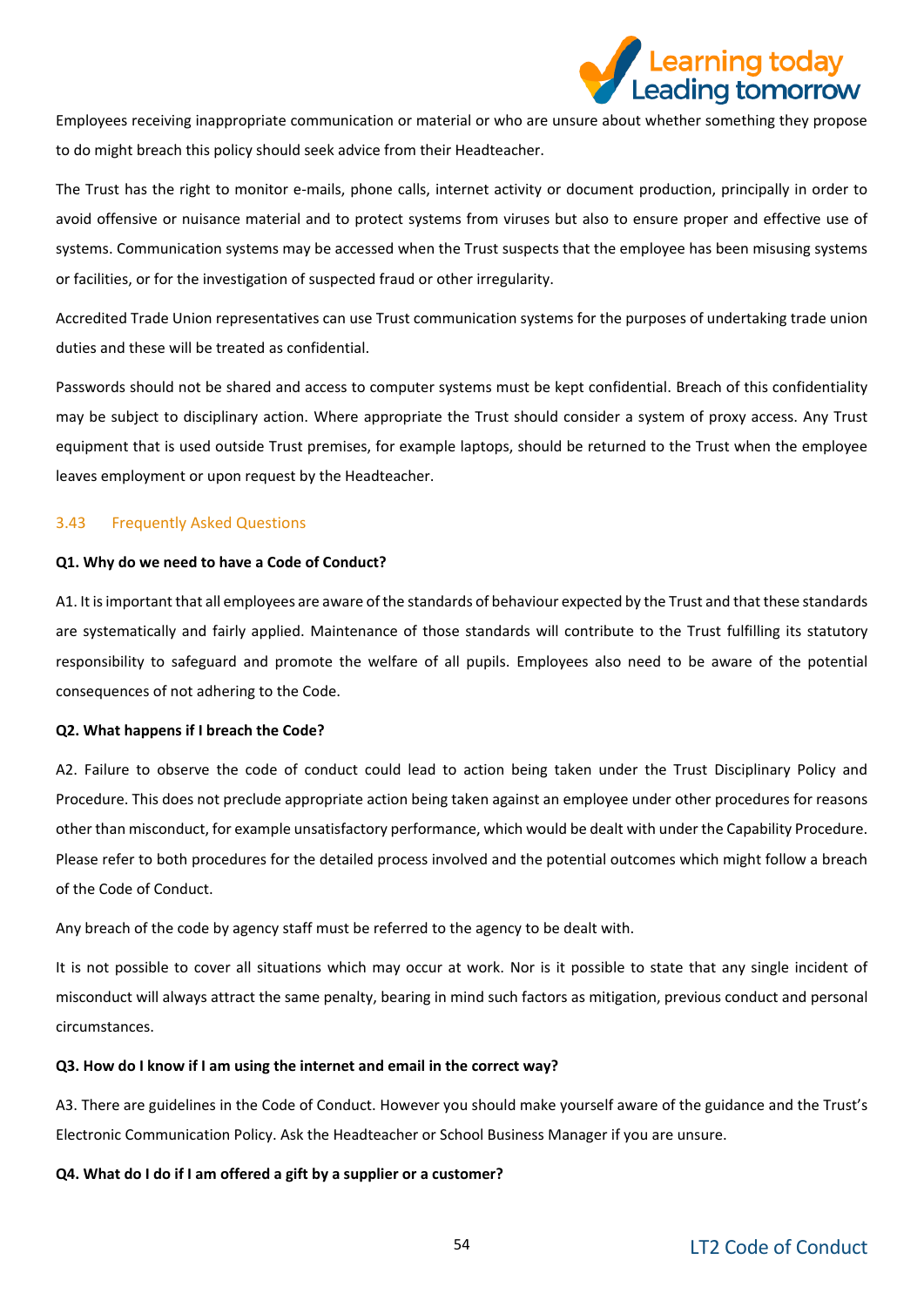Employees receiving inappropriate communication or material or who are unsure about whether something they propose to do might breach this policy should seek advice from their Headteacher.

The Trust has the right to monitor e-mails, phone calls, internet activity or document production, principally in order to avoid offensive or nuisance material and to protect systems from viruses but also to ensure proper and effective use of systems. Communication systems may be accessed when the Trust suspects that the employee has been misusing systems or facilities, or for the investigation of suspected fraud or other irregularity.

Accredited Trade Union representatives can use Trust communication systems for the purposes of undertaking trade union duties and these will be treated as confidential.

Passwords should not be shared and access to computer systems must be kept confidential. Breach of this confidentiality may be subject to disciplinary action. Where appropriate the Trust should consider a system of proxy access. Any Trust equipment that is used outside Trust premises, for example laptops, should be returned to the Trust when the employee leaves employment or upon request by the Headteacher.

## 3.43 Frequently Asked Questions

**Q1. Why do we need to have a Code of Conduct?**

A1. It is important that all employees are aware of the standards of behaviour expected by the Trust and that these standards are systematically and fairly applied. Maintenance of those standards will contribute to the Trust fulfilling its statutory responsibility to safeguard and promote the welfare of all pupils. Employees also need to be aware of the potential consequences of not adhering to the Code.

**Q2. What happens if I breach the Code?**

A2. Failure to observe the code of conduct could lead to action being taken under the Trust Disciplinary Policy and Procedure. This does not preclude appropriate action being taken against an employee under other procedures for reasons other than misconduct, for example unsatisfactory performance, which would be dealt with under the Capability Procedure. Please refer to both procedures for the detailed process involved and the potential outcomes which might follow a breach of the Code of Conduct.

Any breach of the code by agency staff must be referred to the agency to be dealt with.

It is not possible to cover all situations which may occur at work. Nor is it possible to state that any single incident of misconduct will always attract the same penalty, bearing in mind such factors as mitigation, previous conduct and personal circumstances.

**Q3. How do I know if I am using the internet and email in the correct way?**

A3. There are guidelines in the Code of Conduct. However you should make yourself aware of the guidance and the Trust's Electronic Communication Policy. Ask the Headteacher or School Business Manager if you are unsure.

**Q4. What do I do if I am offered a gift by a supplier or a customer?**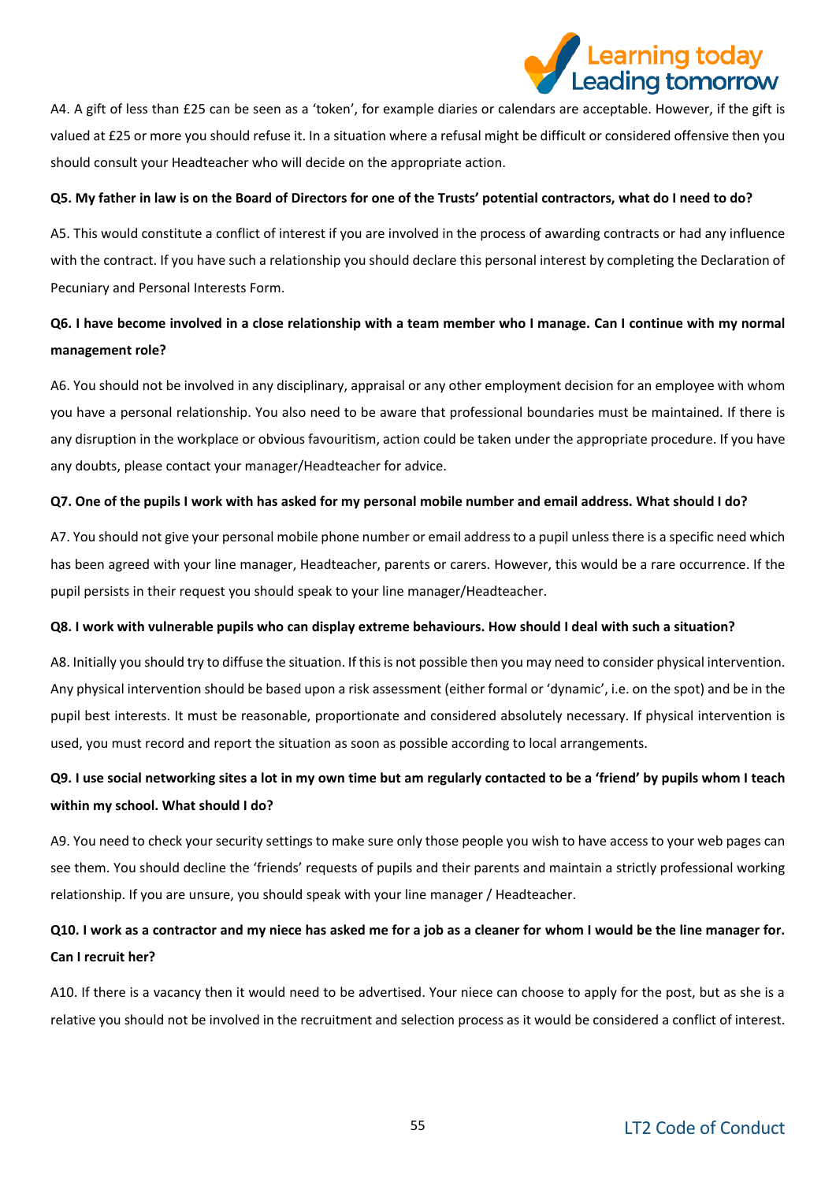A4. A gift of less than £25 can be seen as a 'token', for example diaries or calendars are acceptable. However, if the gift is valued at £25 or more you should refuse it. In a situation where a refusal might be difficult or considered offensive then you should consult your Headteacher who will decide on the appropriate action.

**Q5. My father in law is on the Board of Directors for one of the Trusts' potential contractors, what do I need to do?**

A5. This would constitute a conflict of interest if you are involved in the process of awarding contracts or had any influence with the contract. If you have such a relationship you should declare this personal interest by completing the Declaration of Pecuniary and Personal Interests Form.

**Q6. I have become involved in a close relationship with a team member who I manage. Can I continue with my normal management role?**

A6. You should not be involved in any disciplinary, appraisal or any other employment decision for an employee with whom you have a personal relationship. You also need to be aware that professional boundaries must be maintained. If there is any disruption in the workplace or obvious favouritism, action could be taken under the appropriate procedure. If you have any doubts, please contact your manager/Headteacher for advice.

**Q7. One of the pupils I work with has asked for my personal mobile number and email address. What should I do?**

A7. You should not give your personal mobile phone number or email address to a pupil unless there is a specific need which has been agreed with your line manager, Headteacher, parents or carers. However, this would be a rare occurrence. If the pupil persists in their request you should speak to your line manager/Headteacher.

**Q8. I work with vulnerable pupils who can display extreme behaviours. How should I deal with such a situation?**

A8. Initially you should try to diffuse the situation. If this is not possible then you may need to consider physical intervention. Any physical intervention should be based upon a risk assessment (either formal or 'dynamic', i.e. on the spot) and be in the pupil best interests. It must be reasonable, proportionate and considered absolutely necessary. If physical intervention is used, you must record and report the situation as soon as possible according to local arrangements.

**Q9. I use social networking sites a lot in my own time but am regularly contacted to be a 'friend' by pupils whom I teach within my school. What should I do?**

A9. You need to check your security settings to make sure only those people you wish to have access to your web pages can see them. You should decline the 'friends' requests of pupils and their parents and maintain a strictly professional working relationship. If you are unsure, you should speak with your line manager / Headteacher.

**Q10. I work as a contractor and my niece has asked me for a job as a cleaner for whom I would be the line manager for. Can I recruit her?**

A10. If there is a vacancy then it would need to be advertised. Your niece can choose to apply for the post, but as she is a relative you should not be involved in the recruitment and selection process as it would be considered a conflict of interest.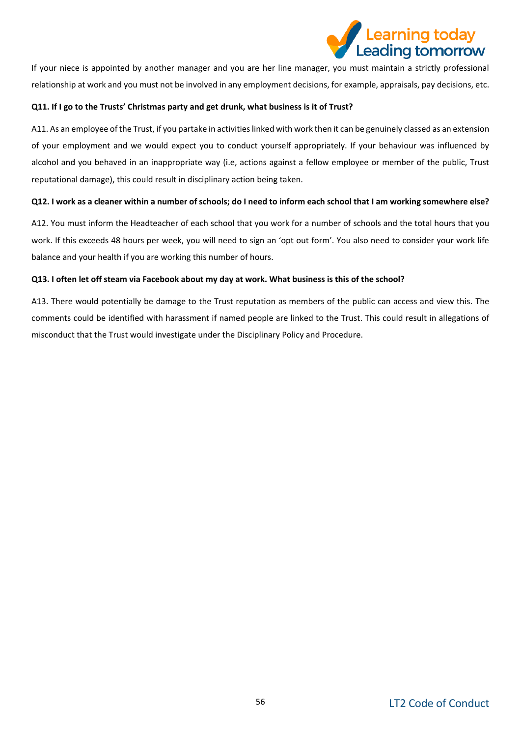If your niece is appointed by another manager and you are her line manager, you must maintain a strictly professional relationship at work and you must not be involved in any employment decisions, for example, appraisals, pay decisions, etc.

**Q11. If I go to the Trusts' Christmas party and get drunk, what business is it of Trust?**

A11. As an employee of the Trust, if you partake in activities linked with work then it can be genuinely classed as an extension of your employment and we would expect you to conduct yourself appropriately. If your behaviour was influenced by alcohol and you behaved in an inappropriate way (i.e, actions against a fellow employee or member of the public, Trust reputational damage), this could result in disciplinary action being taken.

**Q12. I work as a cleaner within a number of schools; do I need to inform each school that I am working somewhere else?**

A12. You must inform the Headteacher of each school that you work for a number of schools and the total hours that you work. If this exceeds 48 hours per week, you will need to sign an 'opt out form'. You also need to consider your work life balance and your health if you are working this number of hours.

**Q13. I often let off steam via Facebook about my day at work. What business is this of the school?**

A13. There would potentially be damage to the Trust reputation as members of the public can access and view this. The comments could be identified with harassment if named people are linked to the Trust. This could result in allegations of misconduct that the Trust would investigate under the Disciplinary Policy and Procedure.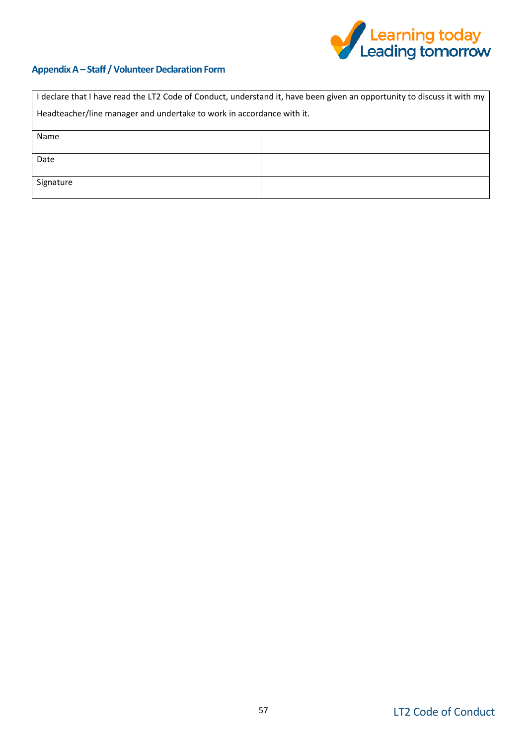## Appendix A – Staff / Volunteer Declaration Form

| | |
|---|---|
| I declare that I have read the LT2 Code of Conduct, understand it, have been given an opportunity to discuss it with my Headteacher/line manager and undertake to work in accordance with it. | |
| Name | |
| Date | |
| Signature | |